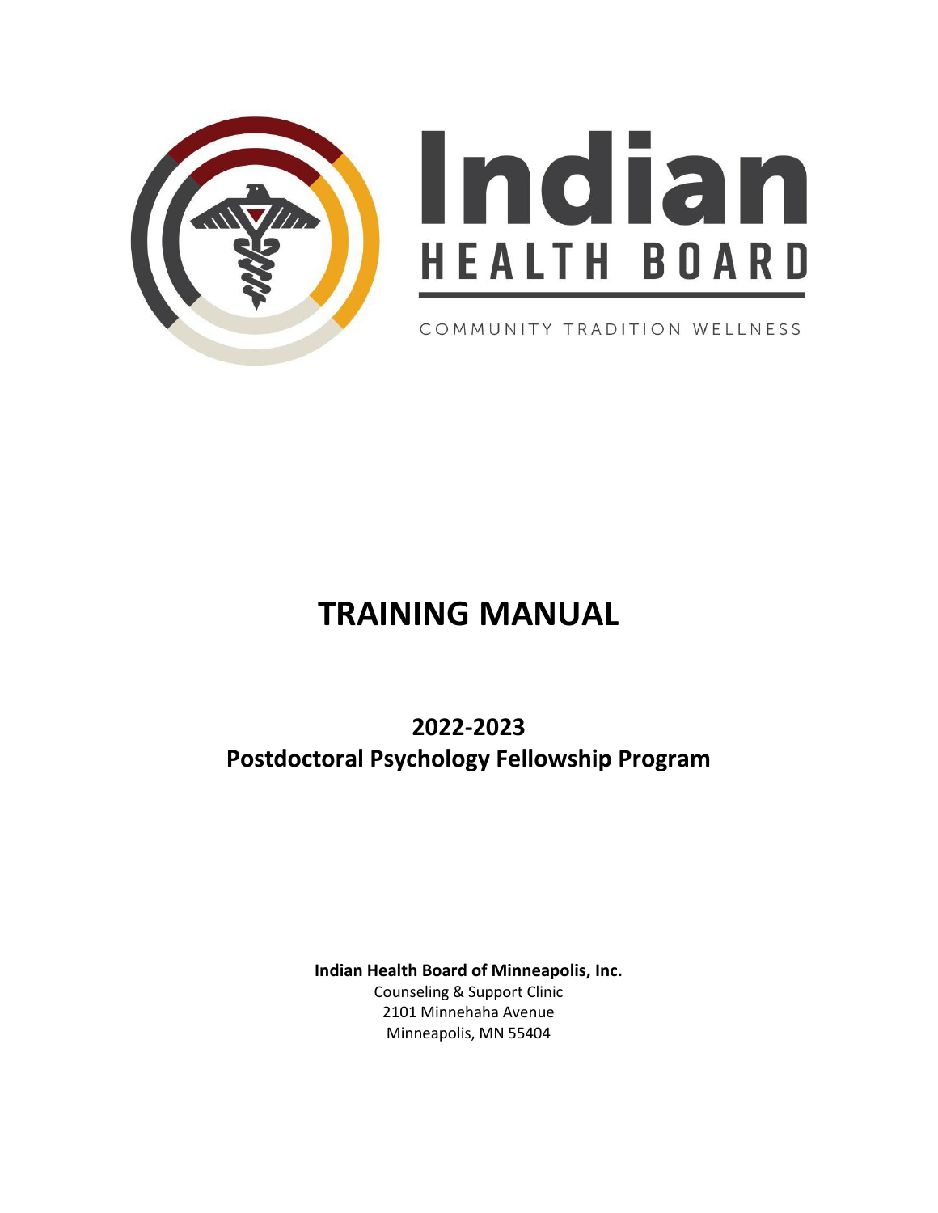Indian HEALTH BOARD

COMMUNITY TRADITION WELLNESS

# TRAINING MANUAL

## 2022-2023
## Postdoctoral Psychology Fellowship Program

**Indian Health Board of Minneapolis, Inc.**
Counseling & Support Clinic
2101 Minnehaha Avenue
Minneapolis, MN 55404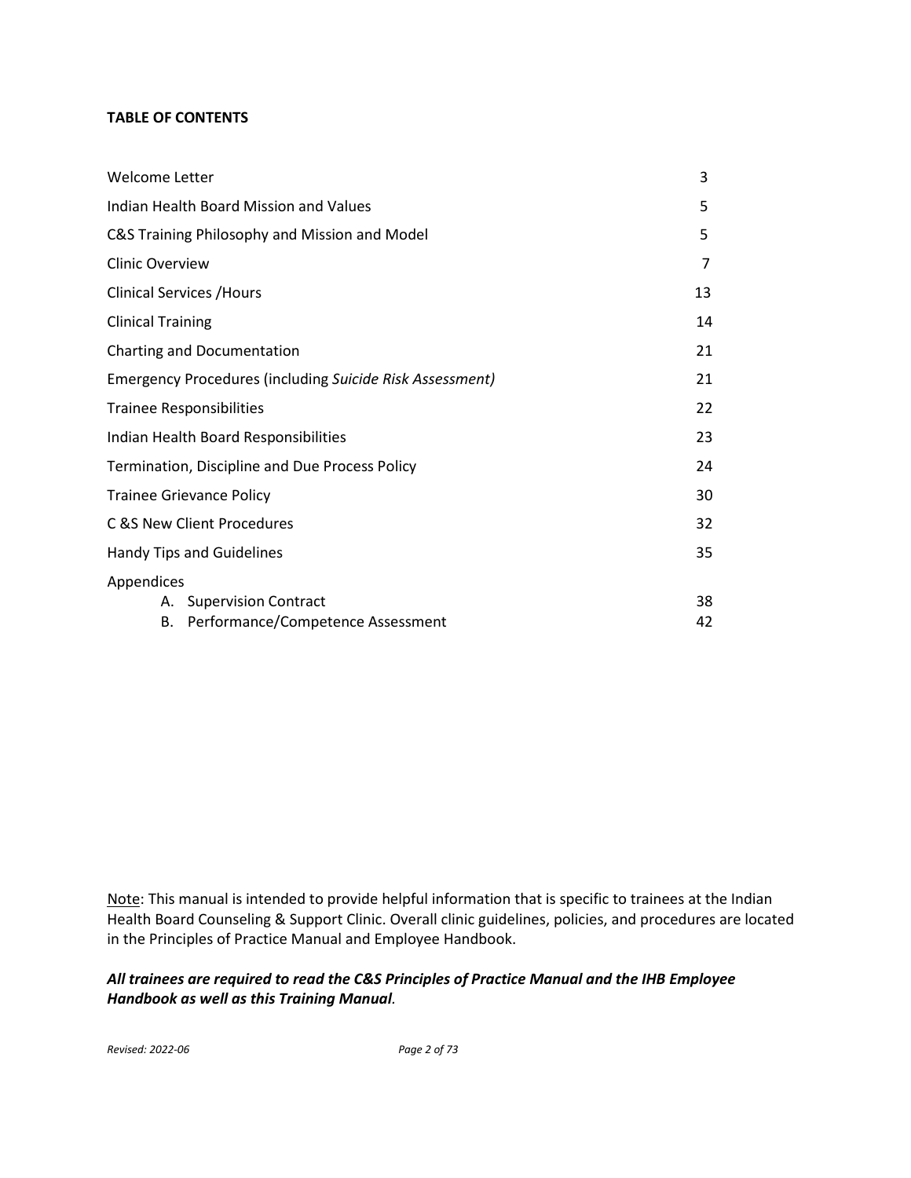**TABLE OF CONTENTS**

| | |
|---|---|
| Welcome Letter | 3 |
| Indian Health Board Mission and Values | 5 |
| C&S Training Philosophy and Mission and Model | 5 |
| Clinic Overview | 7 |
| Clinical Services /Hours | 13 |
| Clinical Training | 14 |
| Charting and Documentation | 21 |
| Emergency Procedures (including *Suicide Risk Assessment)* | 21 |
| Trainee Responsibilities | 22 |
| Indian Health Board Responsibilities | 23 |
| Termination, Discipline and Due Process Policy | 24 |
| Trainee Grievance Policy | 30 |
| C &S New Client Procedures | 32 |
| Handy Tips and Guidelines | 35 |
| Appendices | |
| A. Supervision Contract | 38 |
| B. Performance/Competence Assessment | 42 |

Note: This manual is intended to provide helpful information that is specific to trainees at the Indian Health Board Counseling & Support Clinic. Overall clinic guidelines, policies, and procedures are located in the Principles of Practice Manual and Employee Handbook.

***All trainees are required to read the C&S Principles of Practice Manual and the IHB Employee Handbook as well as this Training Manual***.

*Revised: 2022-06*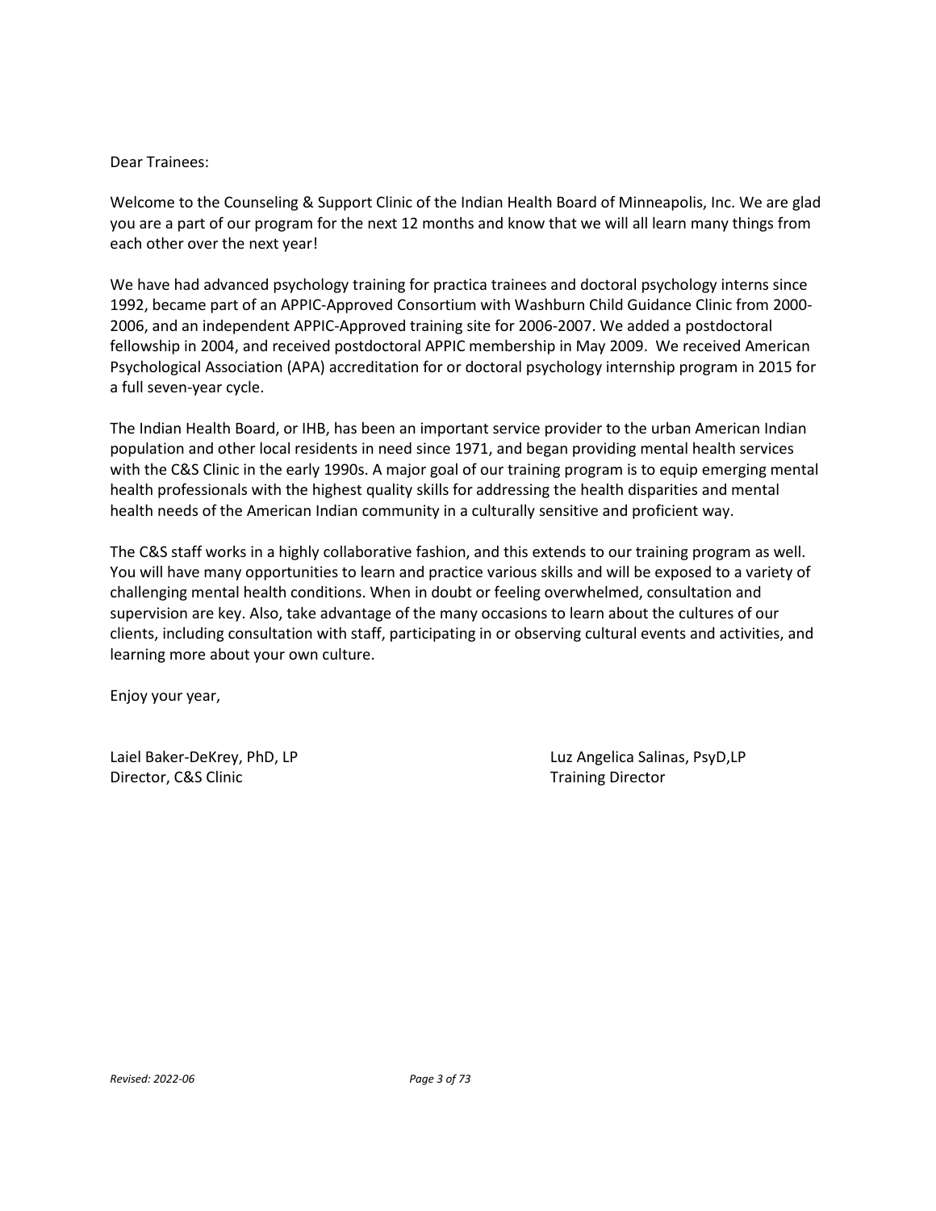Dear Trainees:

Welcome to the Counseling & Support Clinic of the Indian Health Board of Minneapolis, Inc. We are glad you are a part of our program for the next 12 months and know that we will all learn many things from each other over the next year!

We have had advanced psychology training for practica trainees and doctoral psychology interns since 1992, became part of an APPIC-Approved Consortium with Washburn Child Guidance Clinic from 2000-2006, and an independent APPIC-Approved training site for 2006-2007. We added a postdoctoral fellowship in 2004, and received postdoctoral APPIC membership in May 2009. We received American Psychological Association (APA) accreditation for or doctoral psychology internship program in 2015 for a full seven-year cycle.

The Indian Health Board, or IHB, has been an important service provider to the urban American Indian population and other local residents in need since 1971, and began providing mental health services with the C&S Clinic in the early 1990s. A major goal of our training program is to equip emerging mental health professionals with the highest quality skills for addressing the health disparities and mental health needs of the American Indian community in a culturally sensitive and proficient way.

The C&S staff works in a highly collaborative fashion, and this extends to our training program as well. You will have many opportunities to learn and practice various skills and will be exposed to a variety of challenging mental health conditions. When in doubt or feeling overwhelmed, consultation and supervision are key. Also, take advantage of the many occasions to learn about the cultures of our clients, including consultation with staff, participating in or observing cultural events and activities, and learning more about your own culture.

Enjoy your year,

Laiel Baker-DeKrey, PhD, LP
Director, C&S Clinic

Luz Angelica Salinas, PsyD,LP
Training Director

*Revised: 2022-06*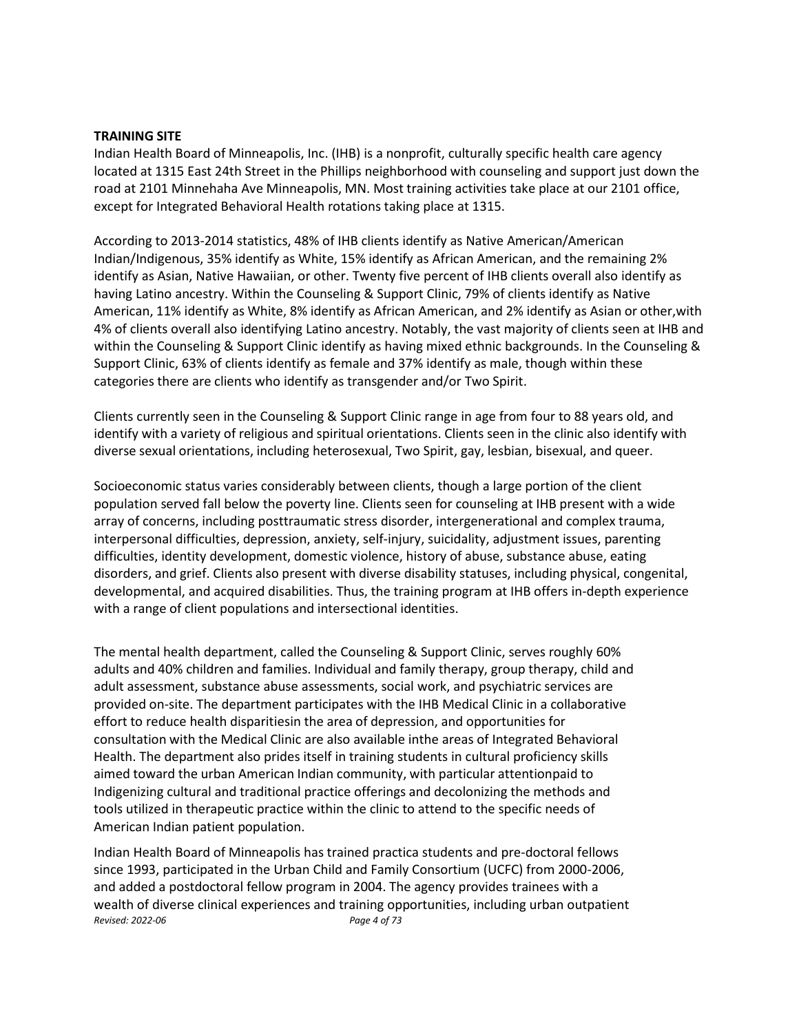**TRAINING SITE**

Indian Health Board of Minneapolis, Inc. (IHB) is a nonprofit, culturally specific health care agency located at 1315 East 24th Street in the Phillips neighborhood with counseling and support just down the road at 2101 Minnehaha Ave Minneapolis, MN. Most training activities take place at our 2101 office, except for Integrated Behavioral Health rotations taking place at 1315.

According to 2013-2014 statistics, 48% of IHB clients identify as Native American/American Indian/Indigenous, 35% identify as White, 15% identify as African American, and the remaining 2% identify as Asian, Native Hawaiian, or other. Twenty five percent of IHB clients overall also identify as having Latino ancestry. Within the Counseling & Support Clinic, 79% of clients identify as Native American, 11% identify as White, 8% identify as African American, and 2% identify as Asian or other,with 4% of clients overall also identifying Latino ancestry. Notably, the vast majority of clients seen at IHB and within the Counseling & Support Clinic identify as having mixed ethnic backgrounds. In the Counseling & Support Clinic, 63% of clients identify as female and 37% identify as male, though within these categories there are clients who identify as transgender and/or Two Spirit.

Clients currently seen in the Counseling & Support Clinic range in age from four to 88 years old, and identify with a variety of religious and spiritual orientations. Clients seen in the clinic also identify with diverse sexual orientations, including heterosexual, Two Spirit, gay, lesbian, bisexual, and queer.

Socioeconomic status varies considerably between clients, though a large portion of the client population served fall below the poverty line. Clients seen for counseling at IHB present with a wide array of concerns, including posttraumatic stress disorder, intergenerational and complex trauma, interpersonal difficulties, depression, anxiety, self-injury, suicidality, adjustment issues, parenting difficulties, identity development, domestic violence, history of abuse, substance abuse, eating disorders, and grief. Clients also present with diverse disability statuses, including physical, congenital, developmental, and acquired disabilities. Thus, the training program at IHB offers in-depth experience with a range of client populations and intersectional identities.

The mental health department, called the Counseling & Support Clinic, serves roughly 60% adults and 40% children and families. Individual and family therapy, group therapy, child and adult assessment, substance abuse assessments, social work, and psychiatric services are provided on-site. The department participates with the IHB Medical Clinic in a collaborative effort to reduce health disparitiesin the area of depression, and opportunities for consultation with the Medical Clinic are also available inthe areas of Integrated Behavioral Health. The department also prides itself in training students in cultural proficiency skills aimed toward the urban American Indian community, with particular attentionpaid to Indigenizing cultural and traditional practice offerings and decolonizing the methods and tools utilized in therapeutic practice within the clinic to attend to the specific needs of American Indian patient population.

Indian Health Board of Minneapolis has trained practica students and pre-doctoral fellows since 1993, participated in the Urban Child and Family Consortium (UCFC) from 2000-2006, and added a postdoctoral fellow program in 2004. The agency provides trainees with a wealth of diverse clinical experiences and training opportunities, including urban outpatient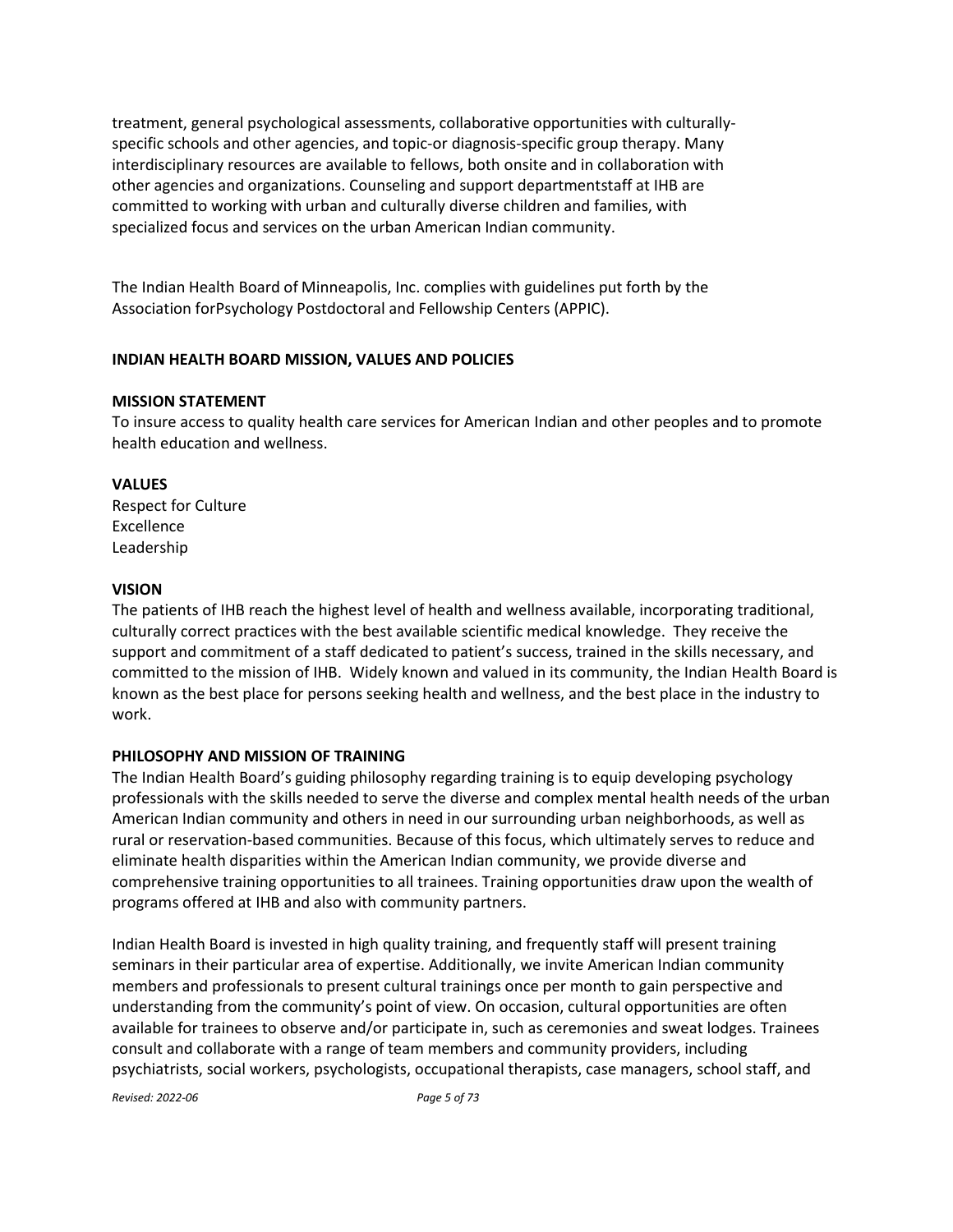treatment, general psychological assessments, collaborative opportunities with culturally-specific schools and other agencies, and topic-or diagnosis-specific group therapy. Many interdisciplinary resources are available to fellows, both onsite and in collaboration with other agencies and organizations. Counseling and support departmentstaff at IHB are committed to working with urban and culturally diverse children and families, with specialized focus and services on the urban American Indian community.

The Indian Health Board of Minneapolis, Inc. complies with guidelines put forth by the Association forPsychology Postdoctoral and Fellowship Centers (APPIC).

**INDIAN HEALTH BOARD MISSION, VALUES AND POLICIES**

**MISSION STATEMENT**

To insure access to quality health care services for American Indian and other peoples and to promote health education and wellness.

**VALUES**

Respect for Culture
Excellence
Leadership

**VISION**

The patients of IHB reach the highest level of health and wellness available, incorporating traditional, culturally correct practices with the best available scientific medical knowledge. They receive the support and commitment of a staff dedicated to patient's success, trained in the skills necessary, and committed to the mission of IHB. Widely known and valued in its community, the Indian Health Board is known as the best place for persons seeking health and wellness, and the best place in the industry to work.

**PHILOSOPHY AND MISSION OF TRAINING**

The Indian Health Board's guiding philosophy regarding training is to equip developing psychology professionals with the skills needed to serve the diverse and complex mental health needs of the urban American Indian community and others in need in our surrounding urban neighborhoods, as well as rural or reservation-based communities. Because of this focus, which ultimately serves to reduce and eliminate health disparities within the American Indian community, we provide diverse and comprehensive training opportunities to all trainees. Training opportunities draw upon the wealth of programs offered at IHB and also with community partners.

Indian Health Board is invested in high quality training, and frequently staff will present training seminars in their particular area of expertise. Additionally, we invite American Indian community members and professionals to present cultural trainings once per month to gain perspective and understanding from the community's point of view. On occasion, cultural opportunities are often available for trainees to observe and/or participate in, such as ceremonies and sweat lodges. Trainees consult and collaborate with a range of team members and community providers, including psychiatrists, social workers, psychologists, occupational therapists, case managers, school staff, and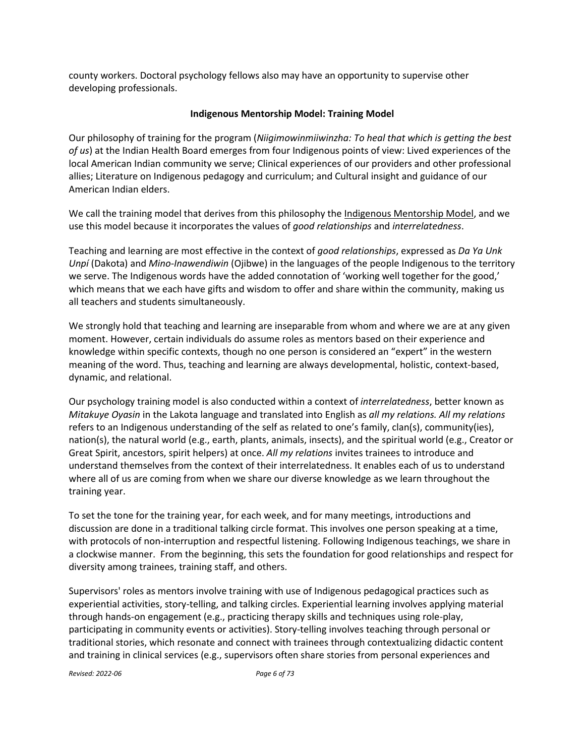county workers. Doctoral psychology fellows also may have an opportunity to supervise other developing professionals.

## Indigenous Mentorship Model: Training Model

Our philosophy of training for the program (*Niigimowinmiiwinzha: To heal that which is getting the best of us*) at the Indian Health Board emerges from four Indigenous points of view: Lived experiences of the local American Indian community we serve; Clinical experiences of our providers and other professional allies; Literature on Indigenous pedagogy and curriculum; and Cultural insight and guidance of our American Indian elders.

We call the training model that derives from this philosophy the Indigenous Mentorship Model, and we use this model because it incorporates the values of *good relationships* and *interrelatedness*.

Teaching and learning are most effective in the context of *good relationships*, expressed as *Da Ya Unk Unpí* (Dakota) and *Mino-Inawendiwin* (Ojibwe) in the languages of the people Indigenous to the territory we serve. The Indigenous words have the added connotation of 'working well together for the good,' which means that we each have gifts and wisdom to offer and share within the community, making us all teachers and students simultaneously.

We strongly hold that teaching and learning are inseparable from whom and where we are at any given moment. However, certain individuals do assume roles as mentors based on their experience and knowledge within specific contexts, though no one person is considered an "expert" in the western meaning of the word. Thus, teaching and learning are always developmental, holistic, context-based, dynamic, and relational.

Our psychology training model is also conducted within a context of *interrelatedness*, better known as *Mitakuye Oyasin* in the Lakota language and translated into English as *all my relations. All my relations* refers to an Indigenous understanding of the self as related to one's family, clan(s), community(ies), nation(s), the natural world (e.g., earth, plants, animals, insects), and the spiritual world (e.g., Creator or Great Spirit, ancestors, spirit helpers) at once. *All my relations* invites trainees to introduce and understand themselves from the context of their interrelatedness. It enables each of us to understand where all of us are coming from when we share our diverse knowledge as we learn throughout the training year.

To set the tone for the training year, for each week, and for many meetings, introductions and discussion are done in a traditional talking circle format. This involves one person speaking at a time, with protocols of non-interruption and respectful listening. Following Indigenous teachings, we share in a clockwise manner. From the beginning, this sets the foundation for good relationships and respect for diversity among trainees, training staff, and others.

Supervisors' roles as mentors involve training with use of Indigenous pedagogical practices such as experiential activities, story-telling, and talking circles. Experiential learning involves applying material through hands-on engagement (e.g., practicing therapy skills and techniques using role-play, participating in community events or activities). Story-telling involves teaching through personal or traditional stories, which resonate and connect with trainees through contextualizing didactic content and training in clinical services (e.g., supervisors often share stories from personal experiences and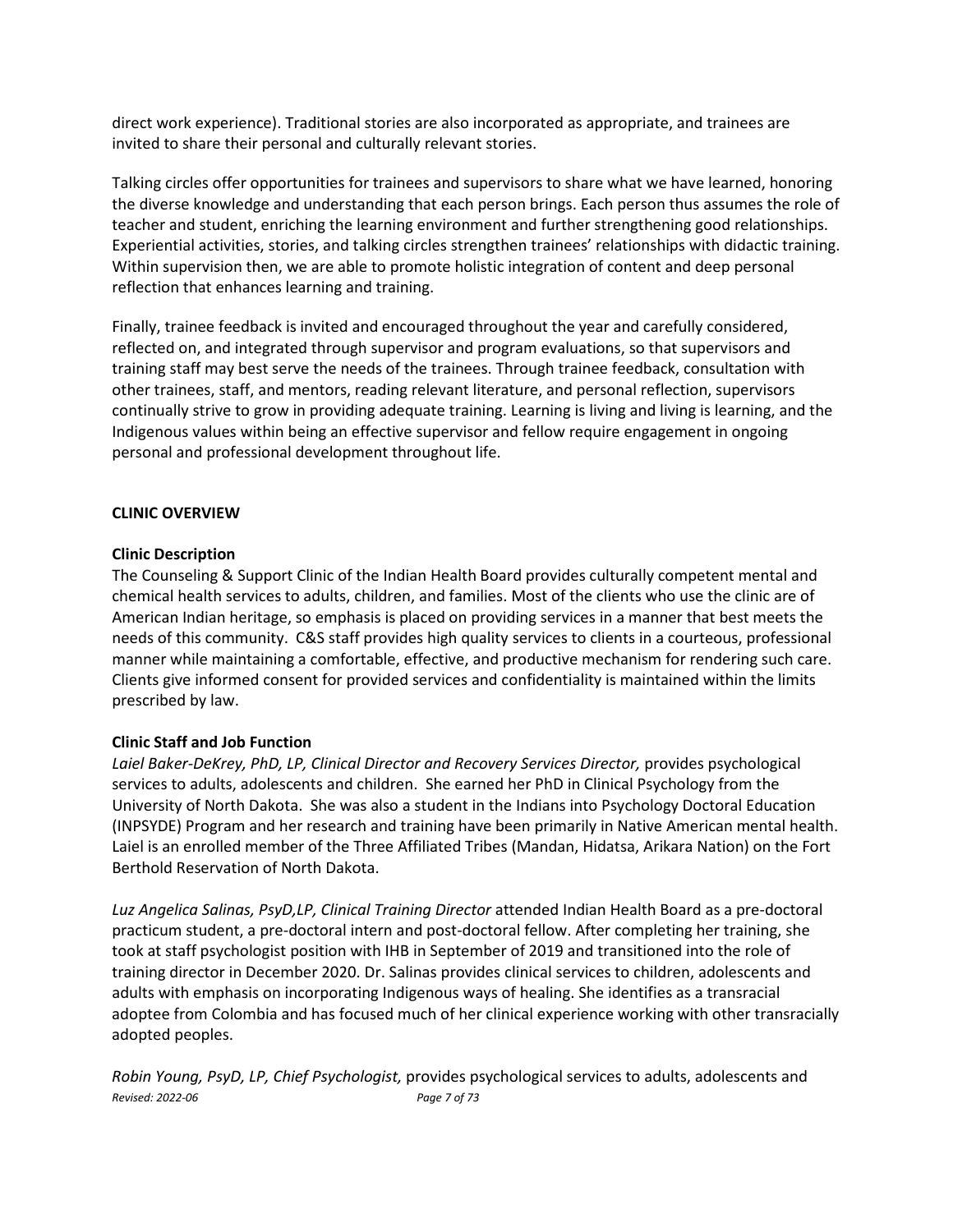direct work experience). Traditional stories are also incorporated as appropriate, and trainees are invited to share their personal and culturally relevant stories.

Talking circles offer opportunities for trainees and supervisors to share what we have learned, honoring the diverse knowledge and understanding that each person brings. Each person thus assumes the role of teacher and student, enriching the learning environment and further strengthening good relationships. Experiential activities, stories, and talking circles strengthen trainees' relationships with didactic training. Within supervision then, we are able to promote holistic integration of content and deep personal reflection that enhances learning and training.

Finally, trainee feedback is invited and encouraged throughout the year and carefully considered, reflected on, and integrated through supervisor and program evaluations, so that supervisors and training staff may best serve the needs of the trainees. Through trainee feedback, consultation with other trainees, staff, and mentors, reading relevant literature, and personal reflection, supervisors continually strive to grow in providing adequate training. Learning is living and living is learning, and the Indigenous values within being an effective supervisor and fellow require engagement in ongoing personal and professional development throughout life.

## CLINIC OVERVIEW

### Clinic Description

The Counseling & Support Clinic of the Indian Health Board provides culturally competent mental and chemical health services to adults, children, and families. Most of the clients who use the clinic are of American Indian heritage, so emphasis is placed on providing services in a manner that best meets the needs of this community. C&S staff provides high quality services to clients in a courteous, professional manner while maintaining a comfortable, effective, and productive mechanism for rendering such care. Clients give informed consent for provided services and confidentiality is maintained within the limits prescribed by law.

### Clinic Staff and Job Function

*Laiel Baker-DeKrey, PhD, LP, Clinical Director and Recovery Services Director,* provides psychological services to adults, adolescents and children. She earned her PhD in Clinical Psychology from the University of North Dakota. She was also a student in the Indians into Psychology Doctoral Education (INPSYDE) Program and her research and training have been primarily in Native American mental health. Laiel is an enrolled member of the Three Affiliated Tribes (Mandan, Hidatsa, Arikara Nation) on the Fort Berthold Reservation of North Dakota.

*Luz Angelica Salinas, PsyD,LP, Clinical Training Director* attended Indian Health Board as a pre-doctoral practicum student, a pre-doctoral intern and post-doctoral fellow. After completing her training, she took at staff psychologist position with IHB in September of 2019 and transitioned into the role of training director in December 2020. Dr. Salinas provides clinical services to children, adolescents and adults with emphasis on incorporating Indigenous ways of healing. She identifies as a transracial adoptee from Colombia and has focused much of her clinical experience working with other transracially adopted peoples.

*Robin Young, PsyD, LP, Chief Psychologist,* provides psychological services to adults, adolescents and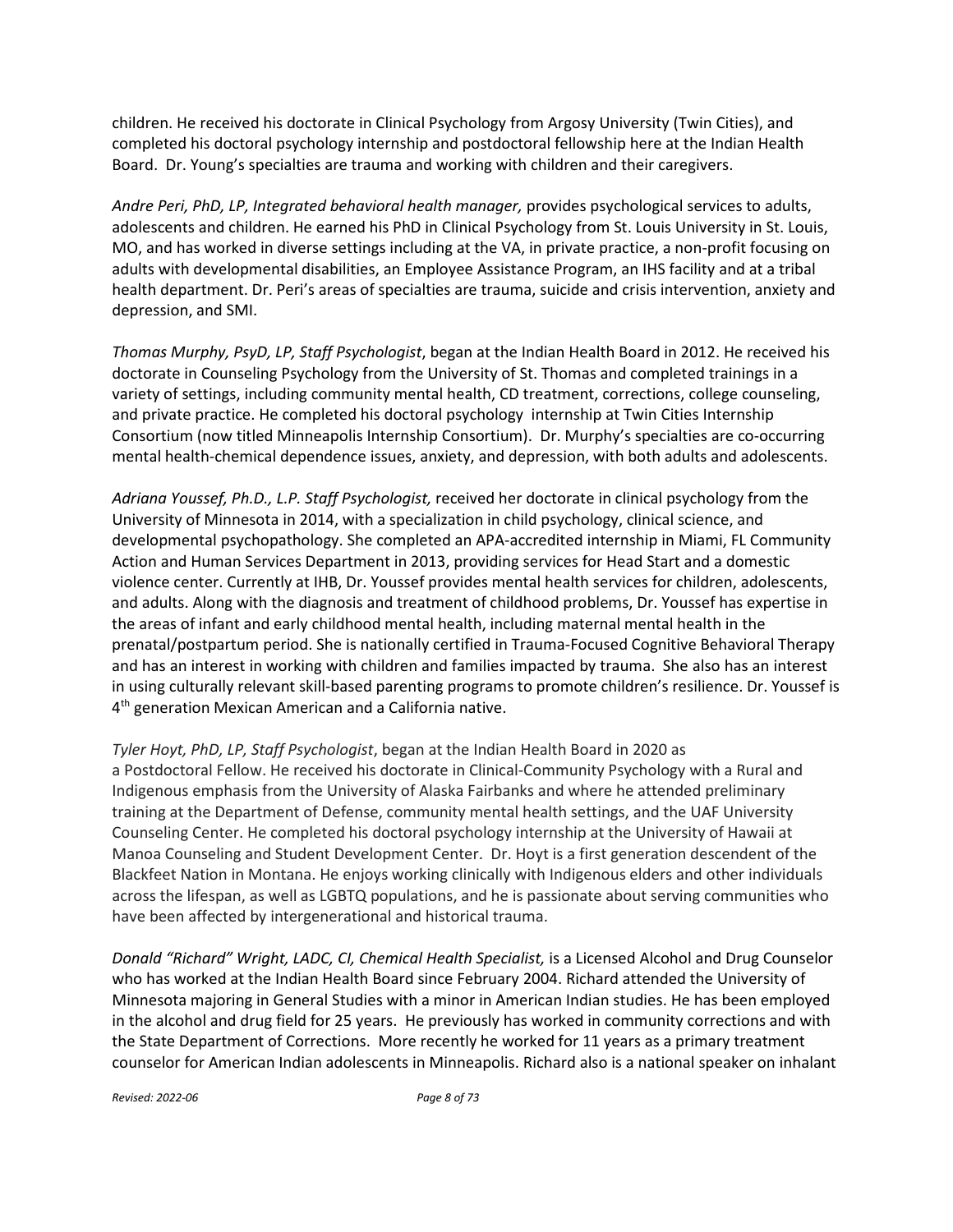children. He received his doctorate in Clinical Psychology from Argosy University (Twin Cities), and completed his doctoral psychology internship and postdoctoral fellowship here at the Indian Health Board. Dr. Young's specialties are trauma and working with children and their caregivers.

*Andre Peri, PhD, LP, Integrated behavioral health manager,* provides psychological services to adults, adolescents and children. He earned his PhD in Clinical Psychology from St. Louis University in St. Louis, MO, and has worked in diverse settings including at the VA, in private practice, a non-profit focusing on adults with developmental disabilities, an Employee Assistance Program, an IHS facility and at a tribal health department. Dr. Peri's areas of specialties are trauma, suicide and crisis intervention, anxiety and depression, and SMI.

*Thomas Murphy, PsyD, LP, Staff Psychologist*, began at the Indian Health Board in 2012. He received his doctorate in Counseling Psychology from the University of St. Thomas and completed trainings in a variety of settings, including community mental health, CD treatment, corrections, college counseling, and private practice. He completed his doctoral psychology internship at Twin Cities Internship Consortium (now titled Minneapolis Internship Consortium). Dr. Murphy's specialties are co-occurring mental health-chemical dependence issues, anxiety, and depression, with both adults and adolescents.

*Adriana Youssef, Ph.D., L.P. Staff Psychologist,* received her doctorate in clinical psychology from the University of Minnesota in 2014, with a specialization in child psychology, clinical science, and developmental psychopathology. She completed an APA-accredited internship in Miami, FL Community Action and Human Services Department in 2013, providing services for Head Start and a domestic violence center. Currently at IHB, Dr. Youssef provides mental health services for children, adolescents, and adults. Along with the diagnosis and treatment of childhood problems, Dr. Youssef has expertise in the areas of infant and early childhood mental health, including maternal mental health in the prenatal/postpartum period. She is nationally certified in Trauma-Focused Cognitive Behavioral Therapy and has an interest in working with children and families impacted by trauma. She also has an interest in using culturally relevant skill-based parenting programs to promote children's resilience. Dr. Youssef is 4th generation Mexican American and a California native.

*Tyler Hoyt, PhD, LP, Staff Psychologist*, began at the Indian Health Board in 2020 as a Postdoctoral Fellow. He received his doctorate in Clinical-Community Psychology with a Rural and Indigenous emphasis from the University of Alaska Fairbanks and where he attended preliminary training at the Department of Defense, community mental health settings, and the UAF University Counseling Center. He completed his doctoral psychology internship at the University of Hawaii at Manoa Counseling and Student Development Center. Dr. Hoyt is a first generation descendent of the Blackfeet Nation in Montana. He enjoys working clinically with Indigenous elders and other individuals across the lifespan, as well as LGBTQ populations, and he is passionate about serving communities who have been affected by intergenerational and historical trauma.

*Donald "Richard" Wright, LADC, CI, Chemical Health Specialist,* is a Licensed Alcohol and Drug Counselor who has worked at the Indian Health Board since February 2004. Richard attended the University of Minnesota majoring in General Studies with a minor in American Indian studies. He has been employed in the alcohol and drug field for 25 years. He previously has worked in community corrections and with the State Department of Corrections. More recently he worked for 11 years as a primary treatment counselor for American Indian adolescents in Minneapolis. Richard also is a national speaker on inhalant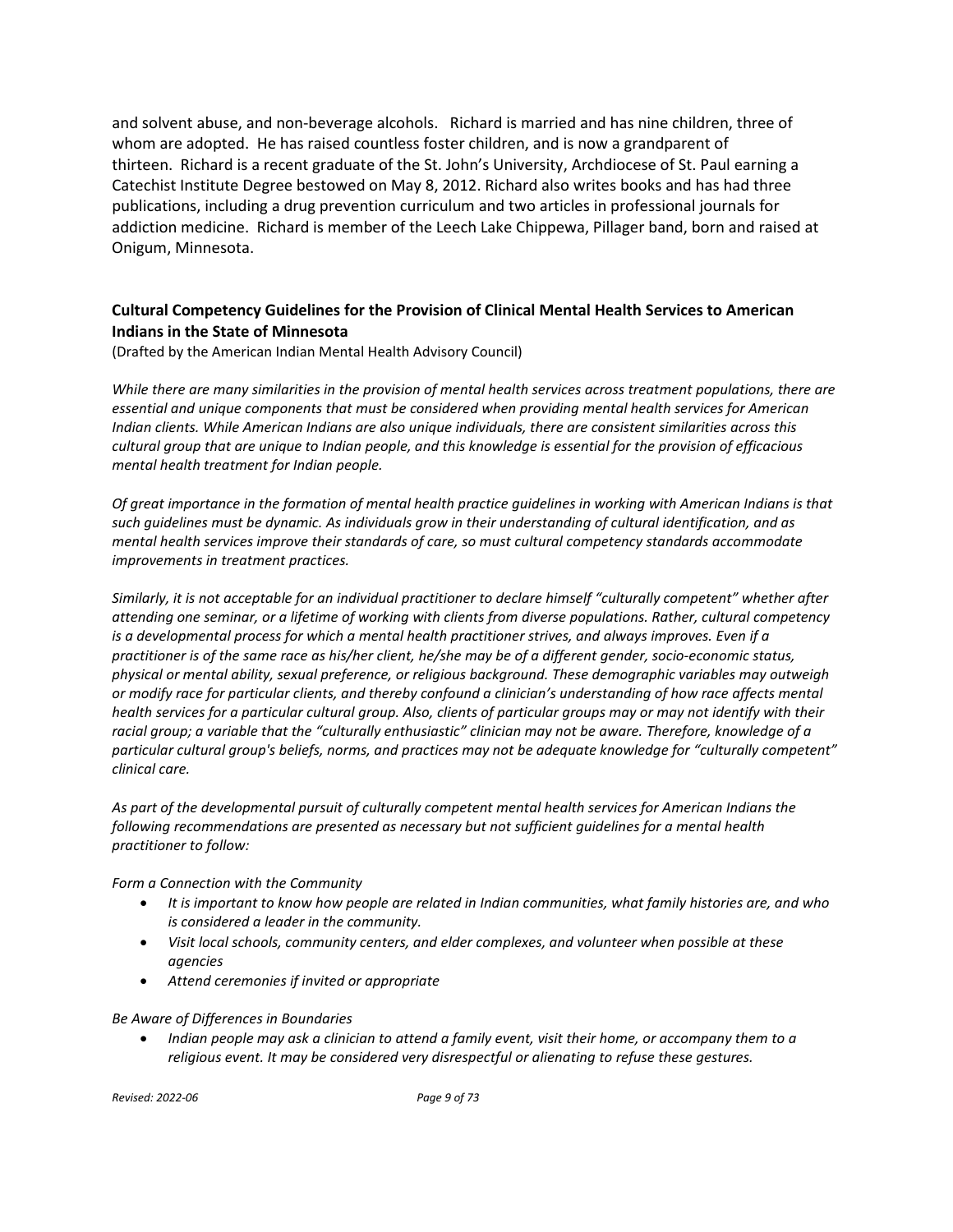and solvent abuse, and non-beverage alcohols. Richard is married and has nine children, three of whom are adopted. He has raised countless foster children, and is now a grandparent of thirteen. Richard is a recent graduate of the St. John's University, Archdiocese of St. Paul earning a Catechist Institute Degree bestowed on May 8, 2012. Richard also writes books and has had three publications, including a drug prevention curriculum and two articles in professional journals for addiction medicine. Richard is member of the Leech Lake Chippewa, Pillager band, born and raised at Onigum, Minnesota.

### Cultural Competency Guidelines for the Provision of Clinical Mental Health Services to American Indians in the State of Minnesota

(Drafted by the American Indian Mental Health Advisory Council)

*While there are many similarities in the provision of mental health services across treatment populations, there are essential and unique components that must be considered when providing mental health services for American Indian clients. While American Indians are also unique individuals, there are consistent similarities across this cultural group that are unique to Indian people, and this knowledge is essential for the provision of efficacious mental health treatment for Indian people.*

*Of great importance in the formation of mental health practice guidelines in working with American Indians is that such guidelines must be dynamic. As individuals grow in their understanding of cultural identification, and as mental health services improve their standards of care, so must cultural competency standards accommodate improvements in treatment practices.*

*Similarly, it is not acceptable for an individual practitioner to declare himself "culturally competent" whether after attending one seminar, or a lifetime of working with clients from diverse populations. Rather, cultural competency is a developmental process for which a mental health practitioner strives, and always improves. Even if a practitioner is of the same race as his/her client, he/she may be of a different gender, socio-economic status, physical or mental ability, sexual preference, or religious background. These demographic variables may outweigh or modify race for particular clients, and thereby confound a clinician's understanding of how race affects mental health services for a particular cultural group. Also, clients of particular groups may or may not identify with their racial group; a variable that the "culturally enthusiastic" clinician may not be aware. Therefore, knowledge of a particular cultural group's beliefs, norms, and practices may not be adequate knowledge for "culturally competent" clinical care.*

*As part of the developmental pursuit of culturally competent mental health services for American Indians the following recommendations are presented as necessary but not sufficient guidelines for a mental health practitioner to follow:*

*Form a Connection with the Community*

- *It is important to know how people are related in Indian communities, what family histories are, and who is considered a leader in the community.*
- *Visit local schools, community centers, and elder complexes, and volunteer when possible at these agencies*
- *Attend ceremonies if invited or appropriate*

*Be Aware of Differences in Boundaries*

- *Indian people may ask a clinician to attend a family event, visit their home, or accompany them to a religious event. It may be considered very disrespectful or alienating to refuse these gestures.*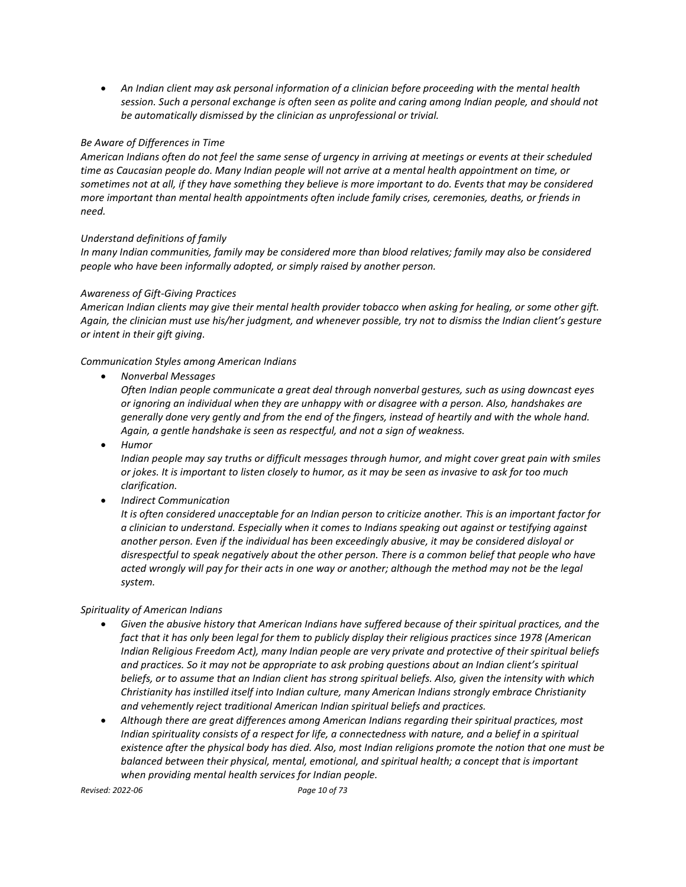- *An Indian client may ask personal information of a clinician before proceeding with the mental health session. Such a personal exchange is often seen as polite and caring among Indian people, and should not be automatically dismissed by the clinician as unprofessional or trivial.*

*Be Aware of Differences in Time*

*American Indians often do not feel the same sense of urgency in arriving at meetings or events at their scheduled time as Caucasian people do. Many Indian people will not arrive at a mental health appointment on time, or sometimes not at all, if they have something they believe is more important to do. Events that may be considered more important than mental health appointments often include family crises, ceremonies, deaths, or friends in need.*

*Understand definitions of family*

*In many Indian communities, family may be considered more than blood relatives; family may also be considered people who have been informally adopted, or simply raised by another person.*

*Awareness of Gift-Giving Practices*

*American Indian clients may give their mental health provider tobacco when asking for healing, or some other gift. Again, the clinician must use his/her judgment, and whenever possible, try not to dismiss the Indian client's gesture or intent in their gift giving.*

*Communication Styles among American Indians*

- *Nonverbal Messages*

  *Often Indian people communicate a great deal through nonverbal gestures, such as using downcast eyes or ignoring an individual when they are unhappy with or disagree with a person. Also, handshakes are generally done very gently and from the end of the fingers, instead of heartily and with the whole hand. Again, a gentle handshake is seen as respectful, and not a sign of weakness.*
- *Humor*

  *Indian people may say truths or difficult messages through humor, and might cover great pain with smiles or jokes. It is important to listen closely to humor, as it may be seen as invasive to ask for too much clarification.*
- *Indirect Communication*

  *It is often considered unacceptable for an Indian person to criticize another. This is an important factor for a clinician to understand. Especially when it comes to Indians speaking out against or testifying against another person. Even if the individual has been exceedingly abusive, it may be considered disloyal or disrespectful to speak negatively about the other person. There is a common belief that people who have acted wrongly will pay for their acts in one way or another; although the method may not be the legal system.*

*Spirituality of American Indians*

- *Given the abusive history that American Indians have suffered because of their spiritual practices, and the fact that it has only been legal for them to publicly display their religious practices since 1978 (American Indian Religious Freedom Act), many Indian people are very private and protective of their spiritual beliefs and practices. So it may not be appropriate to ask probing questions about an Indian client's spiritual beliefs, or to assume that an Indian client has strong spiritual beliefs. Also, given the intensity with which Christianity has instilled itself into Indian culture, many American Indians strongly embrace Christianity and vehemently reject traditional American Indian spiritual beliefs and practices.*
- *Although there are great differences among American Indians regarding their spiritual practices, most Indian spirituality consists of a respect for life, a connectedness with nature, and a belief in a spiritual existence after the physical body has died. Also, most Indian religions promote the notion that one must be balanced between their physical, mental, emotional, and spiritual health; a concept that is important when providing mental health services for Indian people.*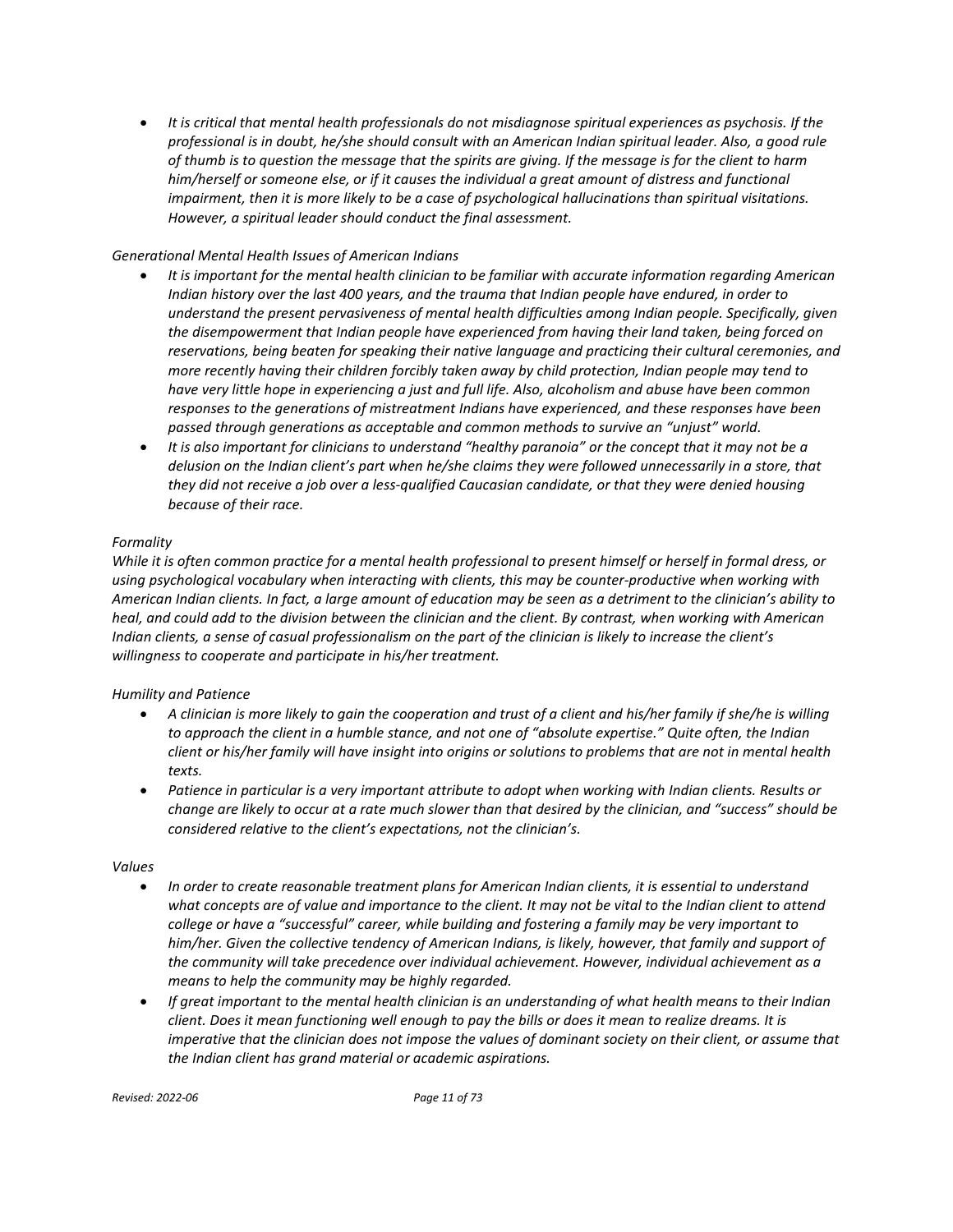- *It is critical that mental health professionals do not misdiagnose spiritual experiences as psychosis. If the professional is in doubt, he/she should consult with an American Indian spiritual leader. Also, a good rule of thumb is to question the message that the spirits are giving. If the message is for the client to harm him/herself or someone else, or if it causes the individual a great amount of distress and functional impairment, then it is more likely to be a case of psychological hallucinations than spiritual visitations. However, a spiritual leader should conduct the final assessment.*

*Generational Mental Health Issues of American Indians*

- *It is important for the mental health clinician to be familiar with accurate information regarding American Indian history over the last 400 years, and the trauma that Indian people have endured, in order to understand the present pervasiveness of mental health difficulties among Indian people. Specifically, given the disempowerment that Indian people have experienced from having their land taken, being forced on reservations, being beaten for speaking their native language and practicing their cultural ceremonies, and more recently having their children forcibly taken away by child protection, Indian people may tend to have very little hope in experiencing a just and full life. Also, alcoholism and abuse have been common responses to the generations of mistreatment Indians have experienced, and these responses have been passed through generations as acceptable and common methods to survive an "unjust" world.*
- *It is also important for clinicians to understand "healthy paranoia" or the concept that it may not be a delusion on the Indian client's part when he/she claims they were followed unnecessarily in a store, that they did not receive a job over a less-qualified Caucasian candidate, or that they were denied housing because of their race.*

*Formality*

*While it is often common practice for a mental health professional to present himself or herself in formal dress, or using psychological vocabulary when interacting with clients, this may be counter-productive when working with American Indian clients. In fact, a large amount of education may be seen as a detriment to the clinician's ability to heal, and could add to the division between the clinician and the client. By contrast, when working with American Indian clients, a sense of casual professionalism on the part of the clinician is likely to increase the client's willingness to cooperate and participate in his/her treatment.*

*Humility and Patience*

- *A clinician is more likely to gain the cooperation and trust of a client and his/her family if she/he is willing to approach the client in a humble stance, and not one of "absolute expertise." Quite often, the Indian client or his/her family will have insight into origins or solutions to problems that are not in mental health texts.*
- *Patience in particular is a very important attribute to adopt when working with Indian clients. Results or change are likely to occur at a rate much slower than that desired by the clinician, and "success" should be considered relative to the client's expectations, not the clinician's.*

*Values*

- *In order to create reasonable treatment plans for American Indian clients, it is essential to understand what concepts are of value and importance to the client. It may not be vital to the Indian client to attend college or have a "successful" career, while building and fostering a family may be very important to him/her. Given the collective tendency of American Indians, is likely, however, that family and support of the community will take precedence over individual achievement. However, individual achievement as a means to help the community may be highly regarded.*
- *If great important to the mental health clinician is an understanding of what health means to their Indian client. Does it mean functioning well enough to pay the bills or does it mean to realize dreams. It is imperative that the clinician does not impose the values of dominant society on their client, or assume that the Indian client has grand material or academic aspirations.*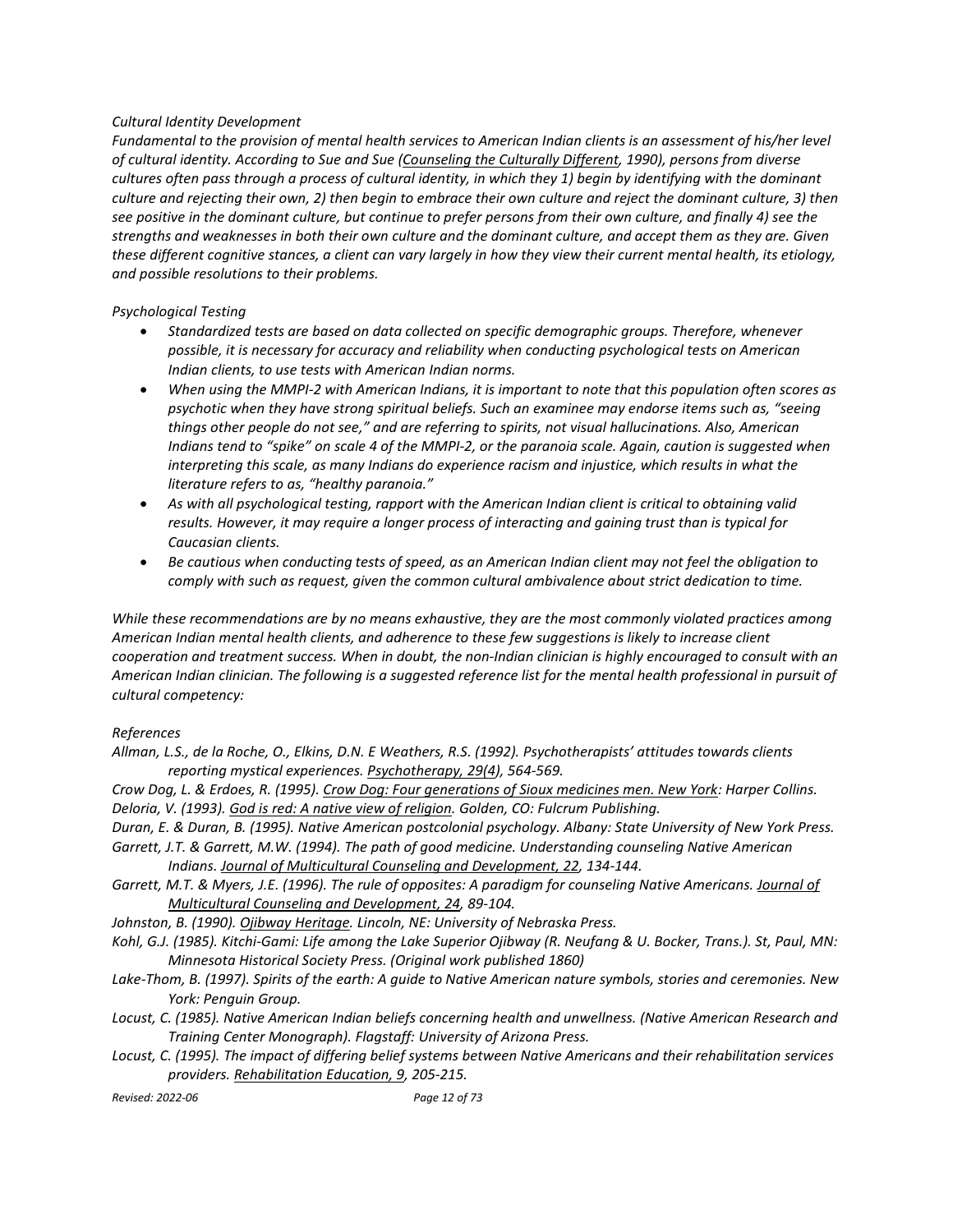*Cultural Identity Development*

*Fundamental to the provision of mental health services to American Indian clients is an assessment of his/her level of cultural identity. According to Sue and Sue (Counseling the Culturally Different, 1990), persons from diverse cultures often pass through a process of cultural identity, in which they 1) begin by identifying with the dominant culture and rejecting their own, 2) then begin to embrace their own culture and reject the dominant culture, 3) then see positive in the dominant culture, but continue to prefer persons from their own culture, and finally 4) see the strengths and weaknesses in both their own culture and the dominant culture, and accept them as they are. Given these different cognitive stances, a client can vary largely in how they view their current mental health, its etiology, and possible resolutions to their problems.*

*Psychological Testing*

- *Standardized tests are based on data collected on specific demographic groups. Therefore, whenever possible, it is necessary for accuracy and reliability when conducting psychological tests on American Indian clients, to use tests with American Indian norms.*
- *When using the MMPI-2 with American Indians, it is important to note that this population often scores as psychotic when they have strong spiritual beliefs. Such an examinee may endorse items such as, "seeing things other people do not see," and are referring to spirits, not visual hallucinations. Also, American Indians tend to "spike" on scale 4 of the MMPI-2, or the paranoia scale. Again, caution is suggested when interpreting this scale, as many Indians do experience racism and injustice, which results in what the literature refers to as, "healthy paranoia."*
- *As with all psychological testing, rapport with the American Indian client is critical to obtaining valid results. However, it may require a longer process of interacting and gaining trust than is typical for Caucasian clients.*
- *Be cautious when conducting tests of speed, as an American Indian client may not feel the obligation to comply with such as request, given the common cultural ambivalence about strict dedication to time.*

*While these recommendations are by no means exhaustive, they are the most commonly violated practices among American Indian mental health clients, and adherence to these few suggestions is likely to increase client cooperation and treatment success. When in doubt, the non-Indian clinician is highly encouraged to consult with an American Indian clinician. The following is a suggested reference list for the mental health professional in pursuit of cultural competency:*

*References*

*Allman, L.S., de la Roche, O., Elkins, D.N. E Weathers, R.S. (1992). Psychotherapists' attitudes towards clients reporting mystical experiences. Psychotherapy, 29(4), 564-569.*

*Crow Dog, L. & Erdoes, R. (1995). Crow Dog: Four generations of Sioux medicines men. New York: Harper Collins.*

*Deloria, V. (1993). God is red: A native view of religion. Golden, CO: Fulcrum Publishing.*

*Duran, E. & Duran, B. (1995). Native American postcolonial psychology. Albany: State University of New York Press.*

*Garrett, J.T. & Garrett, M.W. (1994). The path of good medicine. Understanding counseling Native American Indians. Journal of Multicultural Counseling and Development, 22, 134-144.*

*Garrett, M.T. & Myers, J.E. (1996). The rule of opposites: A paradigm for counseling Native Americans. Journal of Multicultural Counseling and Development, 24, 89-104.*

*Johnston, B. (1990). Ojibway Heritage. Lincoln, NE: University of Nebraska Press.*

*Kohl, G.J. (1985). Kitchi-Gami: Life among the Lake Superior Ojibway (R. Neufang & U. Bocker, Trans.). St, Paul, MN: Minnesota Historical Society Press. (Original work published 1860)*

*Lake-Thom, B. (1997). Spirits of the earth: A guide to Native American nature symbols, stories and ceremonies. New York: Penguin Group.*

*Locust, C. (1985). Native American Indian beliefs concerning health and unwellness. (Native American Research and Training Center Monograph). Flagstaff: University of Arizona Press.*

*Locust, C. (1995). The impact of differing belief systems between Native Americans and their rehabilitation services providers. Rehabilitation Education, 9, 205-215.*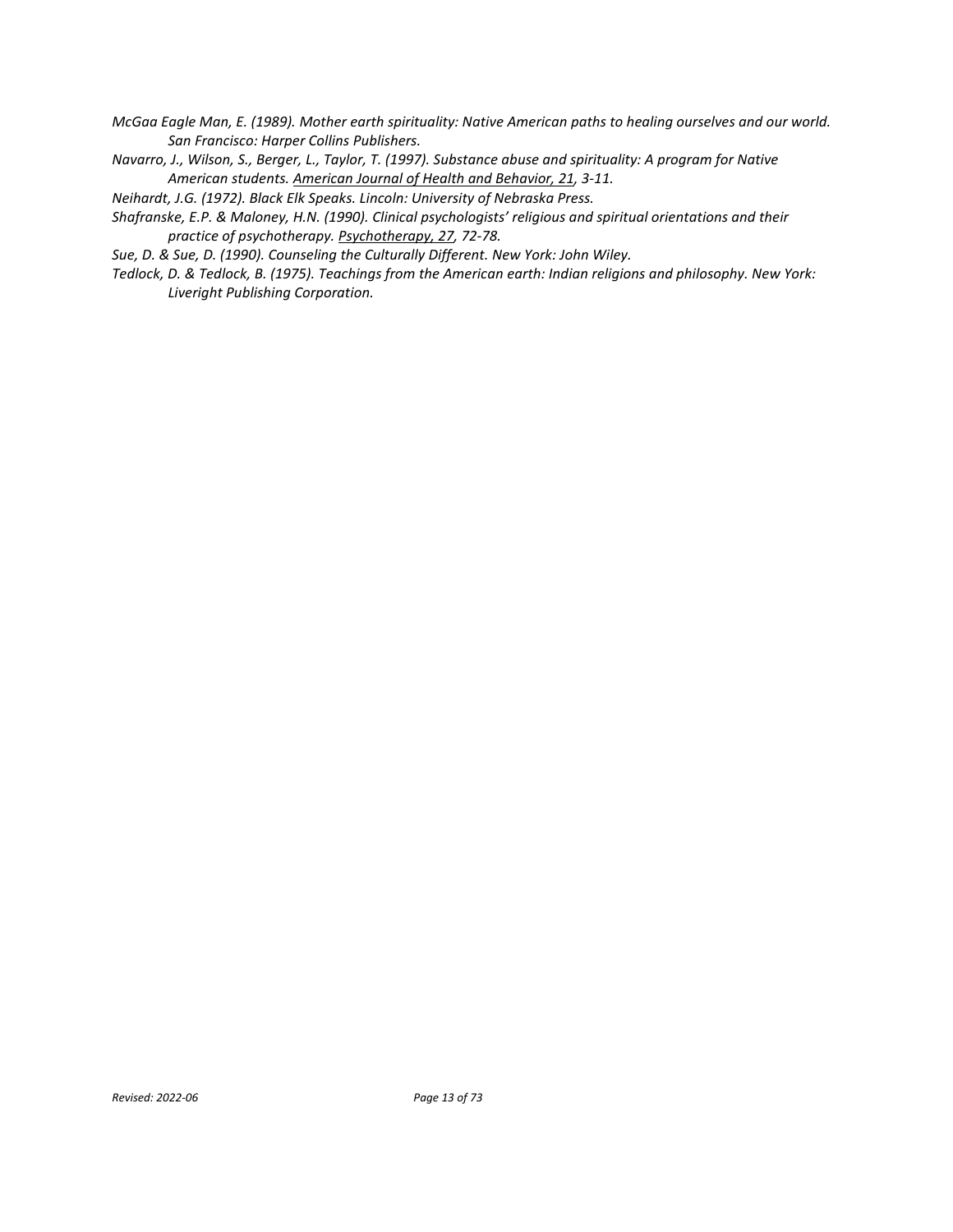*McGaa Eagle Man, E. (1989). Mother earth spirituality: Native American paths to healing ourselves and our world. San Francisco: Harper Collins Publishers.*

*Navarro, J., Wilson, S., Berger, L., Taylor, T. (1997). Substance abuse and spirituality: A program for Native American students. <u>American Journal of Health and Behavior, 21</u>, 3-11.*

*Neihardt, J.G. (1972). Black Elk Speaks. Lincoln: University of Nebraska Press.*

*Shafranske, E.P. & Maloney, H.N. (1990). Clinical psychologists' religious and spiritual orientations and their practice of psychotherapy. <u>Psychotherapy, 27</u>, 72-78.*

*Sue, D. & Sue, D. (1990). Counseling the Culturally Different. New York: John Wiley.*

*Tedlock, D. & Tedlock, B. (1975). Teachings from the American earth: Indian religions and philosophy. New York: Liveright Publishing Corporation.*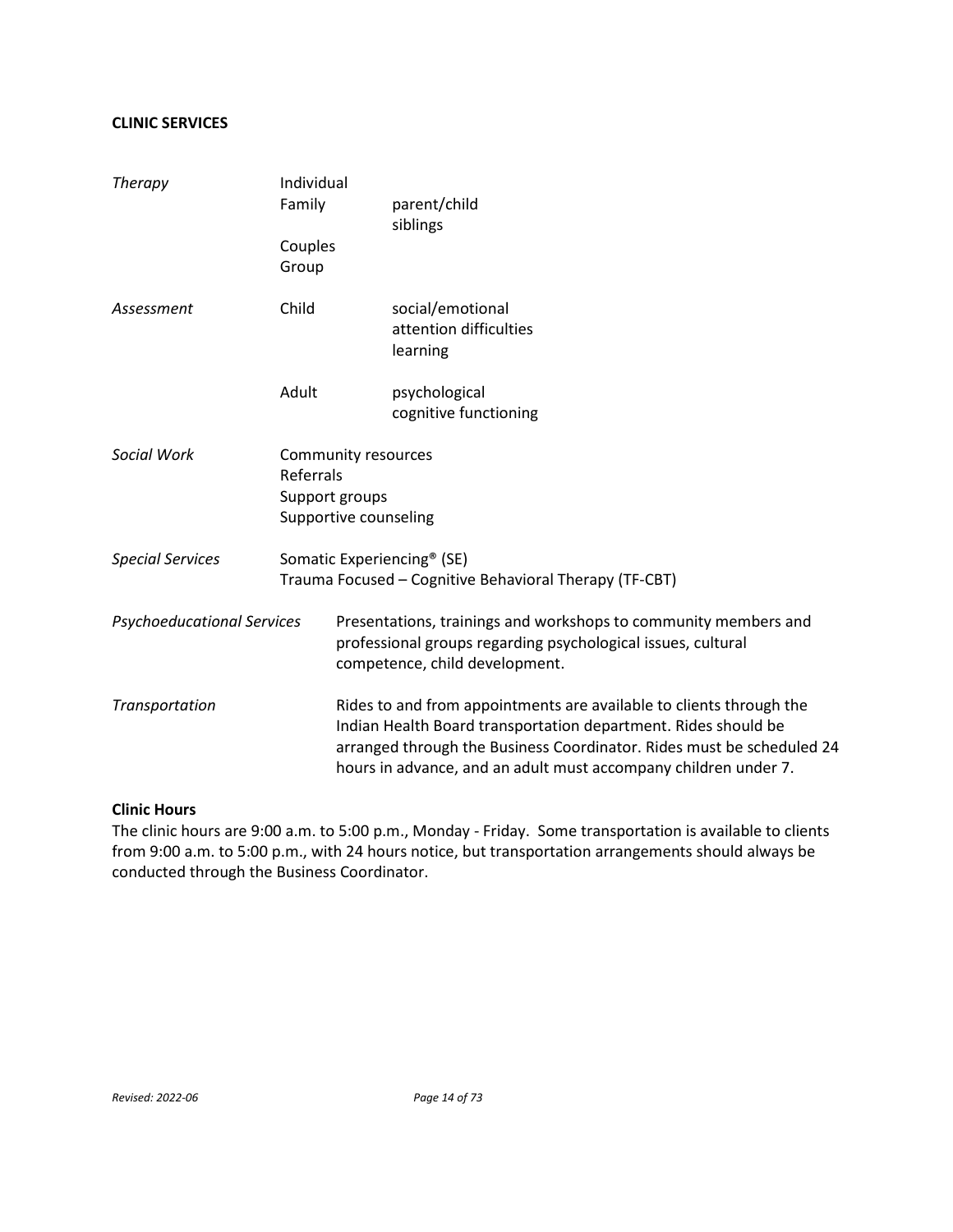## CLINIC SERVICES

| | | |
|---|---|---|
| *Therapy* | Individual | |
| | Family | parent/child<br>siblings |
| | Couples | |
| | Group | |
| *Assessment* | Child | social/emotional<br>attention difficulties<br>learning |
| | Adult | psychological<br>cognitive functioning |
| *Social Work* | Community resources<br>Referrals<br>Support groups<br>Supportive counseling | |
| *Special Services* | Somatic Experiencing® (SE)<br>Trauma Focused – Cognitive Behavioral Therapy (TF-CBT) | |
| *Psychoeducational Services* | Presentations, trainings and workshops to community members and professional groups regarding psychological issues, cultural competence, child development. | |
| *Transportation* | Rides to and from appointments are available to clients through the Indian Health Board transportation department. Rides should be arranged through the Business Coordinator. Rides must be scheduled 24 hours in advance, and an adult must accompany children under 7. | |

### Clinic Hours

The clinic hours are 9:00 a.m. to 5:00 p.m., Monday - Friday. Some transportation is available to clients from 9:00 a.m. to 5:00 p.m., with 24 hours notice, but transportation arrangements should always be conducted through the Business Coordinator.

*Revised: 2022-06*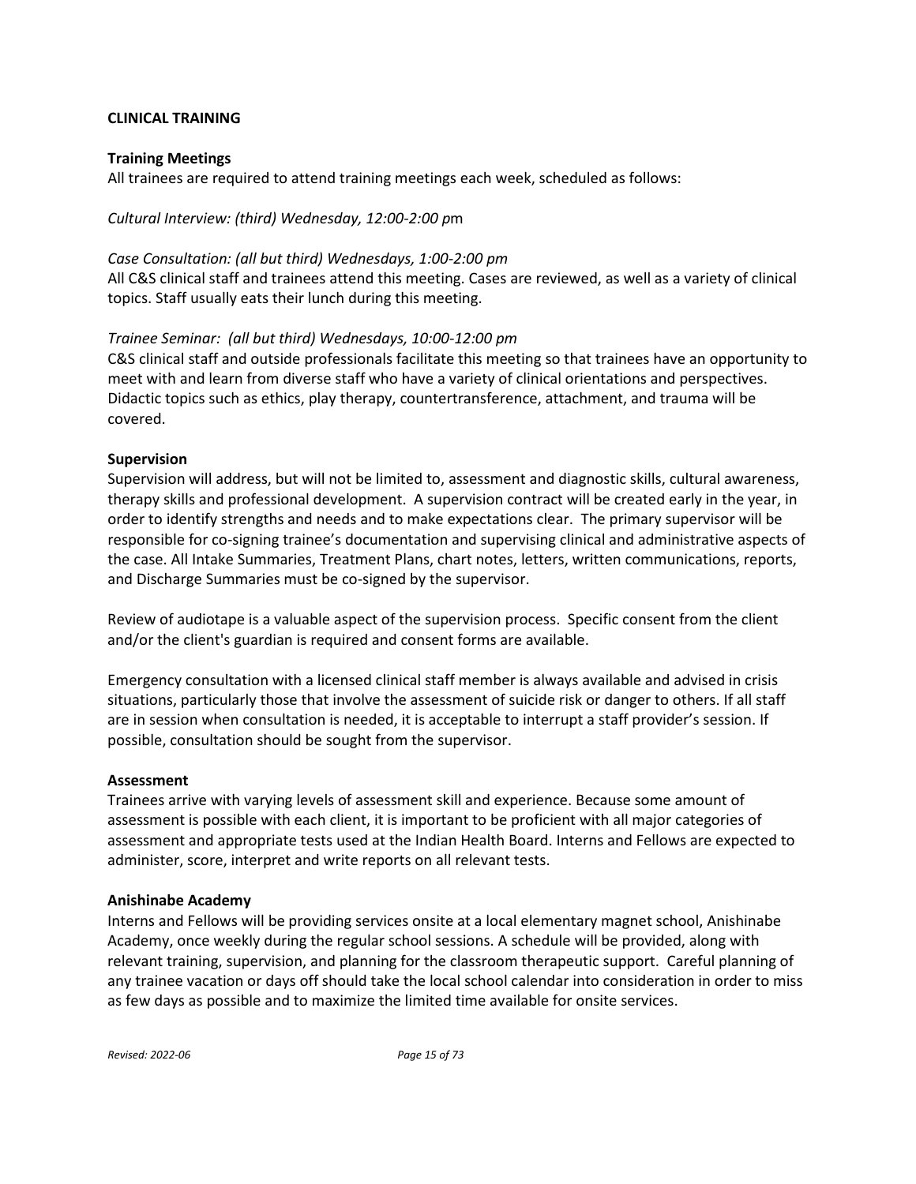## CLINICAL TRAINING

### Training Meetings

All trainees are required to attend training meetings each week, scheduled as follows:

*Cultural Interview: (third) Wednesday, 12:00-2:00 p*m

*Case Consultation: (all but third) Wednesdays, 1:00-2:00 pm*

All C&S clinical staff and trainees attend this meeting. Cases are reviewed, as well as a variety of clinical topics. Staff usually eats their lunch during this meeting.

*Trainee Seminar: (all but third) Wednesdays, 10:00-12:00 pm*

C&S clinical staff and outside professionals facilitate this meeting so that trainees have an opportunity to meet with and learn from diverse staff who have a variety of clinical orientations and perspectives. Didactic topics such as ethics, play therapy, countertransference, attachment, and trauma will be covered.

### Supervision

Supervision will address, but will not be limited to, assessment and diagnostic skills, cultural awareness, therapy skills and professional development. A supervision contract will be created early in the year, in order to identify strengths and needs and to make expectations clear. The primary supervisor will be responsible for co-signing trainee's documentation and supervising clinical and administrative aspects of the case. All Intake Summaries, Treatment Plans, chart notes, letters, written communications, reports, and Discharge Summaries must be co-signed by the supervisor.

Review of audiotape is a valuable aspect of the supervision process. Specific consent from the client and/or the client's guardian is required and consent forms are available.

Emergency consultation with a licensed clinical staff member is always available and advised in crisis situations, particularly those that involve the assessment of suicide risk or danger to others. If all staff are in session when consultation is needed, it is acceptable to interrupt a staff provider's session. If possible, consultation should be sought from the supervisor.

### Assessment

Trainees arrive with varying levels of assessment skill and experience. Because some amount of assessment is possible with each client, it is important to be proficient with all major categories of assessment and appropriate tests used at the Indian Health Board. Interns and Fellows are expected to administer, score, interpret and write reports on all relevant tests.

### Anishinabe Academy

Interns and Fellows will be providing services onsite at a local elementary magnet school, Anishinabe Academy, once weekly during the regular school sessions. A schedule will be provided, along with relevant training, supervision, and planning for the classroom therapeutic support. Careful planning of any trainee vacation or days off should take the local school calendar into consideration in order to miss as few days as possible and to maximize the limited time available for onsite services.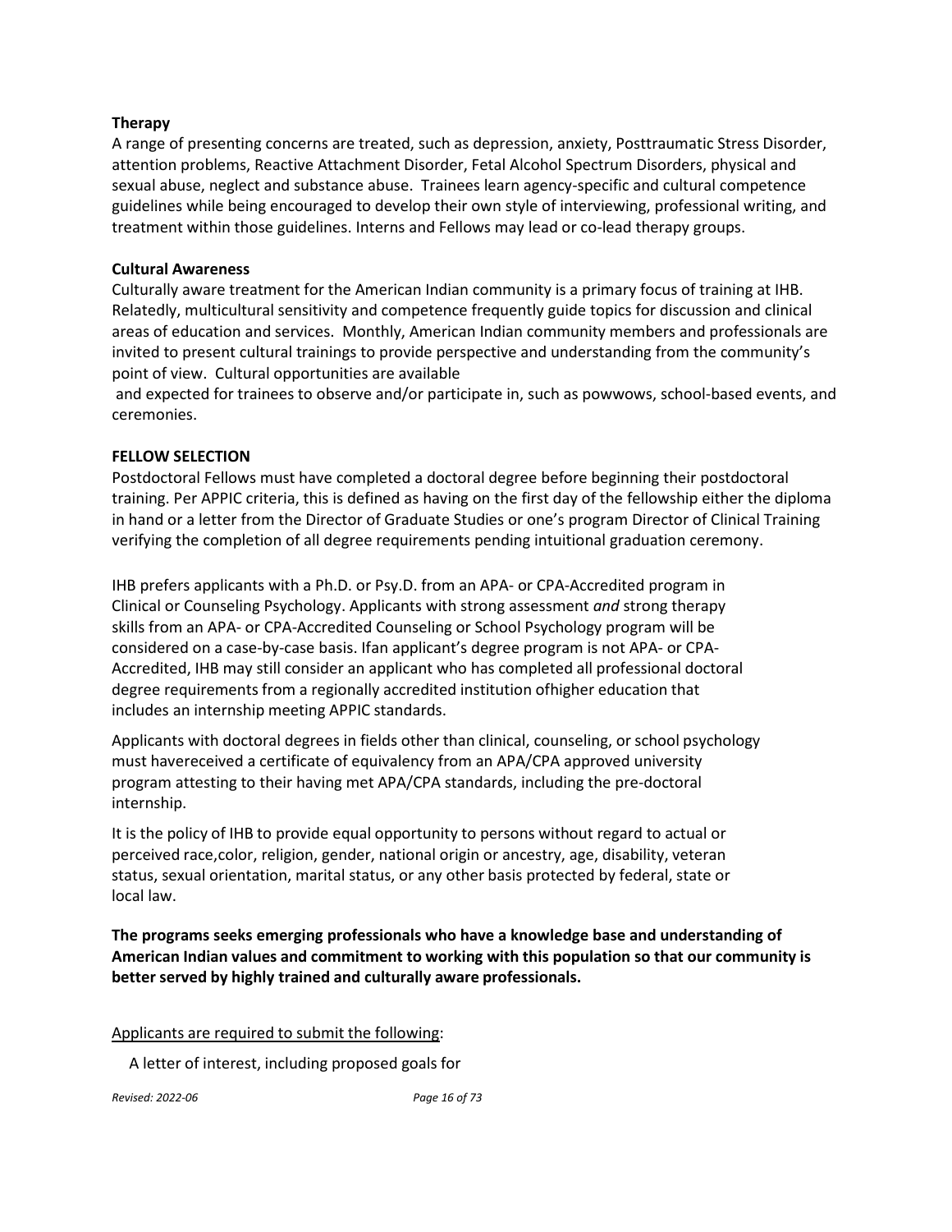**Therapy**

A range of presenting concerns are treated, such as depression, anxiety, Posttraumatic Stress Disorder, attention problems, Reactive Attachment Disorder, Fetal Alcohol Spectrum Disorders, physical and sexual abuse, neglect and substance abuse. Trainees learn agency-specific and cultural competence guidelines while being encouraged to develop their own style of interviewing, professional writing, and treatment within those guidelines. Interns and Fellows may lead or co-lead therapy groups.

**Cultural Awareness**

Culturally aware treatment for the American Indian community is a primary focus of training at IHB. Relatedly, multicultural sensitivity and competence frequently guide topics for discussion and clinical areas of education and services. Monthly, American Indian community members and professionals are invited to present cultural trainings to provide perspective and understanding from the community's point of view. Cultural opportunities are available

and expected for trainees to observe and/or participate in, such as powwows, school-based events, and ceremonies.

**FELLOW SELECTION**

Postdoctoral Fellows must have completed a doctoral degree before beginning their postdoctoral training. Per APPIC criteria, this is defined as having on the first day of the fellowship either the diploma in hand or a letter from the Director of Graduate Studies or one's program Director of Clinical Training verifying the completion of all degree requirements pending intuitional graduation ceremony.

IHB prefers applicants with a Ph.D. or Psy.D. from an APA- or CPA-Accredited program in Clinical or Counseling Psychology. Applicants with strong assessment *and* strong therapy skills from an APA- or CPA-Accredited Counseling or School Psychology program will be considered on a case-by-case basis. Ifan applicant's degree program is not APA- or CPA-Accredited, IHB may still consider an applicant who has completed all professional doctoral degree requirements from a regionally accredited institution ofhigher education that includes an internship meeting APPIC standards.

Applicants with doctoral degrees in fields other than clinical, counseling, or school psychology must havereceived a certificate of equivalency from an APA/CPA approved university program attesting to their having met APA/CPA standards, including the pre-doctoral internship.

It is the policy of IHB to provide equal opportunity to persons without regard to actual or perceived race,color, religion, gender, national origin or ancestry, age, disability, veteran status, sexual orientation, marital status, or any other basis protected by federal, state or local law.

**The programs seeks emerging professionals who have a knowledge base and understanding of American Indian values and commitment to working with this population so that our community is better served by highly trained and culturally aware professionals.**

Applicants are required to submit the following:

A letter of interest, including proposed goals for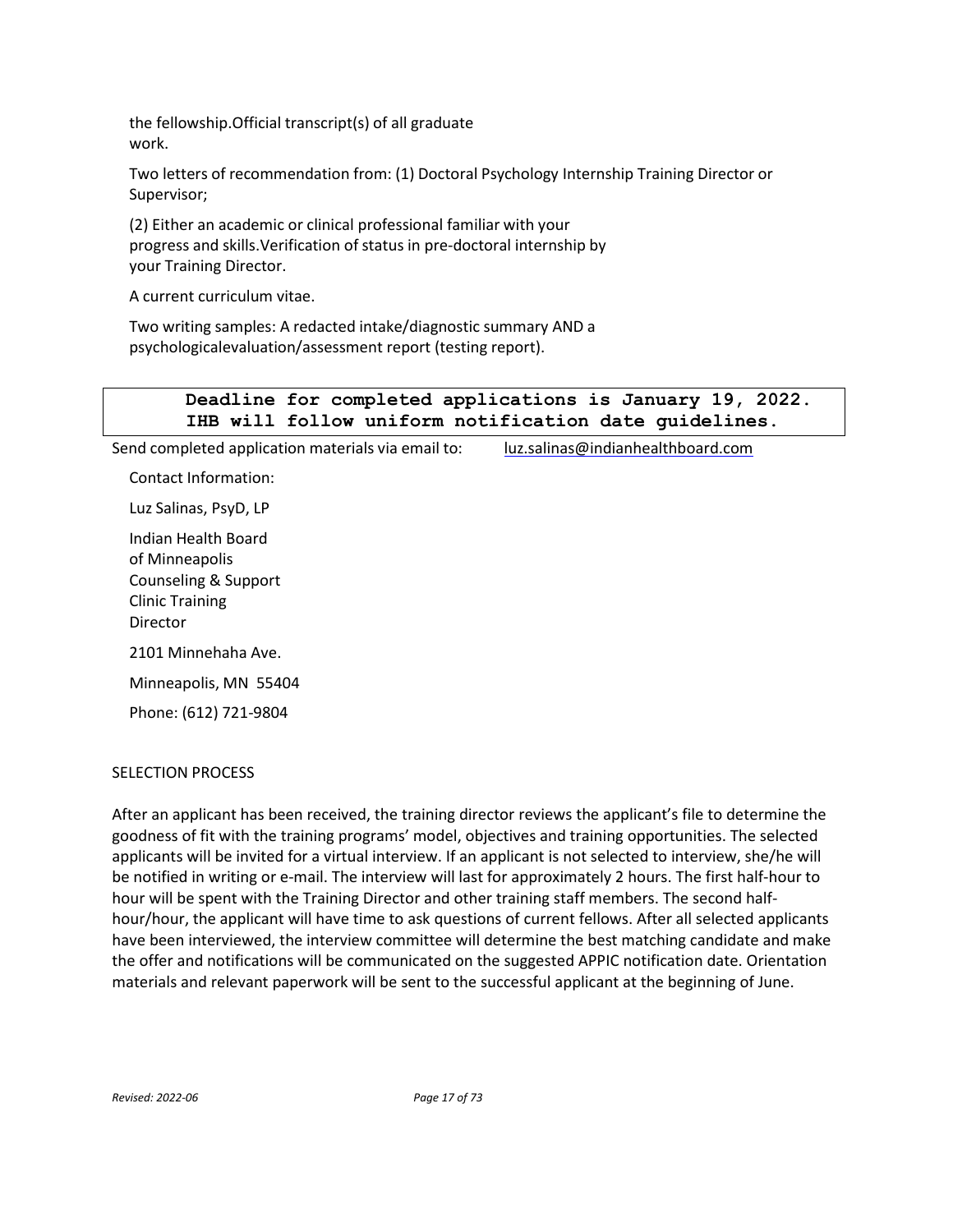the fellowship.Official transcript(s) of all graduate work.

Two letters of recommendation from: (1) Doctoral Psychology Internship Training Director or Supervisor;

(2) Either an academic or clinical professional familiar with your progress and skills.Verification of status in pre-doctoral internship by your Training Director.

A current curriculum vitae.

Two writing samples: A redacted intake/diagnostic summary AND a psychologicalevaluation/assessment report (testing report).

**Deadline for completed applications is January 19, 2022. IHB will follow uniform notification date guidelines.**

Send completed application materials via email to: luz.salinas@indianhealthboard.com

Contact Information:

Luz Salinas, PsyD, LP

Indian Health Board of Minneapolis Counseling & Support Clinic Training Director

2101 Minnehaha Ave.

Minneapolis, MN 55404

Phone: (612) 721-9804

SELECTION PROCESS

After an applicant has been received, the training director reviews the applicant's file to determine the goodness of fit with the training programs' model, objectives and training opportunities. The selected applicants will be invited for a virtual interview. If an applicant is not selected to interview, she/he will be notified in writing or e-mail. The interview will last for approximately 2 hours. The first half-hour to hour will be spent with the Training Director and other training staff members. The second half-hour/hour, the applicant will have time to ask questions of current fellows. After all selected applicants have been interviewed, the interview committee will determine the best matching candidate and make the offer and notifications will be communicated on the suggested APPIC notification date. Orientation materials and relevant paperwork will be sent to the successful applicant at the beginning of June.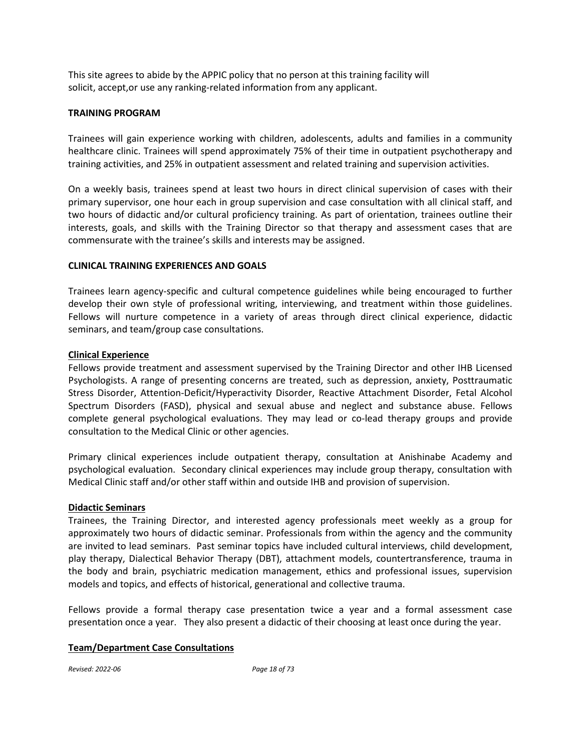This site agrees to abide by the APPIC policy that no person at this training facility will solicit, accept,or use any ranking-related information from any applicant.

**TRAINING PROGRAM**

Trainees will gain experience working with children, adolescents, adults and families in a community healthcare clinic. Trainees will spend approximately 75% of their time in outpatient psychotherapy and training activities, and 25% in outpatient assessment and related training and supervision activities.

On a weekly basis, trainees spend at least two hours in direct clinical supervision of cases with their primary supervisor, one hour each in group supervision and case consultation with all clinical staff, and two hours of didactic and/or cultural proficiency training. As part of orientation, trainees outline their interests, goals, and skills with the Training Director so that therapy and assessment cases that are commensurate with the trainee's skills and interests may be assigned.

**CLINICAL TRAINING EXPERIENCES AND GOALS**

Trainees learn agency-specific and cultural competence guidelines while being encouraged to further develop their own style of professional writing, interviewing, and treatment within those guidelines. Fellows will nurture competence in a variety of areas through direct clinical experience, didactic seminars, and team/group case consultations.

**Clinical Experience**

Fellows provide treatment and assessment supervised by the Training Director and other IHB Licensed Psychologists. A range of presenting concerns are treated, such as depression, anxiety, Posttraumatic Stress Disorder, Attention-Deficit/Hyperactivity Disorder, Reactive Attachment Disorder, Fetal Alcohol Spectrum Disorders (FASD), physical and sexual abuse and neglect and substance abuse. Fellows complete general psychological evaluations. They may lead or co-lead therapy groups and provide consultation to the Medical Clinic or other agencies.

Primary clinical experiences include outpatient therapy, consultation at Anishinabe Academy and psychological evaluation. Secondary clinical experiences may include group therapy, consultation with Medical Clinic staff and/or other staff within and outside IHB and provision of supervision.

**Didactic Seminars**

Trainees, the Training Director, and interested agency professionals meet weekly as a group for approximately two hours of didactic seminar. Professionals from within the agency and the community are invited to lead seminars. Past seminar topics have included cultural interviews, child development, play therapy, Dialectical Behavior Therapy (DBT), attachment models, countertransference, trauma in the body and brain, psychiatric medication management, ethics and professional issues, supervision models and topics, and effects of historical, generational and collective trauma.

Fellows provide a formal therapy case presentation twice a year and a formal assessment case presentation once a year. They also present a didactic of their choosing at least once during the year.

**Team/Department Case Consultations**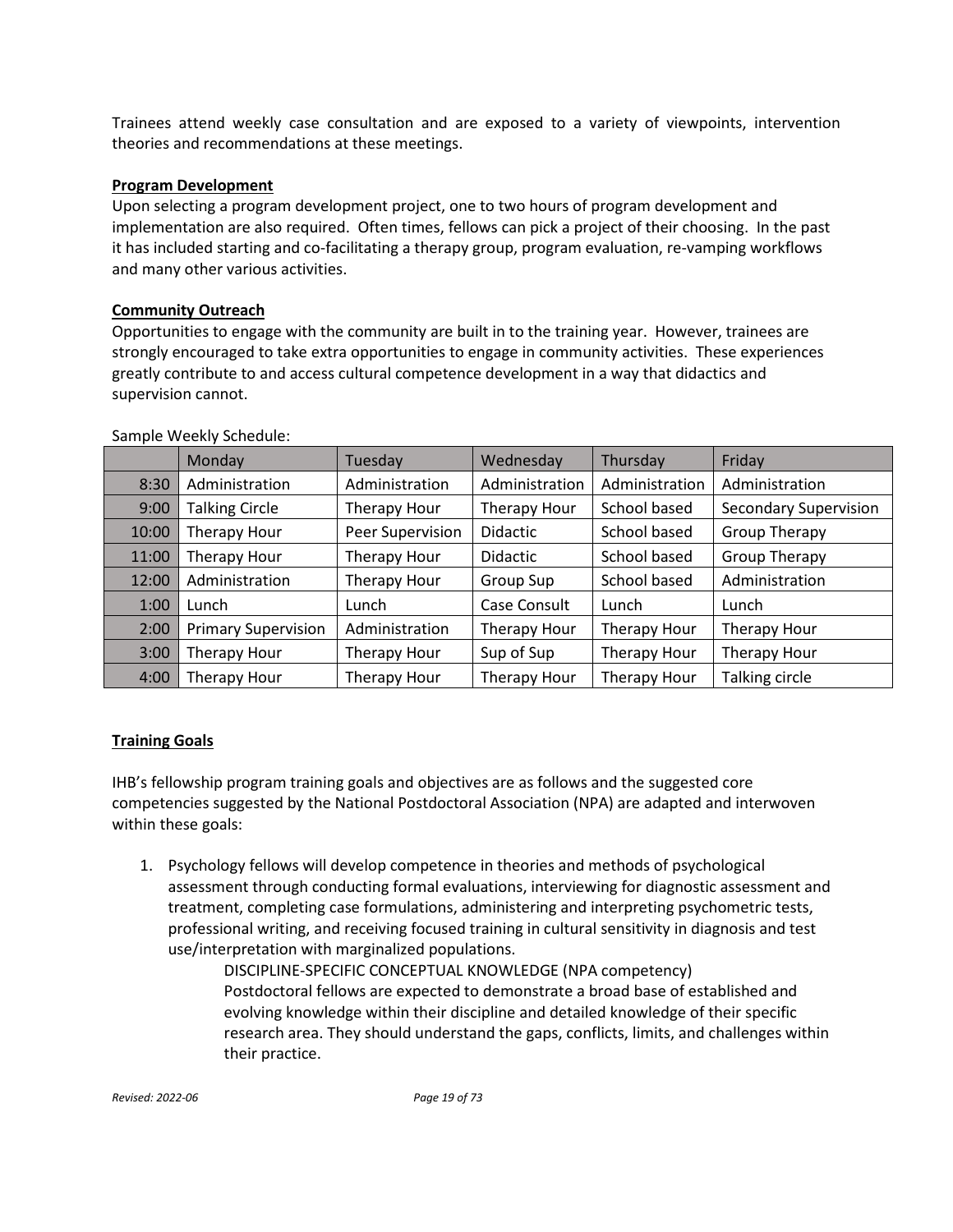Trainees attend weekly case consultation and are exposed to a variety of viewpoints, intervention theories and recommendations at these meetings.

**Program Development**

Upon selecting a program development project, one to two hours of program development and implementation are also required. Often times, fellows can pick a project of their choosing. In the past it has included starting and co-facilitating a therapy group, program evaluation, re-vamping workflows and many other various activities.

**Community Outreach**

Opportunities to engage with the community are built in to the training year. However, trainees are strongly encouraged to take extra opportunities to engage in community activities. These experiences greatly contribute to and access cultural competence development in a way that didactics and supervision cannot.

Sample Weekly Schedule:

| | Monday | Tuesday | Wednesday | Thursday | Friday |
|---|---|---|---|---|---|
| 8:30 | Administration | Administration | Administration | Administration | Administration |
| 9:00 | Talking Circle | Therapy Hour | Therapy Hour | School based | Secondary Supervision |
| 10:00 | Therapy Hour | Peer Supervision | Didactic | School based | Group Therapy |
| 11:00 | Therapy Hour | Therapy Hour | Didactic | School based | Group Therapy |
| 12:00 | Administration | Therapy Hour | Group Sup | School based | Administration |
| 1:00 | Lunch | Lunch | Case Consult | Lunch | Lunch |
| 2:00 | Primary Supervision | Administration | Therapy Hour | Therapy Hour | Therapy Hour |
| 3:00 | Therapy Hour | Therapy Hour | Sup of Sup | Therapy Hour | Therapy Hour |
| 4:00 | Therapy Hour | Therapy Hour | Therapy Hour | Therapy Hour | Talking circle |

**Training Goals**

IHB's fellowship program training goals and objectives are as follows and the suggested core competencies suggested by the National Postdoctoral Association (NPA) are adapted and interwoven within these goals:

1. Psychology fellows will develop competence in theories and methods of psychological assessment through conducting formal evaluations, interviewing for diagnostic assessment and treatment, completing case formulations, administering and interpreting psychometric tests, professional writing, and receiving focused training in cultural sensitivity in diagnosis and test use/interpretation with marginalized populations.

    DISCIPLINE-SPECIFIC CONCEPTUAL KNOWLEDGE (NPA competency)
    Postdoctoral fellows are expected to demonstrate a broad base of established and evolving knowledge within their discipline and detailed knowledge of their specific research area. They should understand the gaps, conflicts, limits, and challenges within their practice.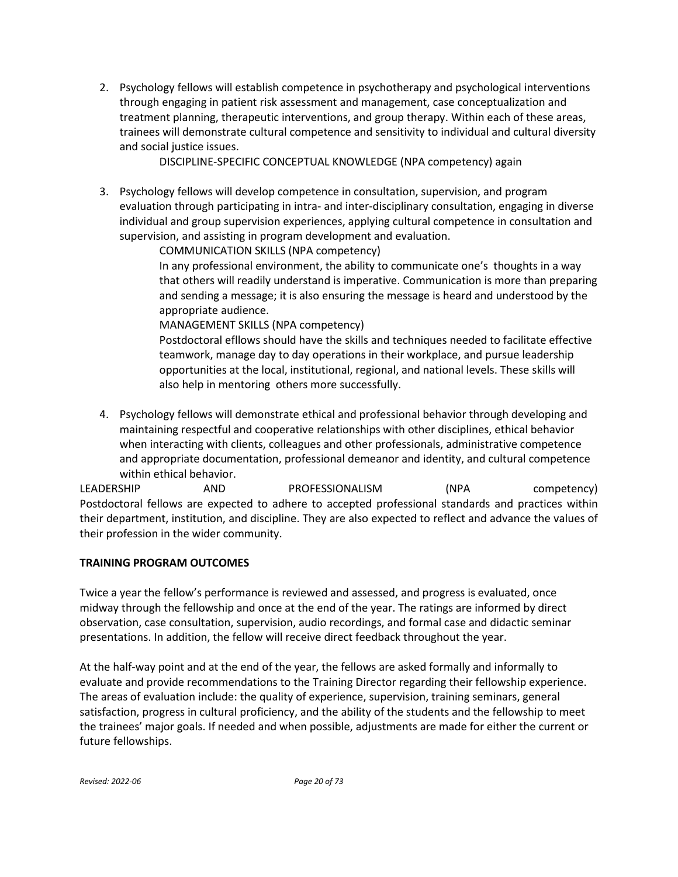2. Psychology fellows will establish competence in psychotherapy and psychological interventions through engaging in patient risk assessment and management, case conceptualization and treatment planning, therapeutic interventions, and group therapy. Within each of these areas, trainees will demonstrate cultural competence and sensitivity to individual and cultural diversity and social justice issues.

    DISCIPLINE-SPECIFIC CONCEPTUAL KNOWLEDGE (NPA competency) again

3. Psychology fellows will develop competence in consultation, supervision, and program evaluation through participating in intra- and inter-disciplinary consultation, engaging in diverse individual and group supervision experiences, applying cultural competence in consultation and supervision, and assisting in program development and evaluation.

    COMMUNICATION SKILLS (NPA competency)

    In any professional environment, the ability to communicate one's thoughts in a way that others will readily understand is imperative. Communication is more than preparing and sending a message; it is also ensuring the message is heard and understood by the appropriate audience.

    MANAGEMENT SKILLS (NPA competency)

    Postdoctoral efllows should have the skills and techniques needed to facilitate effective teamwork, manage day to day operations in their workplace, and pursue leadership opportunities at the local, institutional, regional, and national levels. These skills will also help in mentoring others more successfully.

4. Psychology fellows will demonstrate ethical and professional behavior through developing and maintaining respectful and cooperative relationships with other disciplines, ethical behavior when interacting with clients, colleagues and other professionals, administrative competence and appropriate documentation, professional demeanor and identity, and cultural competence within ethical behavior.

LEADERSHIP AND PROFESSIONALISM (NPA competency)
Postdoctoral fellows are expected to adhere to accepted professional standards and practices within their department, institution, and discipline. They are also expected to reflect and advance the values of their profession in the wider community.

**TRAINING PROGRAM OUTCOMES**

Twice a year the fellow's performance is reviewed and assessed, and progress is evaluated, once midway through the fellowship and once at the end of the year. The ratings are informed by direct observation, case consultation, supervision, audio recordings, and formal case and didactic seminar presentations. In addition, the fellow will receive direct feedback throughout the year.

At the half-way point and at the end of the year, the fellows are asked formally and informally to evaluate and provide recommendations to the Training Director regarding their fellowship experience. The areas of evaluation include: the quality of experience, supervision, training seminars, general satisfaction, progress in cultural proficiency, and the ability of the students and the fellowship to meet the trainees' major goals. If needed and when possible, adjustments are made for either the current or future fellowships.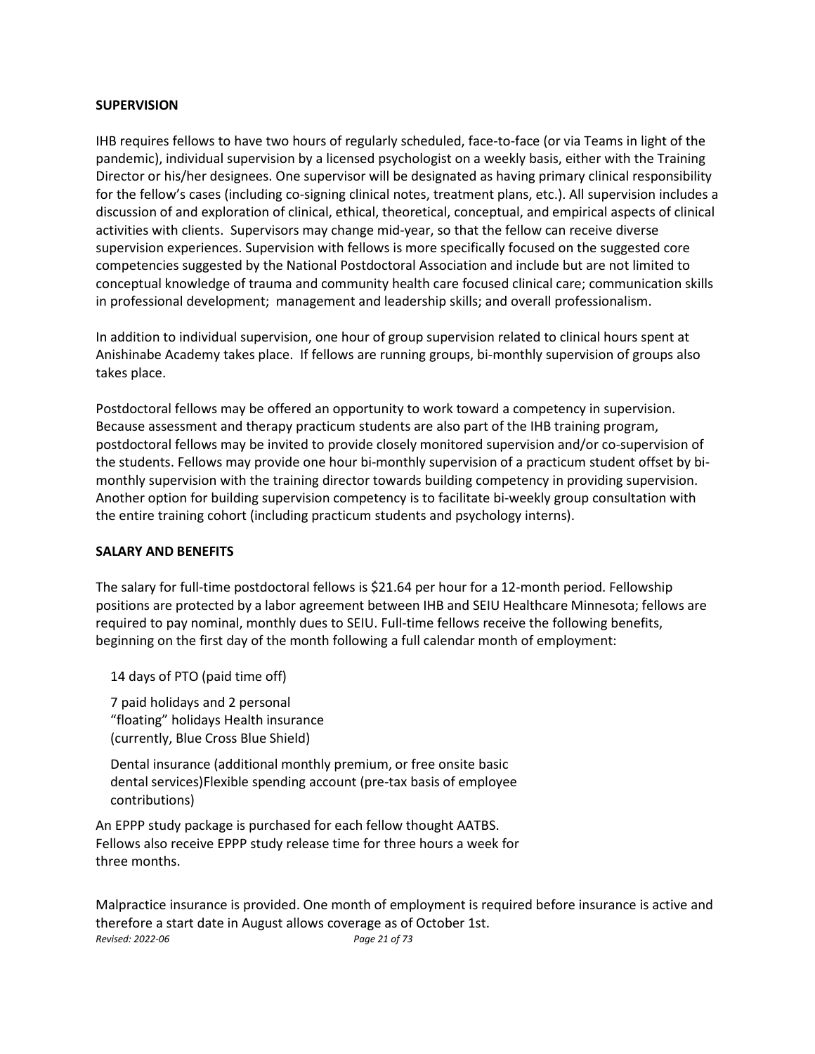**SUPERVISION**

IHB requires fellows to have two hours of regularly scheduled, face-to-face (or via Teams in light of the pandemic), individual supervision by a licensed psychologist on a weekly basis, either with the Training Director or his/her designees. One supervisor will be designated as having primary clinical responsibility for the fellow's cases (including co-signing clinical notes, treatment plans, etc.). All supervision includes a discussion of and exploration of clinical, ethical, theoretical, conceptual, and empirical aspects of clinical activities with clients. Supervisors may change mid-year, so that the fellow can receive diverse supervision experiences. Supervision with fellows is more specifically focused on the suggested core competencies suggested by the National Postdoctoral Association and include but are not limited to conceptual knowledge of trauma and community health care focused clinical care; communication skills in professional development; management and leadership skills; and overall professionalism.

In addition to individual supervision, one hour of group supervision related to clinical hours spent at Anishinabe Academy takes place. If fellows are running groups, bi-monthly supervision of groups also takes place.

Postdoctoral fellows may be offered an opportunity to work toward a competency in supervision. Because assessment and therapy practicum students are also part of the IHB training program, postdoctoral fellows may be invited to provide closely monitored supervision and/or co-supervision of the students. Fellows may provide one hour bi-monthly supervision of a practicum student offset by bi-monthly supervision with the training director towards building competency in providing supervision. Another option for building supervision competency is to facilitate bi-weekly group consultation with the entire training cohort (including practicum students and psychology interns).

**SALARY AND BENEFITS**

The salary for full-time postdoctoral fellows is $21.64 per hour for a 12-month period. Fellowship positions are protected by a labor agreement between IHB and SEIU Healthcare Minnesota; fellows are required to pay nominal, monthly dues to SEIU. Full-time fellows receive the following benefits, beginning on the first day of the month following a full calendar month of employment:

14 days of PTO (paid time off)

7 paid holidays and 2 personal "floating" holidays Health insurance (currently, Blue Cross Blue Shield)

Dental insurance (additional monthly premium, or free onsite basic dental services)Flexible spending account (pre-tax basis of employee contributions)

An EPPP study package is purchased for each fellow thought AATBS. Fellows also receive EPPP study release time for three hours a week for three months.

Malpractice insurance is provided. One month of employment is required before insurance is active and therefore a start date in August allows coverage as of October 1st.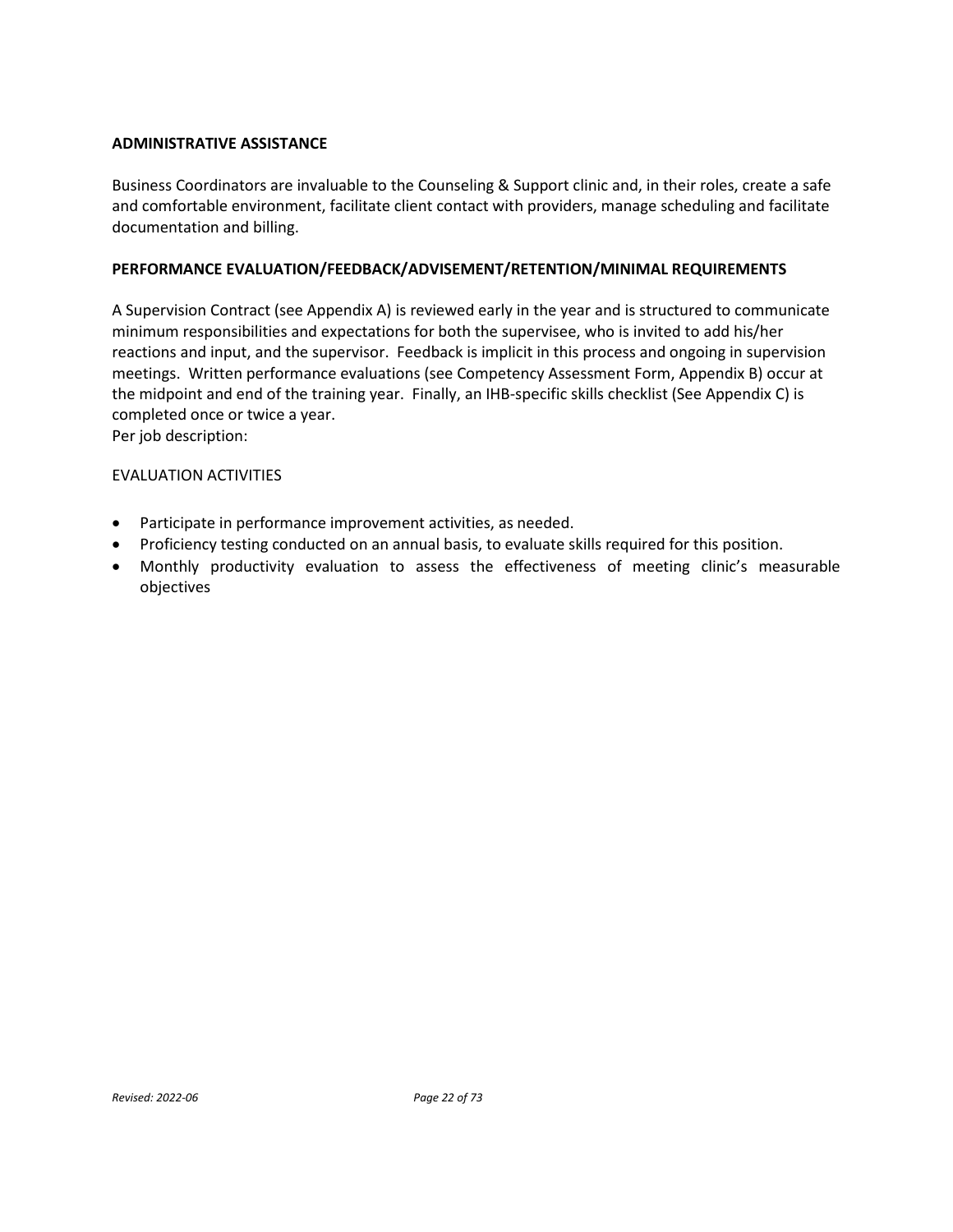**ADMINISTRATIVE ASSISTANCE**

Business Coordinators are invaluable to the Counseling & Support clinic and, in their roles, create a safe and comfortable environment, facilitate client contact with providers, manage scheduling and facilitate documentation and billing.

**PERFORMANCE EVALUATION/FEEDBACK/ADVISEMENT/RETENTION/MINIMAL REQUIREMENTS**

A Supervision Contract (see Appendix A) is reviewed early in the year and is structured to communicate minimum responsibilities and expectations for both the supervisee, who is invited to add his/her reactions and input, and the supervisor. Feedback is implicit in this process and ongoing in supervision meetings. Written performance evaluations (see Competency Assessment Form, Appendix B) occur at the midpoint and end of the training year. Finally, an IHB-specific skills checklist (See Appendix C) is completed once or twice a year.
Per job description:

EVALUATION ACTIVITIES

- Participate in performance improvement activities, as needed.
- Proficiency testing conducted on an annual basis, to evaluate skills required for this position.
- Monthly productivity evaluation to assess the effectiveness of meeting clinic's measurable objectives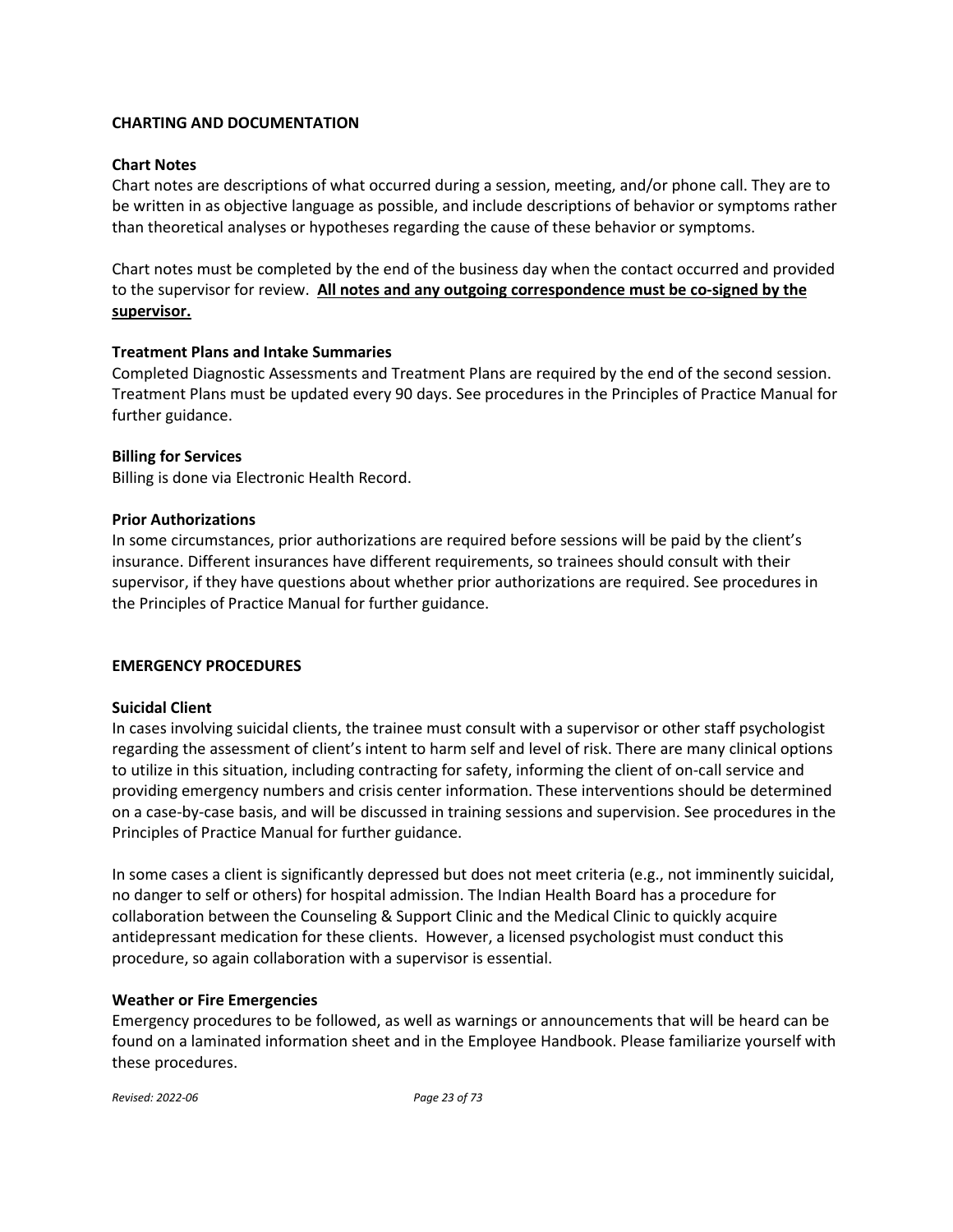## CHARTING AND DOCUMENTATION

### Chart Notes

Chart notes are descriptions of what occurred during a session, meeting, and/or phone call. They are to be written in as objective language as possible, and include descriptions of behavior or symptoms rather than theoretical analyses or hypotheses regarding the cause of these behavior or symptoms.

Chart notes must be completed by the end of the business day when the contact occurred and provided to the supervisor for review. **All notes and any outgoing correspondence must be co-signed by the supervisor.**

### Treatment Plans and Intake Summaries

Completed Diagnostic Assessments and Treatment Plans are required by the end of the second session. Treatment Plans must be updated every 90 days. See procedures in the Principles of Practice Manual for further guidance.

### Billing for Services

Billing is done via Electronic Health Record.

### Prior Authorizations

In some circumstances, prior authorizations are required before sessions will be paid by the client's insurance. Different insurances have different requirements, so trainees should consult with their supervisor, if they have questions about whether prior authorizations are required. See procedures in the Principles of Practice Manual for further guidance.

## EMERGENCY PROCEDURES

### Suicidal Client

In cases involving suicidal clients, the trainee must consult with a supervisor or other staff psychologist regarding the assessment of client's intent to harm self and level of risk. There are many clinical options to utilize in this situation, including contracting for safety, informing the client of on-call service and providing emergency numbers and crisis center information. These interventions should be determined on a case-by-case basis, and will be discussed in training sessions and supervision. See procedures in the Principles of Practice Manual for further guidance.

In some cases a client is significantly depressed but does not meet criteria (e.g., not imminently suicidal, no danger to self or others) for hospital admission. The Indian Health Board has a procedure for collaboration between the Counseling & Support Clinic and the Medical Clinic to quickly acquire antidepressant medication for these clients. However, a licensed psychologist must conduct this procedure, so again collaboration with a supervisor is essential.

### Weather or Fire Emergencies

Emergency procedures to be followed, as well as warnings or announcements that will be heard can be found on a laminated information sheet and in the Employee Handbook. Please familiarize yourself with these procedures.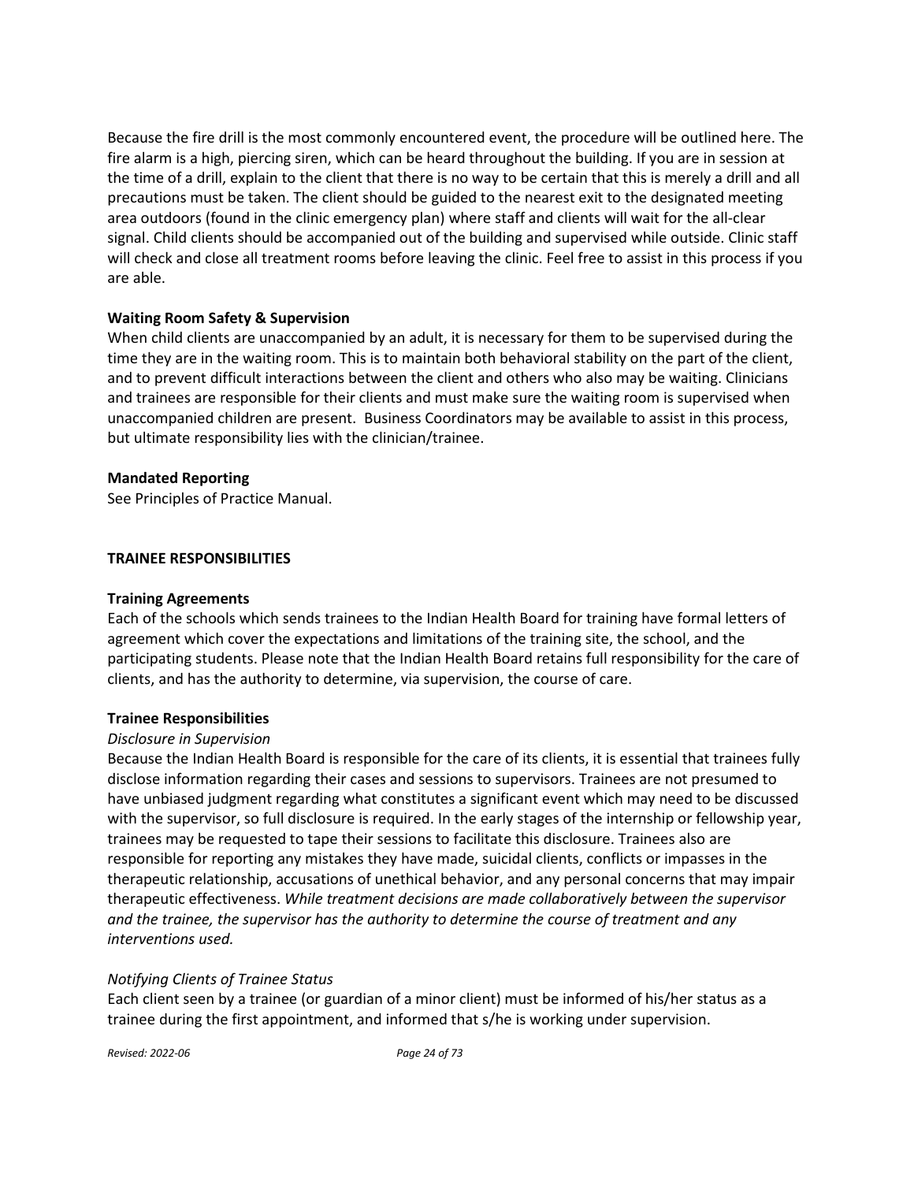Because the fire drill is the most commonly encountered event, the procedure will be outlined here. The fire alarm is a high, piercing siren, which can be heard throughout the building. If you are in session at the time of a drill, explain to the client that there is no way to be certain that this is merely a drill and all precautions must be taken. The client should be guided to the nearest exit to the designated meeting area outdoors (found in the clinic emergency plan) where staff and clients will wait for the all-clear signal. Child clients should be accompanied out of the building and supervised while outside. Clinic staff will check and close all treatment rooms before leaving the clinic. Feel free to assist in this process if you are able.

**Waiting Room Safety & Supervision**

When child clients are unaccompanied by an adult, it is necessary for them to be supervised during the time they are in the waiting room. This is to maintain both behavioral stability on the part of the client, and to prevent difficult interactions between the client and others who also may be waiting. Clinicians and trainees are responsible for their clients and must make sure the waiting room is supervised when unaccompanied children are present. Business Coordinators may be available to assist in this process, but ultimate responsibility lies with the clinician/trainee.

**Mandated Reporting**

See Principles of Practice Manual.

**TRAINEE RESPONSIBILITIES**

**Training Agreements**

Each of the schools which sends trainees to the Indian Health Board for training have formal letters of agreement which cover the expectations and limitations of the training site, the school, and the participating students. Please note that the Indian Health Board retains full responsibility for the care of clients, and has the authority to determine, via supervision, the course of care.

**Trainee Responsibilities**

*Disclosure in Supervision*

Because the Indian Health Board is responsible for the care of its clients, it is essential that trainees fully disclose information regarding their cases and sessions to supervisors. Trainees are not presumed to have unbiased judgment regarding what constitutes a significant event which may need to be discussed with the supervisor, so full disclosure is required. In the early stages of the internship or fellowship year, trainees may be requested to tape their sessions to facilitate this disclosure. Trainees also are responsible for reporting any mistakes they have made, suicidal clients, conflicts or impasses in the therapeutic relationship, accusations of unethical behavior, and any personal concerns that may impair therapeutic effectiveness. *While treatment decisions are made collaboratively between the supervisor and the trainee, the supervisor has the authority to determine the course of treatment and any interventions used.*

*Notifying Clients of Trainee Status*

Each client seen by a trainee (or guardian of a minor client) must be informed of his/her status as a trainee during the first appointment, and informed that s/he is working under supervision.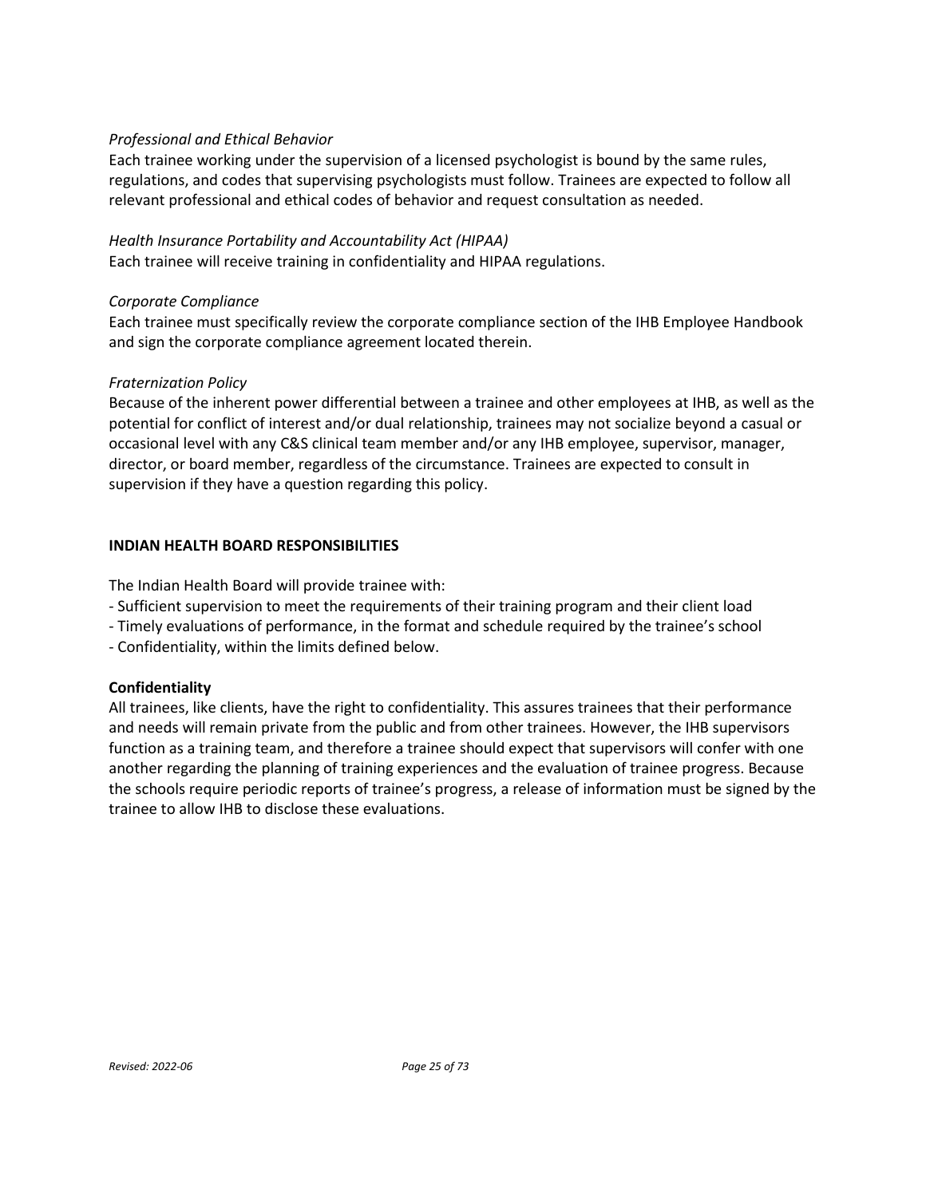*Professional and Ethical Behavior*

Each trainee working under the supervision of a licensed psychologist is bound by the same rules, regulations, and codes that supervising psychologists must follow. Trainees are expected to follow all relevant professional and ethical codes of behavior and request consultation as needed.

*Health Insurance Portability and Accountability Act (HIPAA)*

Each trainee will receive training in confidentiality and HIPAA regulations.

*Corporate Compliance*

Each trainee must specifically review the corporate compliance section of the IHB Employee Handbook and sign the corporate compliance agreement located therein.

*Fraternization Policy*

Because of the inherent power differential between a trainee and other employees at IHB, as well as the potential for conflict of interest and/or dual relationship, trainees may not socialize beyond a casual or occasional level with any C&S clinical team member and/or any IHB employee, supervisor, manager, director, or board member, regardless of the circumstance. Trainees are expected to consult in supervision if they have a question regarding this policy.

**INDIAN HEALTH BOARD RESPONSIBILITIES**

The Indian Health Board will provide trainee with:

- Sufficient supervision to meet the requirements of their training program and their client load
- Timely evaluations of performance, in the format and schedule required by the trainee's school
- Confidentiality, within the limits defined below.

**Confidentiality**

All trainees, like clients, have the right to confidentiality. This assures trainees that their performance and needs will remain private from the public and from other trainees. However, the IHB supervisors function as a training team, and therefore a trainee should expect that supervisors will confer with one another regarding the planning of training experiences and the evaluation of trainee progress. Because the schools require periodic reports of trainee's progress, a release of information must be signed by the trainee to allow IHB to disclose these evaluations.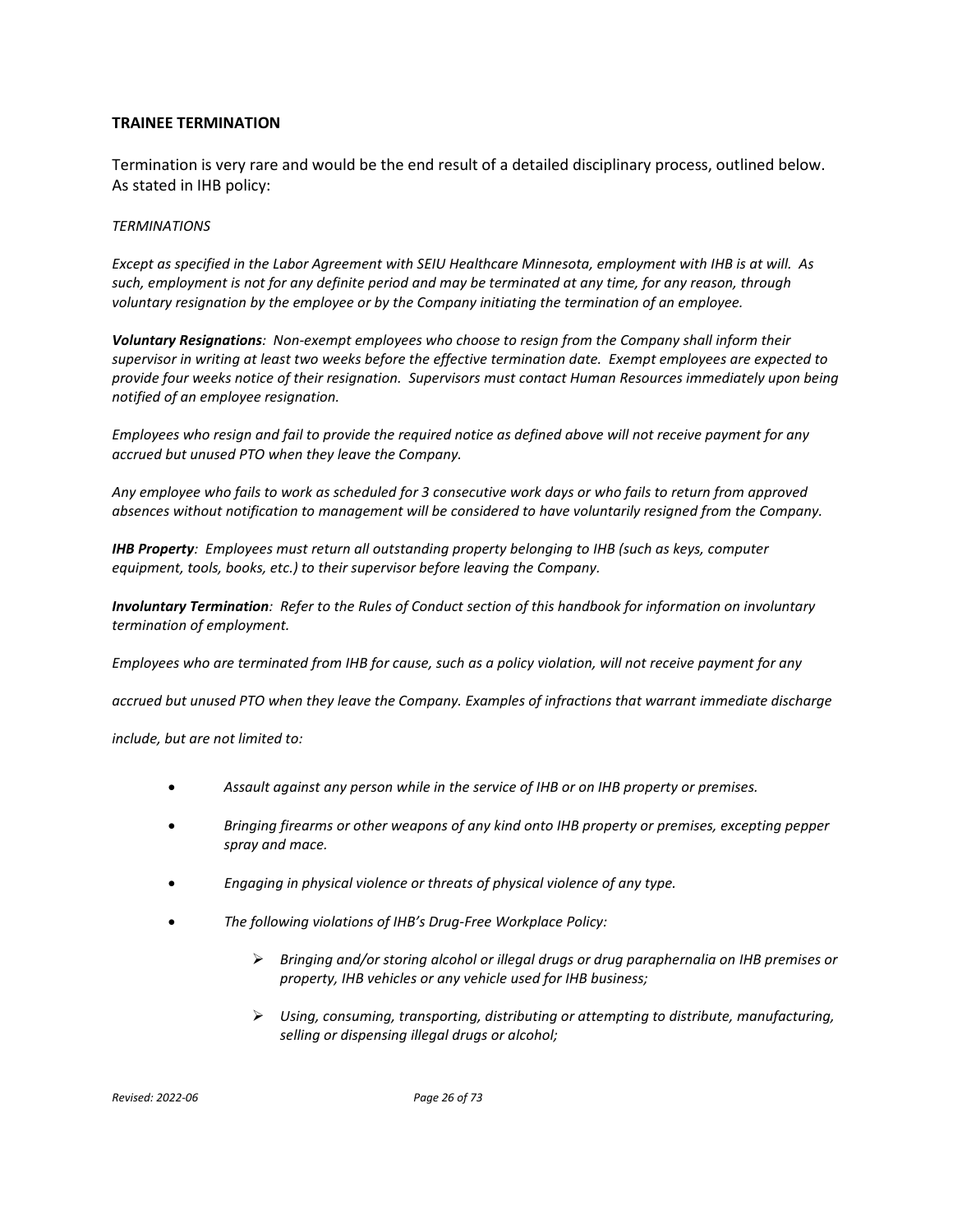## TRAINEE TERMINATION

Termination is very rare and would be the end result of a detailed disciplinary process, outlined below. As stated in IHB policy:

*TERMINATIONS*

*Except as specified in the Labor Agreement with SEIU Healthcare Minnesota, employment with IHB is at will. As such, employment is not for any definite period and may be terminated at any time, for any reason, through voluntary resignation by the employee or by the Company initiating the termination of an employee.*

***Voluntary Resignations**: Non-exempt employees who choose to resign from the Company shall inform their supervisor in writing at least two weeks before the effective termination date. Exempt employees are expected to provide four weeks notice of their resignation. Supervisors must contact Human Resources immediately upon being notified of an employee resignation.*

*Employees who resign and fail to provide the required notice as defined above will not receive payment for any accrued but unused PTO when they leave the Company.*

*Any employee who fails to work as scheduled for 3 consecutive work days or who fails to return from approved absences without notification to management will be considered to have voluntarily resigned from the Company.*

***IHB Property**: Employees must return all outstanding property belonging to IHB (such as keys, computer equipment, tools, books, etc.) to their supervisor before leaving the Company.*

***Involuntary Termination**: Refer to the Rules of Conduct section of this handbook for information on involuntary termination of employment.*

*Employees who are terminated from IHB for cause, such as a policy violation, will not receive payment for any accrued but unused PTO when they leave the Company. Examples of infractions that warrant immediate discharge include, but are not limited to:*

- *Assault against any person while in the service of IHB or on IHB property or premises.*
- *Bringing firearms or other weapons of any kind onto IHB property or premises, excepting pepper spray and mace.*
- *Engaging in physical violence or threats of physical violence of any type.*
- *The following violations of IHB's Drug-Free Workplace Policy:*
  - *Bringing and/or storing alcohol or illegal drugs or drug paraphernalia on IHB premises or property, IHB vehicles or any vehicle used for IHB business;*
  - *Using, consuming, transporting, distributing or attempting to distribute, manufacturing, selling or dispensing illegal drugs or alcohol;*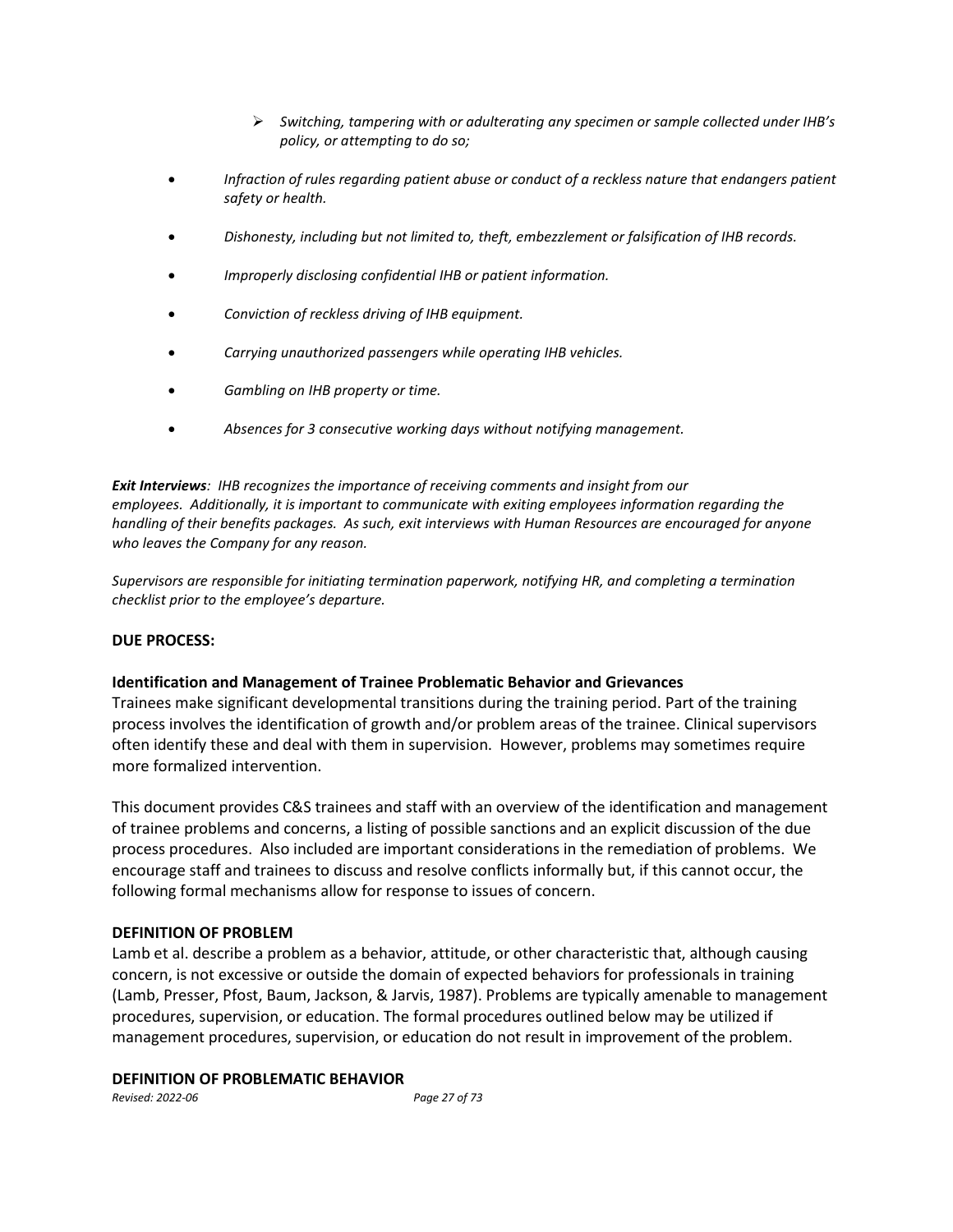- *Switching, tampering with or adulterating any specimen or sample collected under IHB's policy, or attempting to do so;*

- *Infraction of rules regarding patient abuse or conduct of a reckless nature that endangers patient safety or health.*
- *Dishonesty, including but not limited to, theft, embezzlement or falsification of IHB records.*
- *Improperly disclosing confidential IHB or patient information.*
- *Conviction of reckless driving of IHB equipment.*
- *Carrying unauthorized passengers while operating IHB vehicles.*
- *Gambling on IHB property or time.*
- *Absences for 3 consecutive working days without notifying management.*

***Exit Interviews**: IHB recognizes the importance of receiving comments and insight from our employees. Additionally, it is important to communicate with exiting employees information regarding the handling of their benefits packages. As such, exit interviews with Human Resources are encouraged for anyone who leaves the Company for any reason.*

*Supervisors are responsible for initiating termination paperwork, notifying HR, and completing a termination checklist prior to the employee's departure.*

## DUE PROCESS:

### Identification and Management of Trainee Problematic Behavior and Grievances

Trainees make significant developmental transitions during the training period. Part of the training process involves the identification of growth and/or problem areas of the trainee. Clinical supervisors often identify these and deal with them in supervision. However, problems may sometimes require more formalized intervention.

This document provides C&S trainees and staff with an overview of the identification and management of trainee problems and concerns, a listing of possible sanctions and an explicit discussion of the due process procedures. Also included are important considerations in the remediation of problems. We encourage staff and trainees to discuss and resolve conflicts informally but, if this cannot occur, the following formal mechanisms allow for response to issues of concern.

### DEFINITION OF PROBLEM

Lamb et al. describe a problem as a behavior, attitude, or other characteristic that, although causing concern, is not excessive or outside the domain of expected behaviors for professionals in training (Lamb, Presser, Pfost, Baum, Jackson, & Jarvis, 1987). Problems are typically amenable to management procedures, supervision, or education. The formal procedures outlined below may be utilized if management procedures, supervision, or education do not result in improvement of the problem.

### DEFINITION OF PROBLEMATIC BEHAVIOR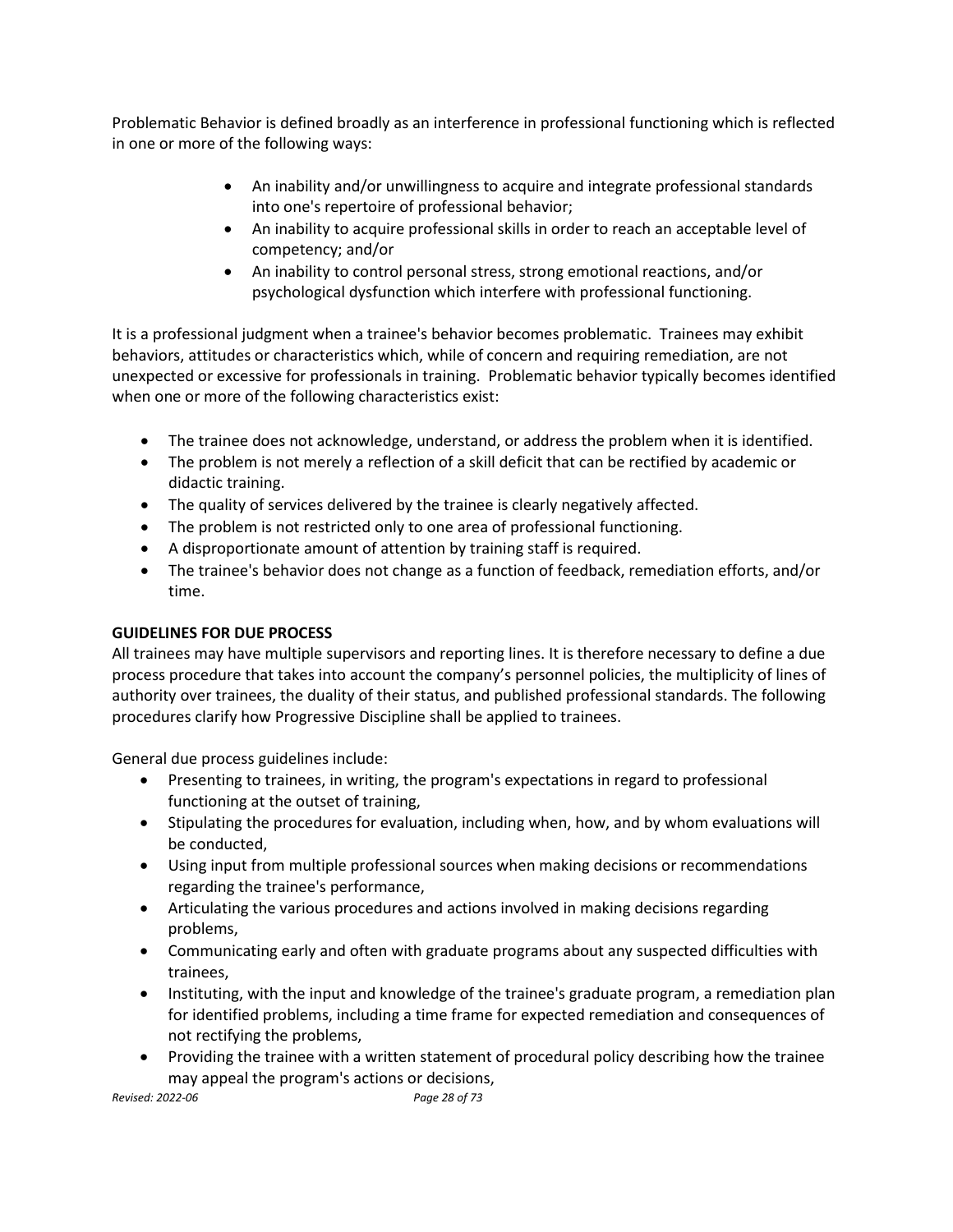Problematic Behavior is defined broadly as an interference in professional functioning which is reflected in one or more of the following ways:

- An inability and/or unwillingness to acquire and integrate professional standards into one's repertoire of professional behavior;
- An inability to acquire professional skills in order to reach an acceptable level of competency; and/or
- An inability to control personal stress, strong emotional reactions, and/or psychological dysfunction which interfere with professional functioning.

It is a professional judgment when a trainee's behavior becomes problematic. Trainees may exhibit behaviors, attitudes or characteristics which, while of concern and requiring remediation, are not unexpected or excessive for professionals in training. Problematic behavior typically becomes identified when one or more of the following characteristics exist:

- The trainee does not acknowledge, understand, or address the problem when it is identified.
- The problem is not merely a reflection of a skill deficit that can be rectified by academic or didactic training.
- The quality of services delivered by the trainee is clearly negatively affected.
- The problem is not restricted only to one area of professional functioning.
- A disproportionate amount of attention by training staff is required.
- The trainee's behavior does not change as a function of feedback, remediation efforts, and/or time.

**GUIDELINES FOR DUE PROCESS**

All trainees may have multiple supervisors and reporting lines. It is therefore necessary to define a due process procedure that takes into account the company's personnel policies, the multiplicity of lines of authority over trainees, the duality of their status, and published professional standards. The following procedures clarify how Progressive Discipline shall be applied to trainees.

General due process guidelines include:

- Presenting to trainees, in writing, the program's expectations in regard to professional functioning at the outset of training,
- Stipulating the procedures for evaluation, including when, how, and by whom evaluations will be conducted,
- Using input from multiple professional sources when making decisions or recommendations regarding the trainee's performance,
- Articulating the various procedures and actions involved in making decisions regarding problems,
- Communicating early and often with graduate programs about any suspected difficulties with trainees,
- Instituting, with the input and knowledge of the trainee's graduate program, a remediation plan for identified problems, including a time frame for expected remediation and consequences of not rectifying the problems,
- Providing the trainee with a written statement of procedural policy describing how the trainee may appeal the program's actions or decisions,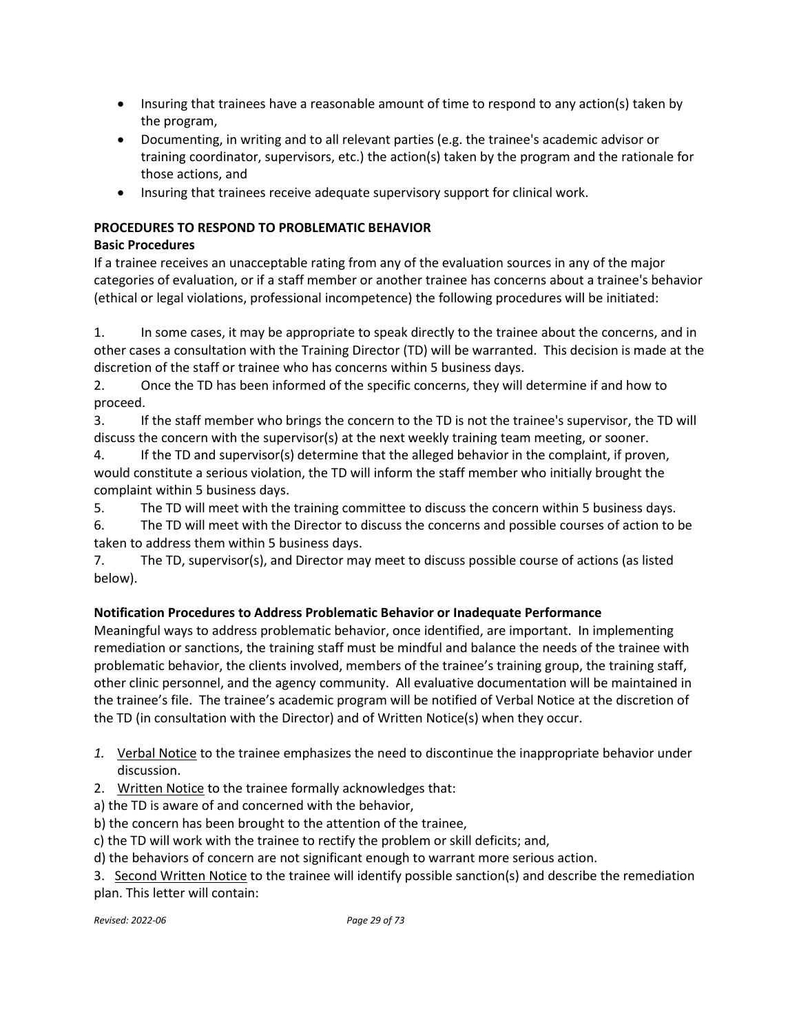- Insuring that trainees have a reasonable amount of time to respond to any action(s) taken by the program,
- Documenting, in writing and to all relevant parties (e.g. the trainee's academic advisor or training coordinator, supervisors, etc.) the action(s) taken by the program and the rationale for those actions, and
- Insuring that trainees receive adequate supervisory support for clinical work.

**PROCEDURES TO RESPOND TO PROBLEMATIC BEHAVIOR**

**Basic Procedures**

If a trainee receives an unacceptable rating from any of the evaluation sources in any of the major categories of evaluation, or if a staff member or another trainee has concerns about a trainee's behavior (ethical or legal violations, professional incompetence) the following procedures will be initiated:

1. In some cases, it may be appropriate to speak directly to the trainee about the concerns, and in other cases a consultation with the Training Director (TD) will be warranted. This decision is made at the discretion of the staff or trainee who has concerns within 5 business days.
2. Once the TD has been informed of the specific concerns, they will determine if and how to proceed.
3. If the staff member who brings the concern to the TD is not the trainee's supervisor, the TD will discuss the concern with the supervisor(s) at the next weekly training team meeting, or sooner.
4. If the TD and supervisor(s) determine that the alleged behavior in the complaint, if proven, would constitute a serious violation, the TD will inform the staff member who initially brought the complaint within 5 business days.
5. The TD will meet with the training committee to discuss the concern within 5 business days.
6. The TD will meet with the Director to discuss the concerns and possible courses of action to be taken to address them within 5 business days.
7. The TD, supervisor(s), and Director may meet to discuss possible course of actions (as listed below).

**Notification Procedures to Address Problematic Behavior or Inadequate Performance**

Meaningful ways to address problematic behavior, once identified, are important. In implementing remediation or sanctions, the training staff must be mindful and balance the needs of the trainee with problematic behavior, the clients involved, members of the trainee's training group, the training staff, other clinic personnel, and the agency community. All evaluative documentation will be maintained in the trainee's file. The trainee's academic program will be notified of Verbal Notice at the discretion of the TD (in consultation with the Director) and of Written Notice(s) when they occur.

1. Verbal Notice to the trainee emphasizes the need to discontinue the inappropriate behavior under discussion.
2. Written Notice to the trainee formally acknowledges that:

a) the TD is aware of and concerned with the behavior,

b) the concern has been brought to the attention of the trainee,

c) the TD will work with the trainee to rectify the problem or skill deficits; and,

d) the behaviors of concern are not significant enough to warrant more serious action.

3. Second Written Notice to the trainee will identify possible sanction(s) and describe the remediation plan. This letter will contain: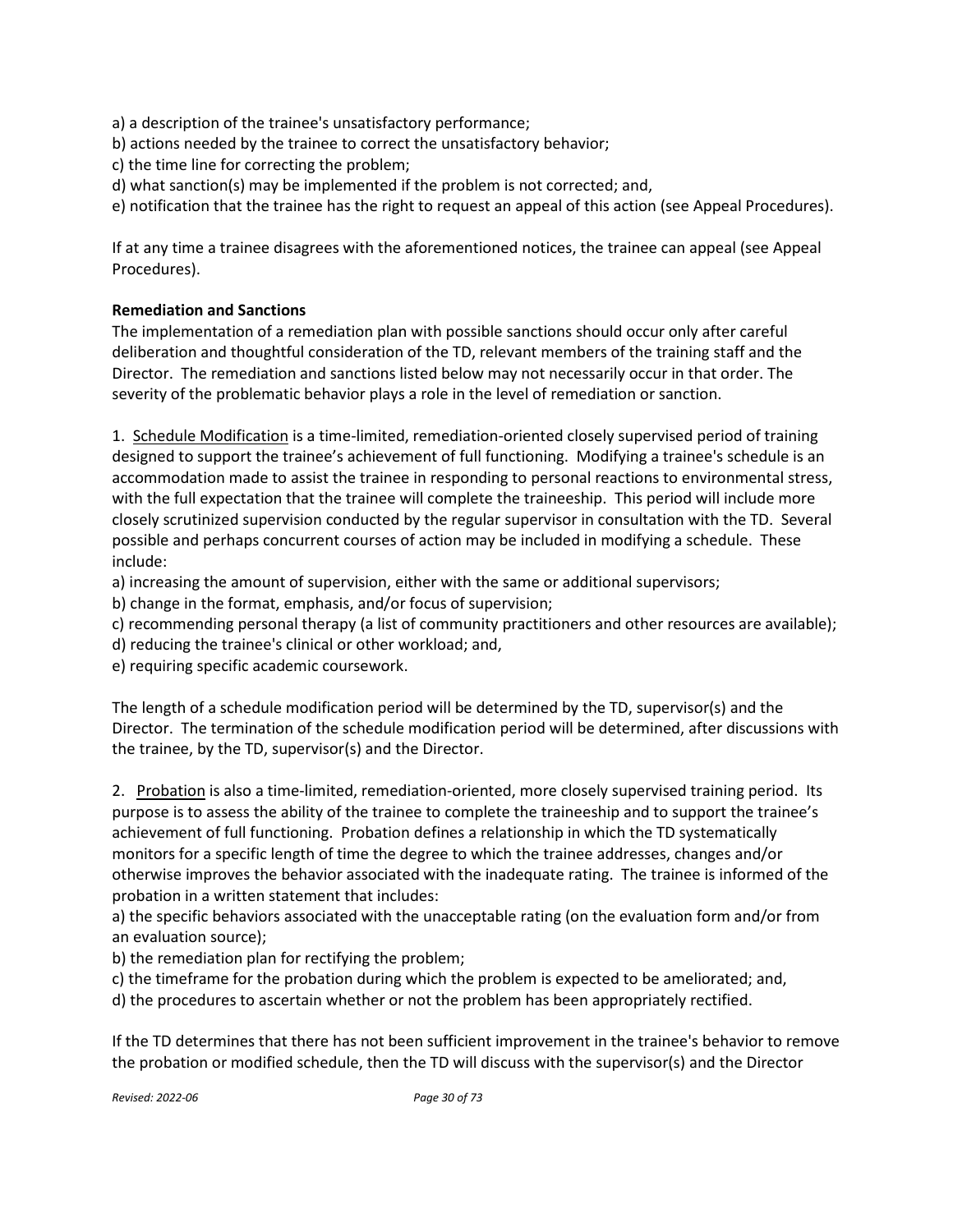a) a description of the trainee's unsatisfactory performance;
b) actions needed by the trainee to correct the unsatisfactory behavior;
c) the time line for correcting the problem;
d) what sanction(s) may be implemented if the problem is not corrected; and,
e) notification that the trainee has the right to request an appeal of this action (see Appeal Procedures).

If at any time a trainee disagrees with the aforementioned notices, the trainee can appeal (see Appeal Procedures).

**Remediation and Sanctions**

The implementation of a remediation plan with possible sanctions should occur only after careful deliberation and thoughtful consideration of the TD, relevant members of the training staff and the Director. The remediation and sanctions listed below may not necessarily occur in that order. The severity of the problematic behavior plays a role in the level of remediation or sanction.

1. <u>Schedule Modification</u> is a time-limited, remediation-oriented closely supervised period of training designed to support the trainee's achievement of full functioning. Modifying a trainee's schedule is an accommodation made to assist the trainee in responding to personal reactions to environmental stress, with the full expectation that the trainee will complete the traineeship. This period will include more closely scrutinized supervision conducted by the regular supervisor in consultation with the TD. Several possible and perhaps concurrent courses of action may be included in modifying a schedule. These include:
a) increasing the amount of supervision, either with the same or additional supervisors;
b) change in the format, emphasis, and/or focus of supervision;
c) recommending personal therapy (a list of community practitioners and other resources are available);
d) reducing the trainee's clinical or other workload; and,
e) requiring specific academic coursework.

The length of a schedule modification period will be determined by the TD, supervisor(s) and the Director. The termination of the schedule modification period will be determined, after discussions with the trainee, by the TD, supervisor(s) and the Director.

2. <u>Probation</u> is also a time-limited, remediation-oriented, more closely supervised training period. Its purpose is to assess the ability of the trainee to complete the traineeship and to support the trainee's achievement of full functioning. Probation defines a relationship in which the TD systematically monitors for a specific length of time the degree to which the trainee addresses, changes and/or otherwise improves the behavior associated with the inadequate rating. The trainee is informed of the probation in a written statement that includes:
a) the specific behaviors associated with the unacceptable rating (on the evaluation form and/or from an evaluation source);
b) the remediation plan for rectifying the problem;
c) the timeframe for the probation during which the problem is expected to be ameliorated; and,
d) the procedures to ascertain whether or not the problem has been appropriately rectified.

If the TD determines that there has not been sufficient improvement in the trainee's behavior to remove the probation or modified schedule, then the TD will discuss with the supervisor(s) and the Director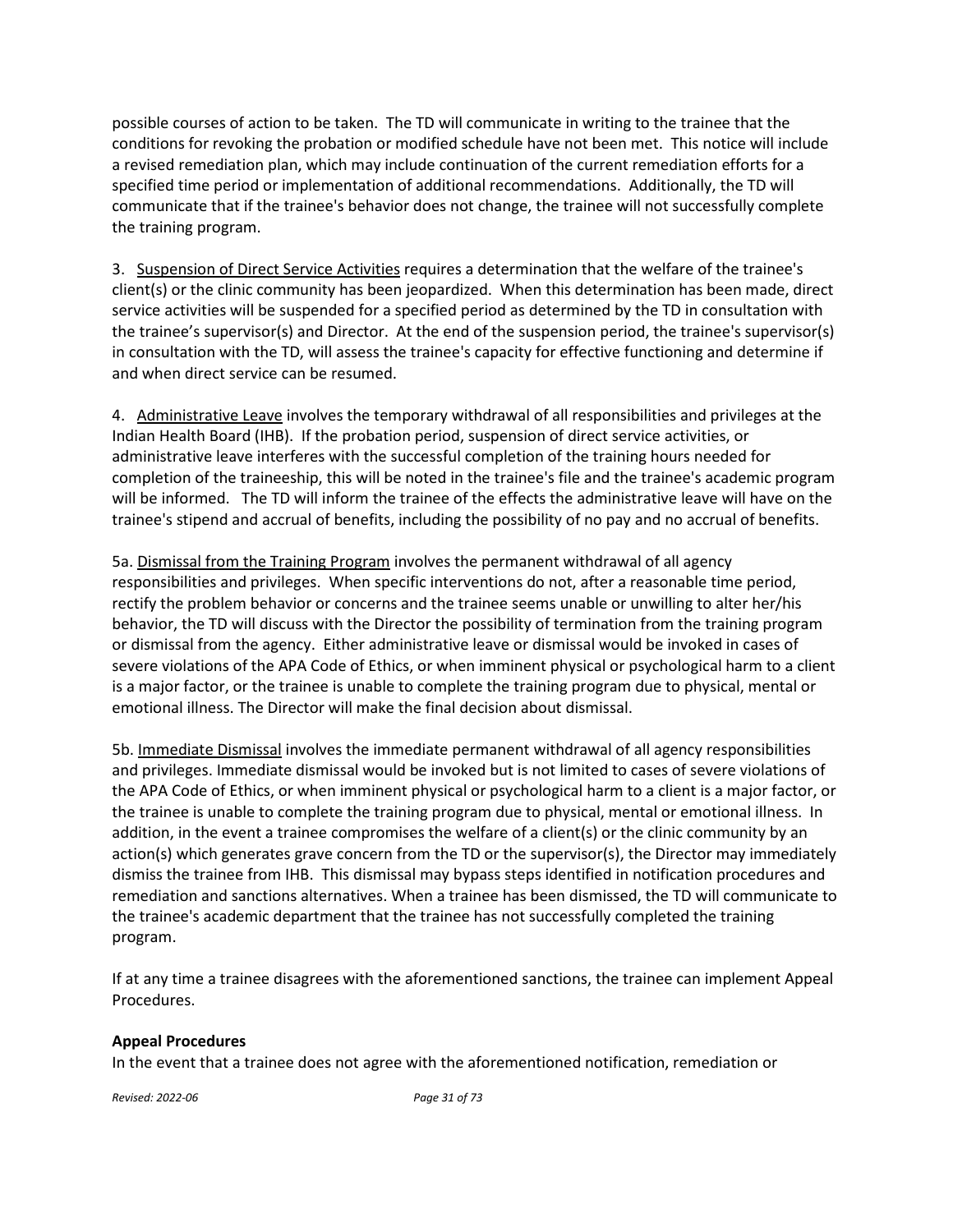possible courses of action to be taken. The TD will communicate in writing to the trainee that the conditions for revoking the probation or modified schedule have not been met. This notice will include a revised remediation plan, which may include continuation of the current remediation efforts for a specified time period or implementation of additional recommendations. Additionally, the TD will communicate that if the trainee's behavior does not change, the trainee will not successfully complete the training program.

3. Suspension of Direct Service Activities requires a determination that the welfare of the trainee's client(s) or the clinic community has been jeopardized. When this determination has been made, direct service activities will be suspended for a specified period as determined by the TD in consultation with the trainee's supervisor(s) and Director. At the end of the suspension period, the trainee's supervisor(s) in consultation with the TD, will assess the trainee's capacity for effective functioning and determine if and when direct service can be resumed.

4. Administrative Leave involves the temporary withdrawal of all responsibilities and privileges at the Indian Health Board (IHB). If the probation period, suspension of direct service activities, or administrative leave interferes with the successful completion of the training hours needed for completion of the traineeship, this will be noted in the trainee's file and the trainee's academic program will be informed. The TD will inform the trainee of the effects the administrative leave will have on the trainee's stipend and accrual of benefits, including the possibility of no pay and no accrual of benefits.

5a. Dismissal from the Training Program involves the permanent withdrawal of all agency responsibilities and privileges. When specific interventions do not, after a reasonable time period, rectify the problem behavior or concerns and the trainee seems unable or unwilling to alter her/his behavior, the TD will discuss with the Director the possibility of termination from the training program or dismissal from the agency. Either administrative leave or dismissal would be invoked in cases of severe violations of the APA Code of Ethics, or when imminent physical or psychological harm to a client is a major factor, or the trainee is unable to complete the training program due to physical, mental or emotional illness. The Director will make the final decision about dismissal.

5b. Immediate Dismissal involves the immediate permanent withdrawal of all agency responsibilities and privileges. Immediate dismissal would be invoked but is not limited to cases of severe violations of the APA Code of Ethics, or when imminent physical or psychological harm to a client is a major factor, or the trainee is unable to complete the training program due to physical, mental or emotional illness. In addition, in the event a trainee compromises the welfare of a client(s) or the clinic community by an action(s) which generates grave concern from the TD or the supervisor(s), the Director may immediately dismiss the trainee from IHB. This dismissal may bypass steps identified in notification procedures and remediation and sanctions alternatives. When a trainee has been dismissed, the TD will communicate to the trainee's academic department that the trainee has not successfully completed the training program.

If at any time a trainee disagrees with the aforementioned sanctions, the trainee can implement Appeal Procedures.

**Appeal Procedures**

In the event that a trainee does not agree with the aforementioned notification, remediation or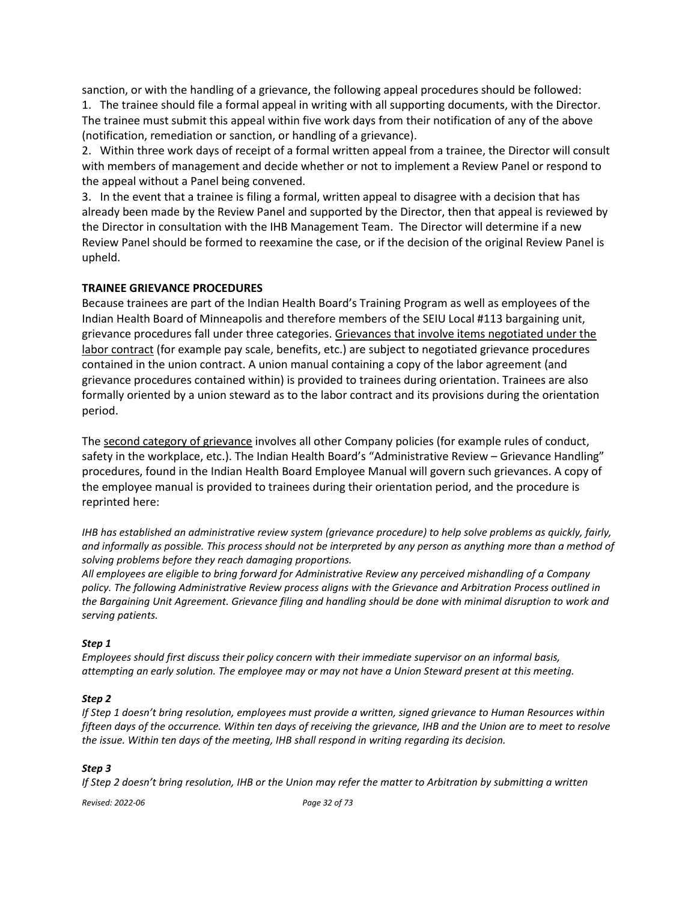sanction, or with the handling of a grievance, the following appeal procedures should be followed:

1. The trainee should file a formal appeal in writing with all supporting documents, with the Director. The trainee must submit this appeal within five work days from their notification of any of the above (notification, remediation or sanction, or handling of a grievance).
2. Within three work days of receipt of a formal written appeal from a trainee, the Director will consult with members of management and decide whether or not to implement a Review Panel or respond to the appeal without a Panel being convened.
3. In the event that a trainee is filing a formal, written appeal to disagree with a decision that has already been made by the Review Panel and supported by the Director, then that appeal is reviewed by the Director in consultation with the IHB Management Team. The Director will determine if a new Review Panel should be formed to reexamine the case, or if the decision of the original Review Panel is upheld.

**TRAINEE GRIEVANCE PROCEDURES**

Because trainees are part of the Indian Health Board's Training Program as well as employees of the Indian Health Board of Minneapolis and therefore members of the SEIU Local #113 bargaining unit, grievance procedures fall under three categories. <u>Grievances that involve items negotiated under the labor contract</u> (for example pay scale, benefits, etc.) are subject to negotiated grievance procedures contained in the union contract. A union manual containing a copy of the labor agreement (and grievance procedures contained within) is provided to trainees during orientation. Trainees are also formally oriented by a union steward as to the labor contract and its provisions during the orientation period.

The <u>second category of grievance</u> involves all other Company policies (for example rules of conduct, safety in the workplace, etc.). The Indian Health Board's "Administrative Review – Grievance Handling" procedures, found in the Indian Health Board Employee Manual will govern such grievances. A copy of the employee manual is provided to trainees during their orientation period, and the procedure is reprinted here:

*IHB has established an administrative review system (grievance procedure) to help solve problems as quickly, fairly, and informally as possible. This process should not be interpreted by any person as anything more than a method of solving problems before they reach damaging proportions.*

*All employees are eligible to bring forward for Administrative Review any perceived mishandling of a Company policy. The following Administrative Review process aligns with the Grievance and Arbitration Process outlined in the Bargaining Unit Agreement. Grievance filing and handling should be done with minimal disruption to work and serving patients.*

***Step 1***

*Employees should first discuss their policy concern with their immediate supervisor on an informal basis, attempting an early solution. The employee may or may not have a Union Steward present at this meeting.*

***Step 2***

*If Step 1 doesn't bring resolution, employees must provide a written, signed grievance to Human Resources within fifteen days of the occurrence. Within ten days of receiving the grievance, IHB and the Union are to meet to resolve the issue. Within ten days of the meeting, IHB shall respond in writing regarding its decision.*

***Step 3***

*If Step 2 doesn't bring resolution, IHB or the Union may refer the matter to Arbitration by submitting a written*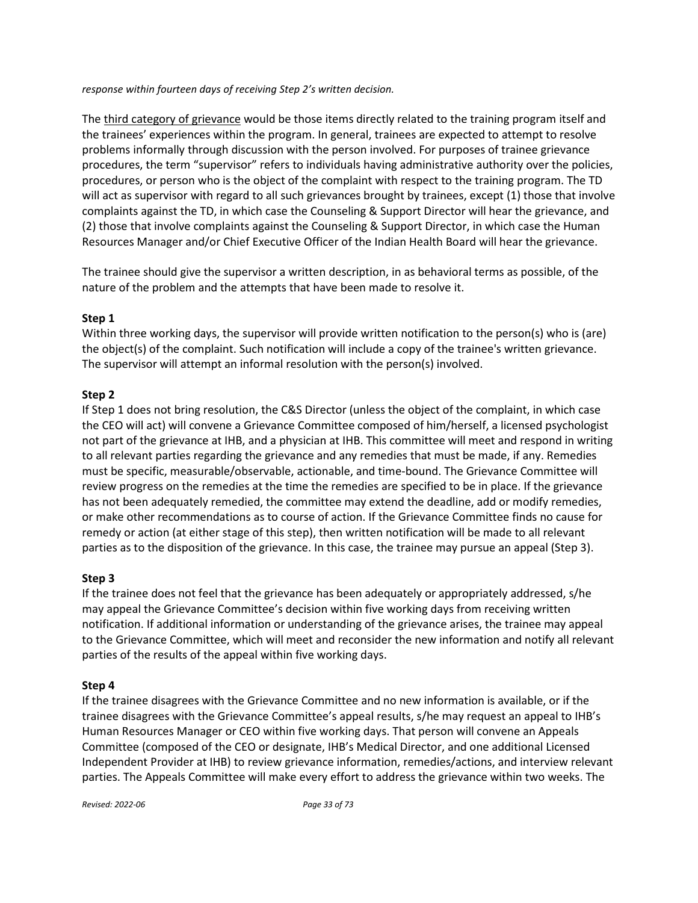*response within fourteen days of receiving Step 2's written decision.*

The <u>third category of grievance</u> would be those items directly related to the training program itself and the trainees' experiences within the program. In general, trainees are expected to attempt to resolve problems informally through discussion with the person involved. For purposes of trainee grievance procedures, the term "supervisor" refers to individuals having administrative authority over the policies, procedures, or person who is the object of the complaint with respect to the training program. The TD will act as supervisor with regard to all such grievances brought by trainees, except (1) those that involve complaints against the TD, in which case the Counseling & Support Director will hear the grievance, and (2) those that involve complaints against the Counseling & Support Director, in which case the Human Resources Manager and/or Chief Executive Officer of the Indian Health Board will hear the grievance.

The trainee should give the supervisor a written description, in as behavioral terms as possible, of the nature of the problem and the attempts that have been made to resolve it.

**Step 1**

Within three working days, the supervisor will provide written notification to the person(s) who is (are) the object(s) of the complaint. Such notification will include a copy of the trainee's written grievance. The supervisor will attempt an informal resolution with the person(s) involved.

**Step 2**

If Step 1 does not bring resolution, the C&S Director (unless the object of the complaint, in which case the CEO will act) will convene a Grievance Committee composed of him/herself, a licensed psychologist not part of the grievance at IHB, and a physician at IHB. This committee will meet and respond in writing to all relevant parties regarding the grievance and any remedies that must be made, if any. Remedies must be specific, measurable/observable, actionable, and time-bound. The Grievance Committee will review progress on the remedies at the time the remedies are specified to be in place. If the grievance has not been adequately remedied, the committee may extend the deadline, add or modify remedies, or make other recommendations as to course of action. If the Grievance Committee finds no cause for remedy or action (at either stage of this step), then written notification will be made to all relevant parties as to the disposition of the grievance. In this case, the trainee may pursue an appeal (Step 3).

**Step 3**

If the trainee does not feel that the grievance has been adequately or appropriately addressed, s/he may appeal the Grievance Committee's decision within five working days from receiving written notification. If additional information or understanding of the grievance arises, the trainee may appeal to the Grievance Committee, which will meet and reconsider the new information and notify all relevant parties of the results of the appeal within five working days.

**Step 4**

If the trainee disagrees with the Grievance Committee and no new information is available, or if the trainee disagrees with the Grievance Committee's appeal results, s/he may request an appeal to IHB's Human Resources Manager or CEO within five working days. That person will convene an Appeals Committee (composed of the CEO or designate, IHB's Medical Director, and one additional Licensed Independent Provider at IHB) to review grievance information, remedies/actions, and interview relevant parties. The Appeals Committee will make every effort to address the grievance within two weeks. The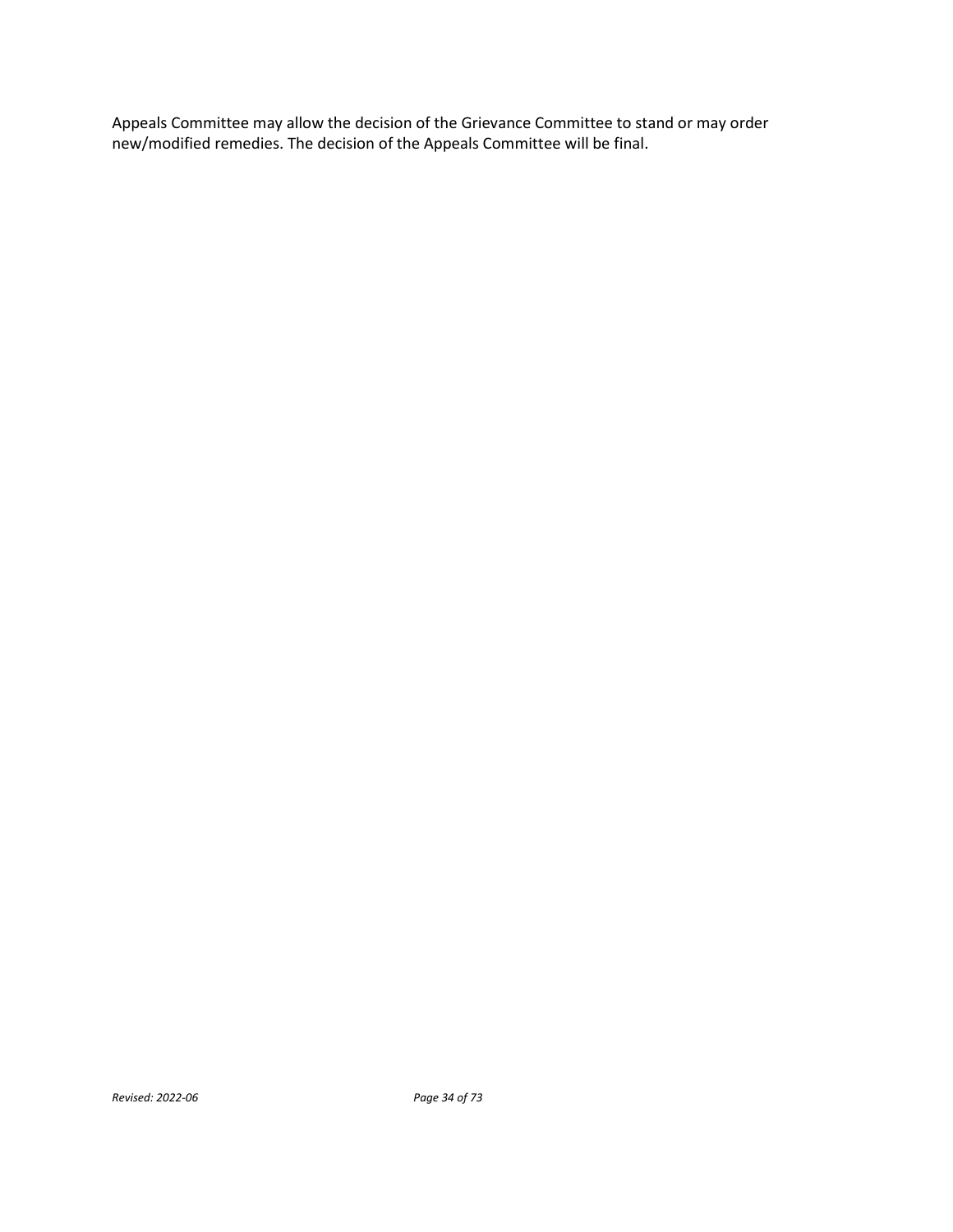Appeals Committee may allow the decision of the Grievance Committee to stand or may order new/modified remedies. The decision of the Appeals Committee will be final.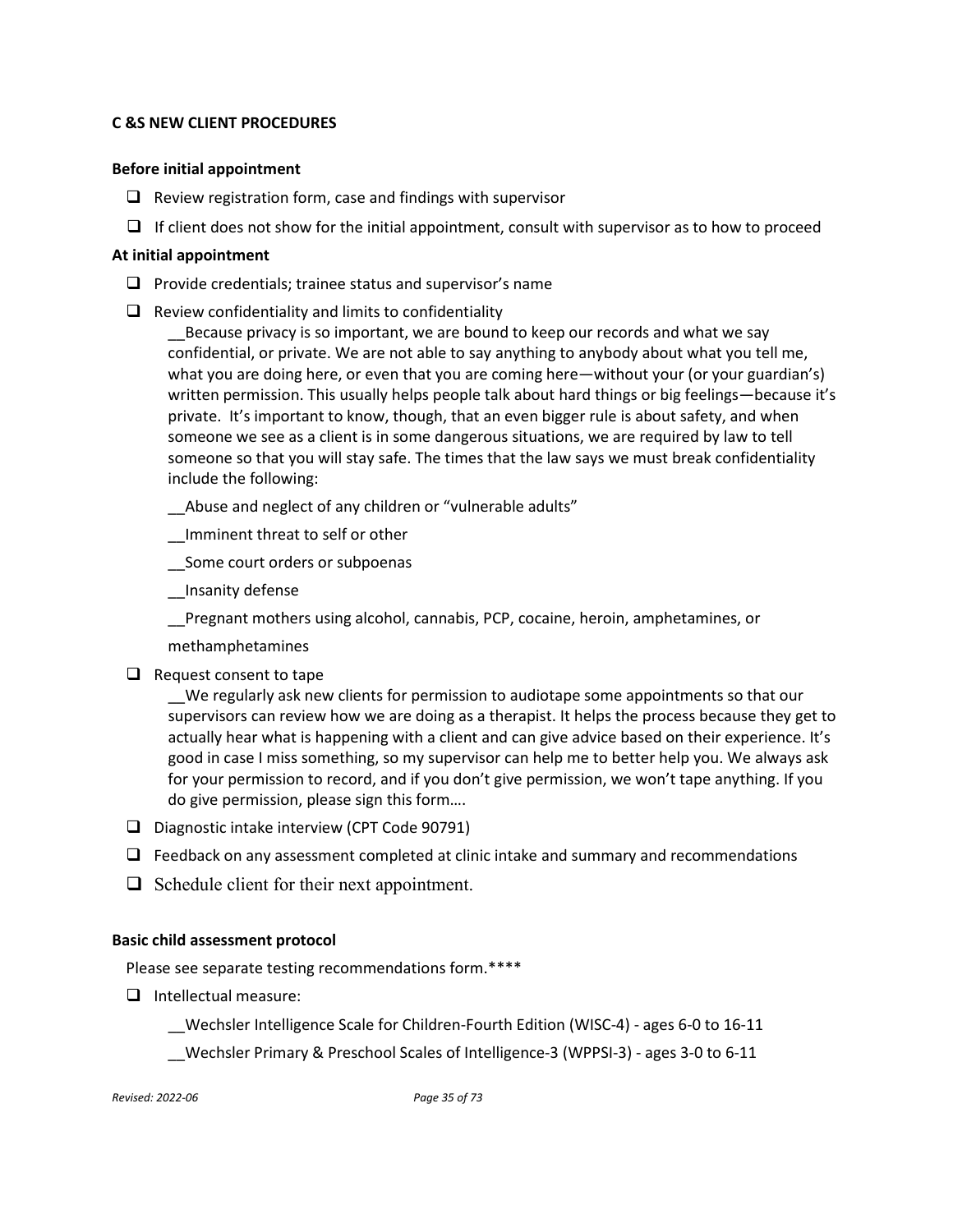**C &S NEW CLIENT PROCEDURES**

**Before initial appointment**

- ❑ Review registration form, case and findings with supervisor
- ❑ If client does not show for the initial appointment, consult with supervisor as to how to proceed

**At initial appointment**

- ❑ Provide credentials; trainee status and supervisor's name
- ❑ Review confidentiality and limits to confidentiality

  __Because privacy is so important, we are bound to keep our records and what we say confidential, or private. We are not able to say anything to anybody about what you tell me, what you are doing here, or even that you are coming here—without your (or your guardian's) written permission. This usually helps people talk about hard things or big feelings—because it's private. It's important to know, though, that an even bigger rule is about safety, and when someone we see as a client is in some dangerous situations, we are required by law to tell someone so that you will stay safe. The times that the law says we must break confidentiality include the following:

  __Abuse and neglect of any children or "vulnerable adults"

  __Imminent threat to self or other

  __Some court orders or subpoenas

  __Insanity defense

  __Pregnant mothers using alcohol, cannabis, PCP, cocaine, heroin, amphetamines, or methamphetamines

- ❑ Request consent to tape

  __We regularly ask new clients for permission to audiotape some appointments so that our supervisors can review how we are doing as a therapist. It helps the process because they get to actually hear what is happening with a client and can give advice based on their experience. It's good in case I miss something, so my supervisor can help me to better help you. We always ask for your permission to record, and if you don't give permission, we won't tape anything. If you do give permission, please sign this form….

- ❑ Diagnostic intake interview (CPT Code 90791)
- ❑ Feedback on any assessment completed at clinic intake and summary and recommendations
- ❑ Schedule client for their next appointment.

**Basic child assessment protocol**

Please see separate testing recommendations form.****

- ❑ Intellectual measure:

  __Wechsler Intelligence Scale for Children-Fourth Edition (WISC-4) - ages 6-0 to 16-11

  __Wechsler Primary & Preschool Scales of Intelligence-3 (WPPSI-3) - ages 3-0 to 6-11

*Revised: 2022-06*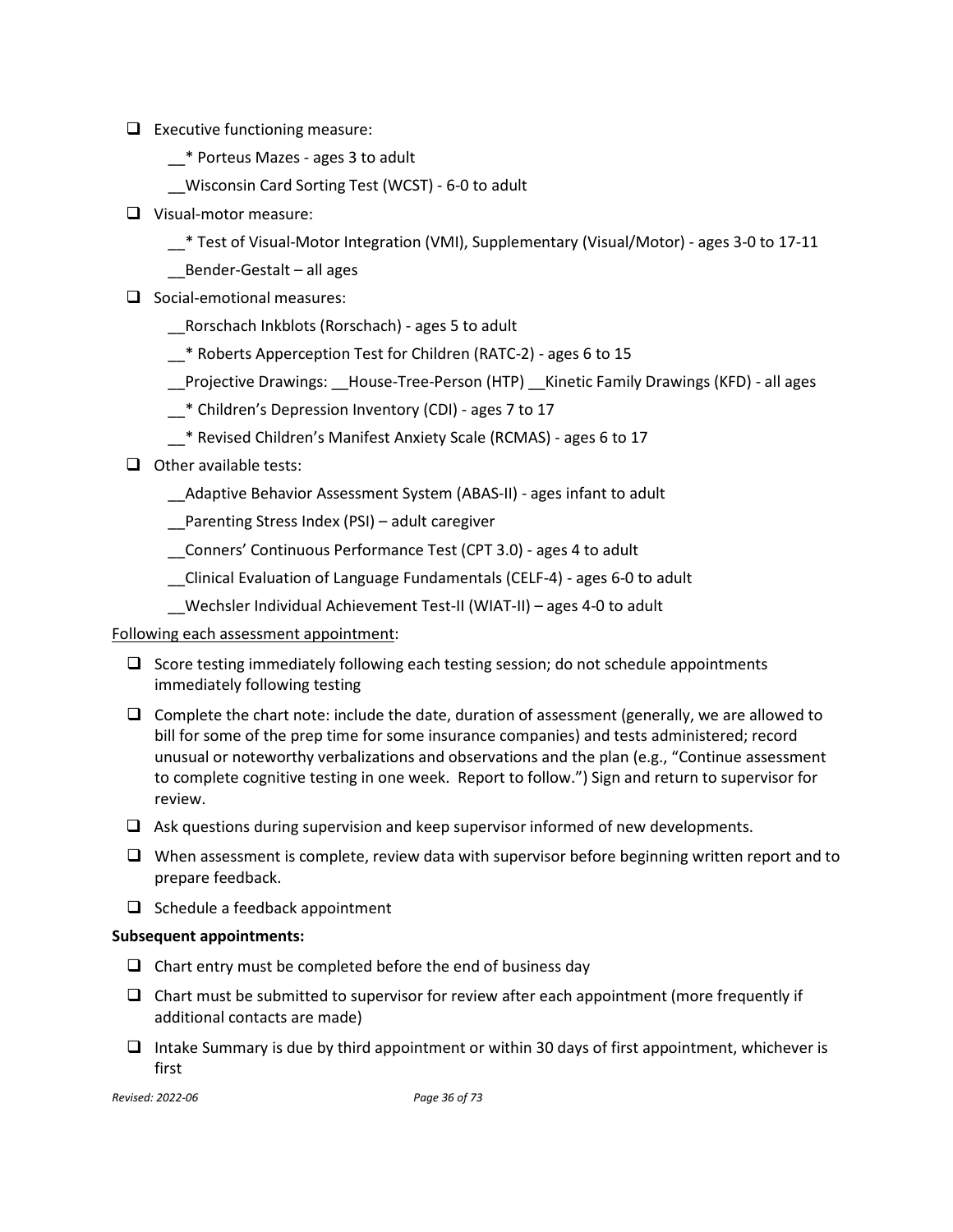- [ ] Executive functioning measure:
    - __* Porteus Mazes - ages 3 to adult
    - __Wisconsin Card Sorting Test (WCST) - 6-0 to adult
- [ ] Visual-motor measure:
    - __* Test of Visual-Motor Integration (VMI), Supplementary (Visual/Motor) - ages 3-0 to 17-11
    - __Bender-Gestalt – all ages
- [ ] Social-emotional measures:
    - __Rorschach Inkblots (Rorschach) - ages 5 to adult
    - __* Roberts Apperception Test for Children (RATC-2) - ages 6 to 15
    - __Projective Drawings: __House-Tree-Person (HTP) __Kinetic Family Drawings (KFD) - all ages
    - __* Children's Depression Inventory (CDI) - ages 7 to 17
    - __* Revised Children's Manifest Anxiety Scale (RCMAS) - ages 6 to 17
- [ ] Other available tests:
    - __Adaptive Behavior Assessment System (ABAS-II) - ages infant to adult
    - __Parenting Stress Index (PSI) – adult caregiver
    - __Conners' Continuous Performance Test (CPT 3.0) - ages 4 to adult
    - __Clinical Evaluation of Language Fundamentals (CELF-4) - ages 6-0 to adult
    - __Wechsler Individual Achievement Test-II (WIAT-II) – ages 4-0 to adult

<u>Following each assessment appointment</u>:

- [ ] Score testing immediately following each testing session; do not schedule appointments immediately following testing
- [ ] Complete the chart note: include the date, duration of assessment (generally, we are allowed to bill for some of the prep time for some insurance companies) and tests administered; record unusual or noteworthy verbalizations and observations and the plan (e.g., "Continue assessment to complete cognitive testing in one week. Report to follow.") Sign and return to supervisor for review.
- [ ] Ask questions during supervision and keep supervisor informed of new developments.
- [ ] When assessment is complete, review data with supervisor before beginning written report and to prepare feedback.
- [ ] Schedule a feedback appointment

**Subsequent appointments:**

- [ ] Chart entry must be completed before the end of business day
- [ ] Chart must be submitted to supervisor for review after each appointment (more frequently if additional contacts are made)
- [ ] Intake Summary is due by third appointment or within 30 days of first appointment, whichever is first

*Revised: 2022-06*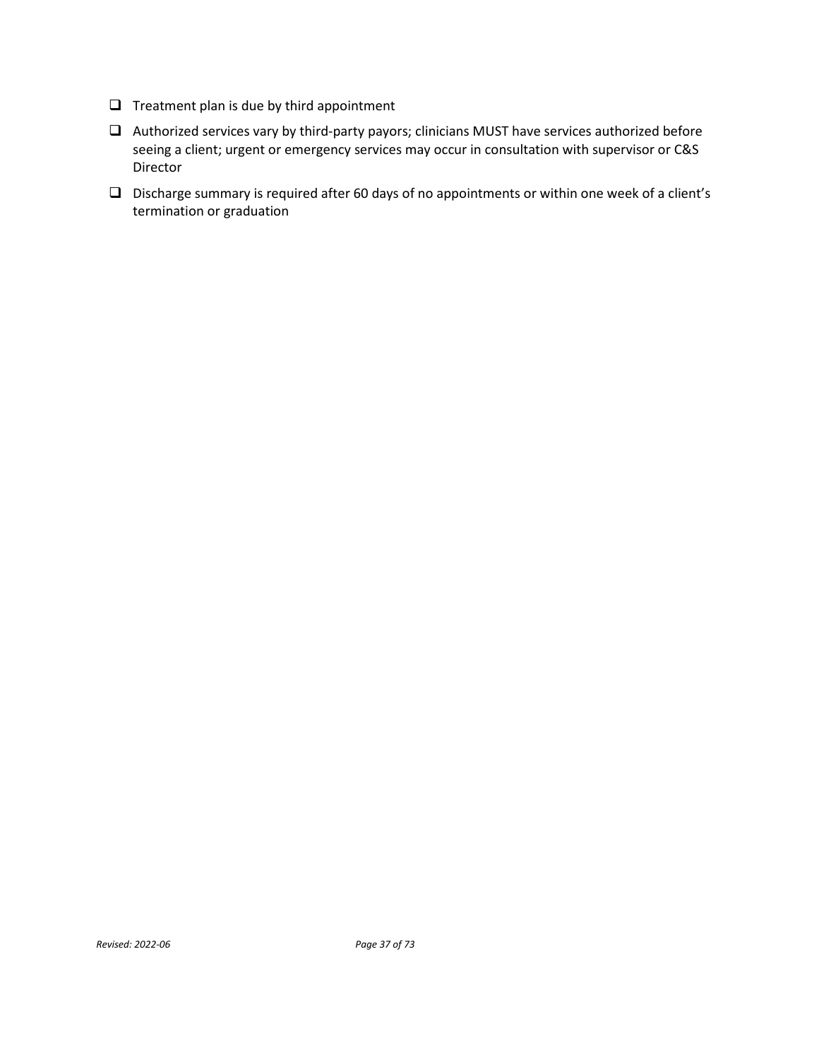- [ ] Treatment plan is due by third appointment
- [ ] Authorized services vary by third-party payors; clinicians MUST have services authorized before seeing a client; urgent or emergency services may occur in consultation with supervisor or C&S Director
- [ ] Discharge summary is required after 60 days of no appointments or within one week of a client's termination or graduation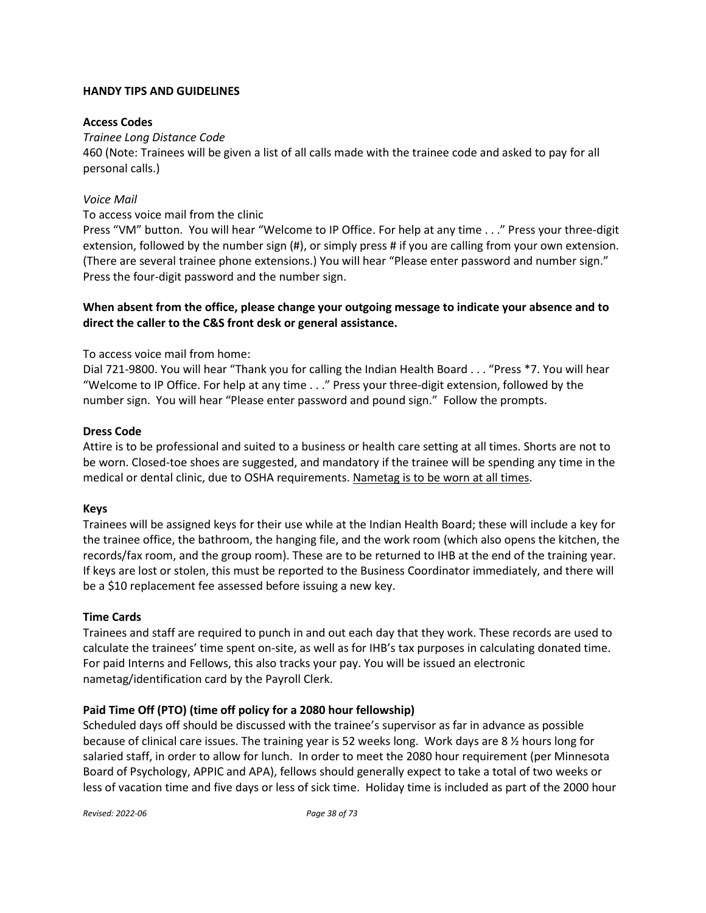## HANDY TIPS AND GUIDELINES

### Access Codes

*Trainee Long Distance Code*

460 (Note: Trainees will be given a list of all calls made with the trainee code and asked to pay for all personal calls.)

*Voice Mail*

To access voice mail from the clinic

Press "VM" button. You will hear "Welcome to IP Office. For help at any time . . ." Press your three-digit extension, followed by the number sign (#), or simply press # if you are calling from your own extension. (There are several trainee phone extensions.) You will hear "Please enter password and number sign." Press the four-digit password and the number sign.

**When absent from the office, please change your outgoing message to indicate your absence and to direct the caller to the C&S front desk or general assistance.**

To access voice mail from home:

Dial 721-9800. You will hear "Thank you for calling the Indian Health Board . . . "Press *7. You will hear "Welcome to IP Office. For help at any time . . ." Press your three-digit extension, followed by the number sign. You will hear "Please enter password and pound sign." Follow the prompts.

### Dress Code

Attire is to be professional and suited to a business or health care setting at all times. Shorts are not to be worn. Closed-toe shoes are suggested, and mandatory if the trainee will be spending any time in the medical or dental clinic, due to OSHA requirements. Nametag is to be worn at all times.

### Keys

Trainees will be assigned keys for their use while at the Indian Health Board; these will include a key for the trainee office, the bathroom, the hanging file, and the work room (which also opens the kitchen, the records/fax room, and the group room). These are to be returned to IHB at the end of the training year. If keys are lost or stolen, this must be reported to the Business Coordinator immediately, and there will be a $10 replacement fee assessed before issuing a new key.

### Time Cards

Trainees and staff are required to punch in and out each day that they work. These records are used to calculate the trainees' time spent on-site, as well as for IHB's tax purposes in calculating donated time. For paid Interns and Fellows, this also tracks your pay. You will be issued an electronic nametag/identification card by the Payroll Clerk.

### Paid Time Off (PTO) (time off policy for a 2080 hour fellowship)

Scheduled days off should be discussed with the trainee's supervisor as far in advance as possible because of clinical care issues. The training year is 52 weeks long. Work days are 8 ½ hours long for salaried staff, in order to allow for lunch. In order to meet the 2080 hour requirement (per Minnesota Board of Psychology, APPIC and APA), fellows should generally expect to take a total of two weeks or less of vacation time and five days or less of sick time. Holiday time is included as part of the 2000 hour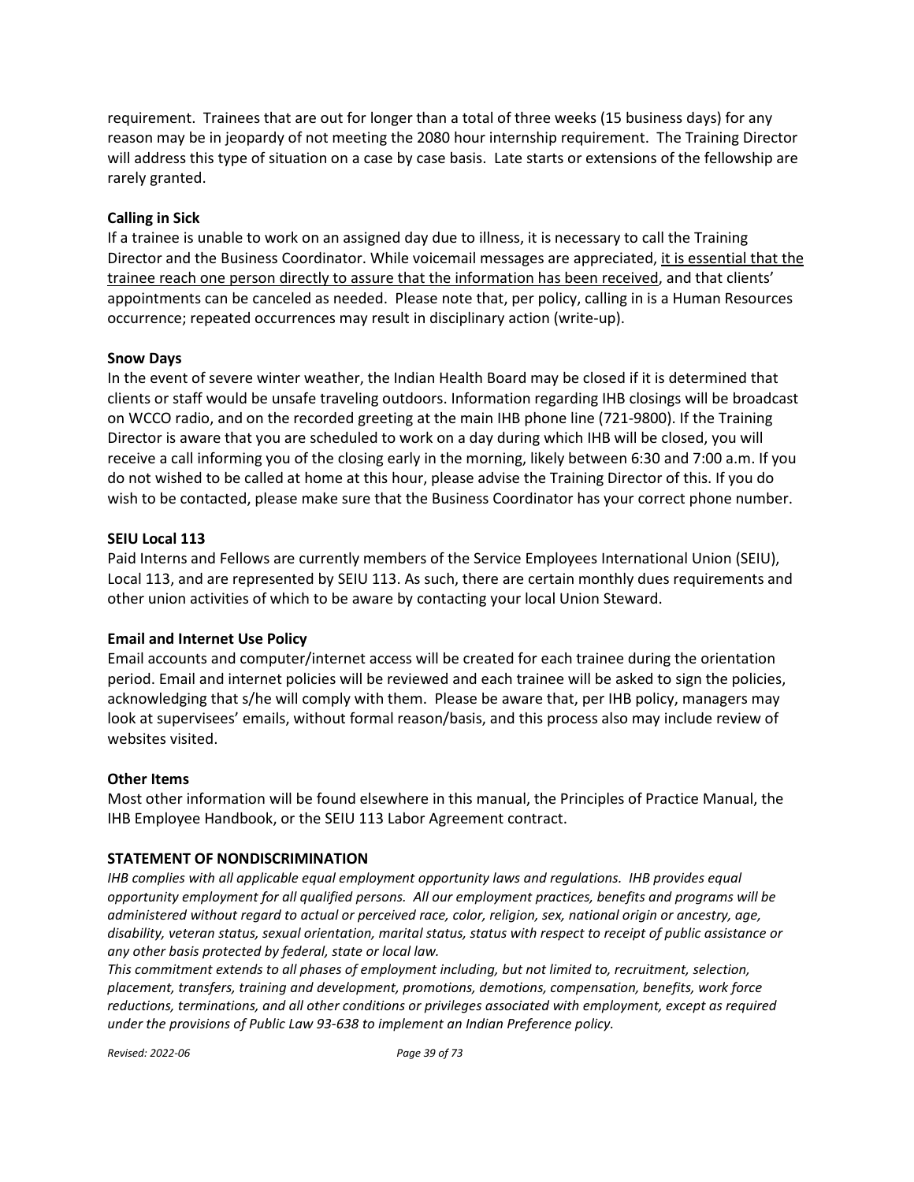requirement. Trainees that are out for longer than a total of three weeks (15 business days) for any reason may be in jeopardy of not meeting the 2080 hour internship requirement. The Training Director will address this type of situation on a case by case basis. Late starts or extensions of the fellowship are rarely granted.

**Calling in Sick**

If a trainee is unable to work on an assigned day due to illness, it is necessary to call the Training Director and the Business Coordinator. While voicemail messages are appreciated, <u>it is essential that the trainee reach one person directly to assure that the information has been received</u>, and that clients' appointments can be canceled as needed. Please note that, per policy, calling in is a Human Resources occurrence; repeated occurrences may result in disciplinary action (write-up).

**Snow Days**

In the event of severe winter weather, the Indian Health Board may be closed if it is determined that clients or staff would be unsafe traveling outdoors. Information regarding IHB closings will be broadcast on WCCO radio, and on the recorded greeting at the main IHB phone line (721-9800). If the Training Director is aware that you are scheduled to work on a day during which IHB will be closed, you will receive a call informing you of the closing early in the morning, likely between 6:30 and 7:00 a.m. If you do not wished to be called at home at this hour, please advise the Training Director of this. If you do wish to be contacted, please make sure that the Business Coordinator has your correct phone number.

**SEIU Local 113**

Paid Interns and Fellows are currently members of the Service Employees International Union (SEIU), Local 113, and are represented by SEIU 113. As such, there are certain monthly dues requirements and other union activities of which to be aware by contacting your local Union Steward.

**Email and Internet Use Policy**

Email accounts and computer/internet access will be created for each trainee during the orientation period. Email and internet policies will be reviewed and each trainee will be asked to sign the policies, acknowledging that s/he will comply with them. Please be aware that, per IHB policy, managers may look at supervisees' emails, without formal reason/basis, and this process also may include review of websites visited.

**Other Items**

Most other information will be found elsewhere in this manual, the Principles of Practice Manual, the IHB Employee Handbook, or the SEIU 113 Labor Agreement contract.

**STATEMENT OF NONDISCRIMINATION**

*IHB complies with all applicable equal employment opportunity laws and regulations. IHB provides equal opportunity employment for all qualified persons. All our employment practices, benefits and programs will be administered without regard to actual or perceived race, color, religion, sex, national origin or ancestry, age, disability, veteran status, sexual orientation, marital status, status with respect to receipt of public assistance or any other basis protected by federal, state or local law.*

*This commitment extends to all phases of employment including, but not limited to, recruitment, selection, placement, transfers, training and development, promotions, demotions, compensation, benefits, work force reductions, terminations, and all other conditions or privileges associated with employment, except as required under the provisions of Public Law 93-638 to implement an Indian Preference policy.*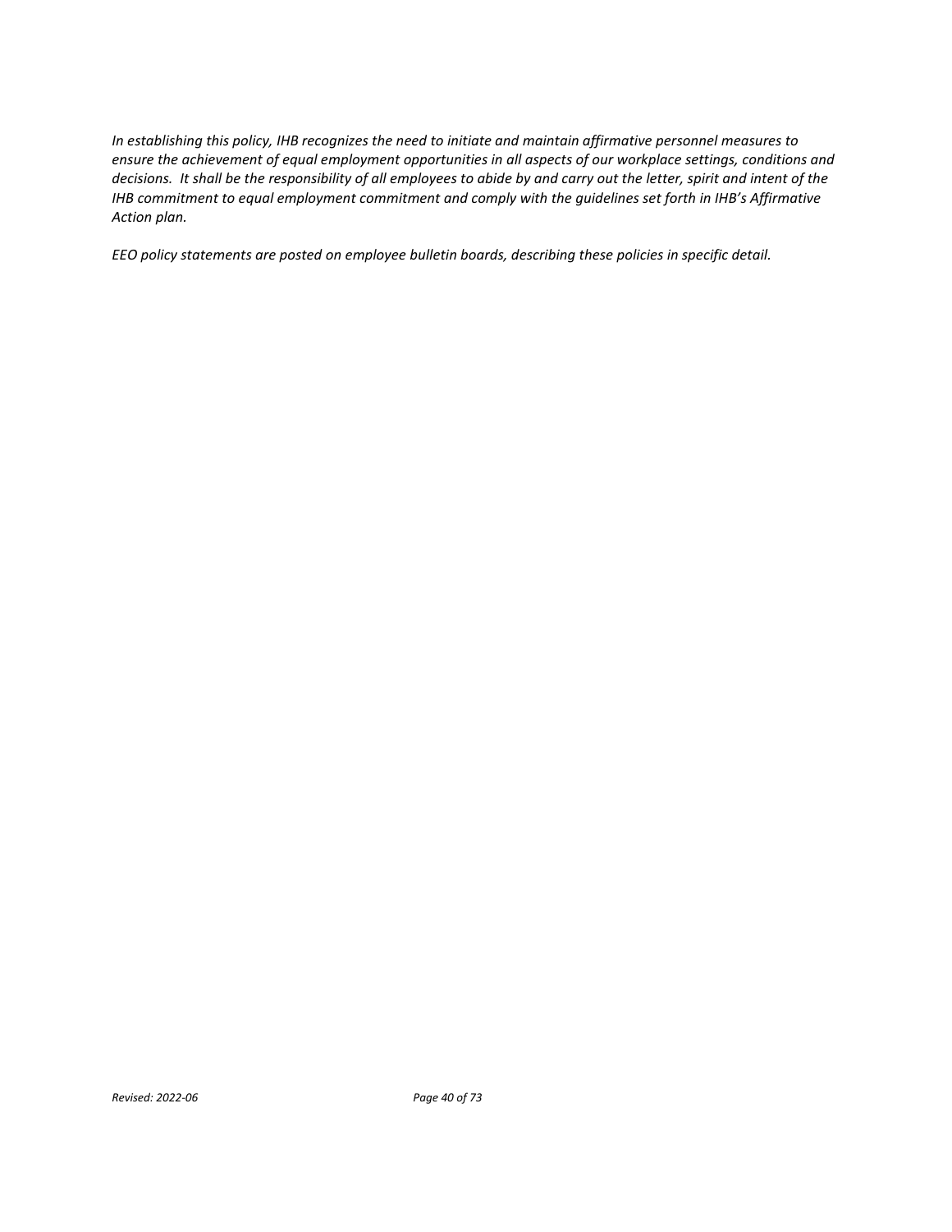*In establishing this policy, IHB recognizes the need to initiate and maintain affirmative personnel measures to ensure the achievement of equal employment opportunities in all aspects of our workplace settings, conditions and decisions. It shall be the responsibility of all employees to abide by and carry out the letter, spirit and intent of the IHB commitment to equal employment commitment and comply with the guidelines set forth in IHB's Affirmative Action plan.*

*EEO policy statements are posted on employee bulletin boards, describing these policies in specific detail.*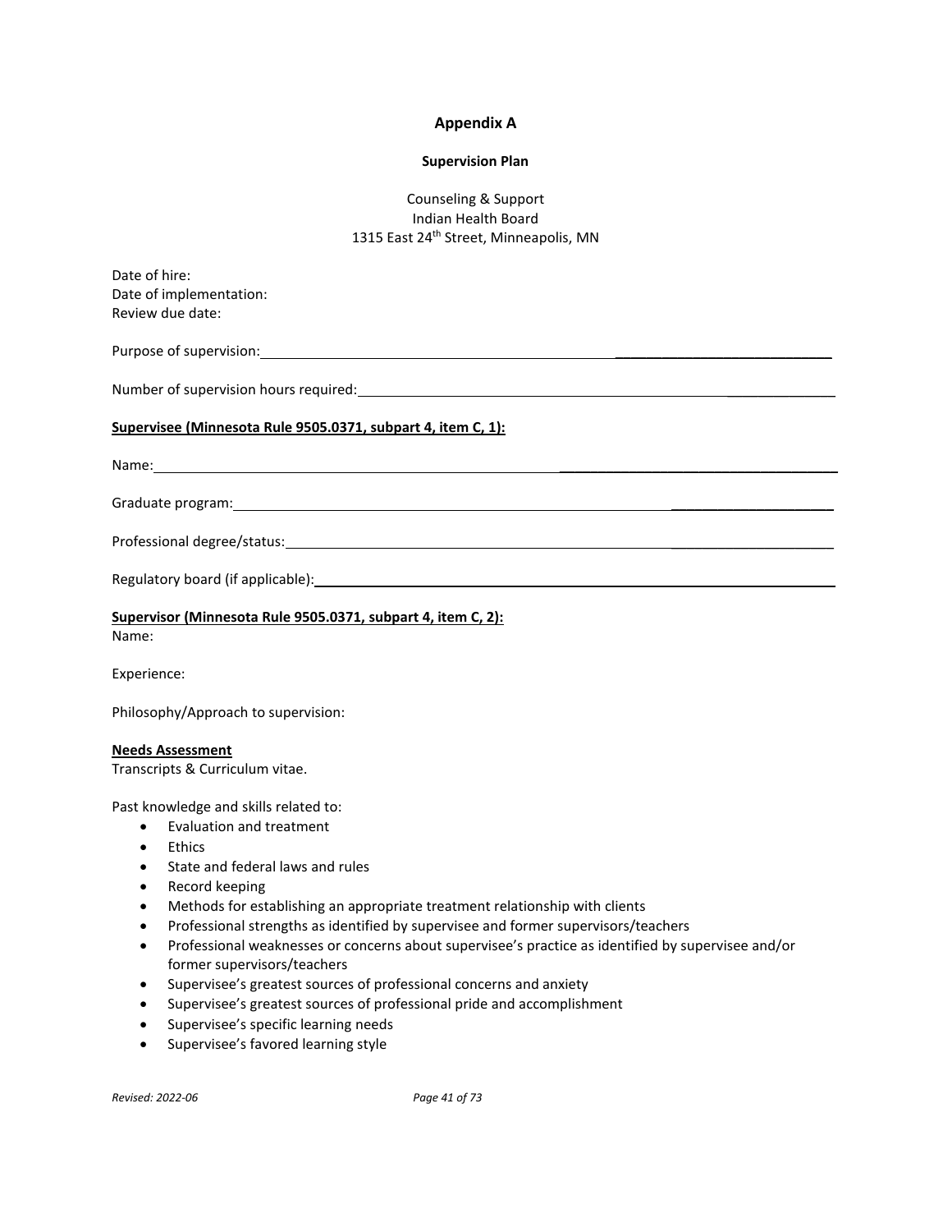# Appendix A

## Supervision Plan

Counseling & Support
Indian Health Board
1315 East 24th Street, Minneapolis, MN

Date of hire:
Date of implementation:
Review due date:

Purpose of supervision: ____________________________

Number of supervision hours required: ______________

**Supervisee (Minnesota Rule 9505.0371, subpart 4, item C, 1):**

Name: ____________________________________

Graduate program: _____________________

Professional degree/status: _____________________

Regulatory board (if applicable): ____________________________

**Supervisor (Minnesota Rule 9505.0371, subpart 4, item C, 2):**
Name:

Experience:

Philosophy/Approach to supervision:

**Needs Assessment**
Transcripts & Curriculum vitae.

Past knowledge and skills related to:

- Evaluation and treatment
- Ethics
- State and federal laws and rules
- Record keeping
- Methods for establishing an appropriate treatment relationship with clients
- Professional strengths as identified by supervisee and former supervisors/teachers
- Professional weaknesses or concerns about supervisee's practice as identified by supervisee and/or former supervisors/teachers
- Supervisee's greatest sources of professional concerns and anxiety
- Supervisee's greatest sources of professional pride and accomplishment
- Supervisee's specific learning needs
- Supervisee's favored learning style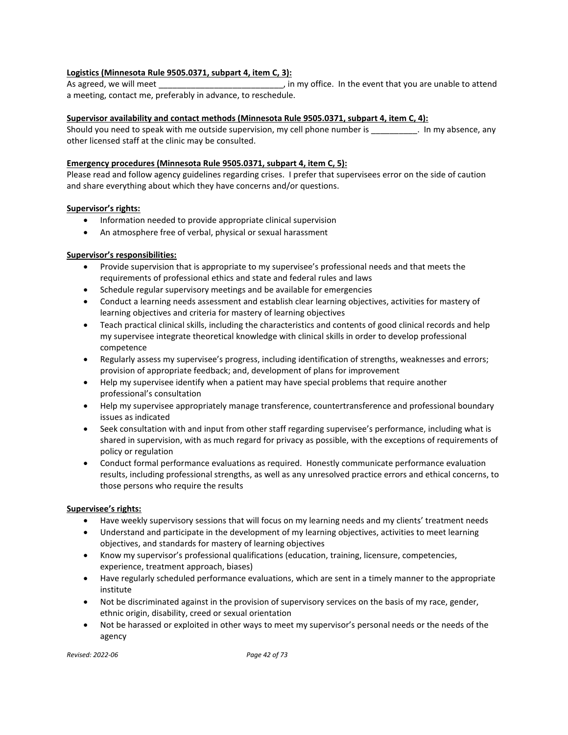**Logistics (Minnesota Rule 9505.0371, subpart 4, item C, 3):**
As agreed, we will meet ___________________________, in my office. In the event that you are unable to attend a meeting, contact me, preferably in advance, to reschedule.

**Supervisor availability and contact methods (Minnesota Rule 9505.0371, subpart 4, item C, 4):**
Should you need to speak with me outside supervision, my cell phone number is __________. In my absence, any other licensed staff at the clinic may be consulted.

**Emergency procedures (Minnesota Rule 9505.0371, subpart 4, item C, 5):**
Please read and follow agency guidelines regarding crises. I prefer that supervisees error on the side of caution and share everything about which they have concerns and/or questions.

**Supervisor's rights:**

- Information needed to provide appropriate clinical supervision
- An atmosphere free of verbal, physical or sexual harassment

**Supervisor's responsibilities:**

- Provide supervision that is appropriate to my supervisee's professional needs and that meets the requirements of professional ethics and state and federal rules and laws
- Schedule regular supervisory meetings and be available for emergencies
- Conduct a learning needs assessment and establish clear learning objectives, activities for mastery of learning objectives and criteria for mastery of learning objectives
- Teach practical clinical skills, including the characteristics and contents of good clinical records and help my supervisee integrate theoretical knowledge with clinical skills in order to develop professional competence
- Regularly assess my supervisee's progress, including identification of strengths, weaknesses and errors; provision of appropriate feedback; and, development of plans for improvement
- Help my supervisee identify when a patient may have special problems that require another professional's consultation
- Help my supervisee appropriately manage transference, countertransference and professional boundary issues as indicated
- Seek consultation with and input from other staff regarding supervisee's performance, including what is shared in supervision, with as much regard for privacy as possible, with the exceptions of requirements of policy or regulation
- Conduct formal performance evaluations as required. Honestly communicate performance evaluation results, including professional strengths, as well as any unresolved practice errors and ethical concerns, to those persons who require the results

**Supervisee's rights:**

- Have weekly supervisory sessions that will focus on my learning needs and my clients' treatment needs
- Understand and participate in the development of my learning objectives, activities to meet learning objectives, and standards for mastery of learning objectives
- Know my supervisor's professional qualifications (education, training, licensure, competencies, experience, treatment approach, biases)
- Have regularly scheduled performance evaluations, which are sent in a timely manner to the appropriate institute
- Not be discriminated against in the provision of supervisory services on the basis of my race, gender, ethnic origin, disability, creed or sexual orientation
- Not be harassed or exploited in other ways to meet my supervisor's personal needs or the needs of the agency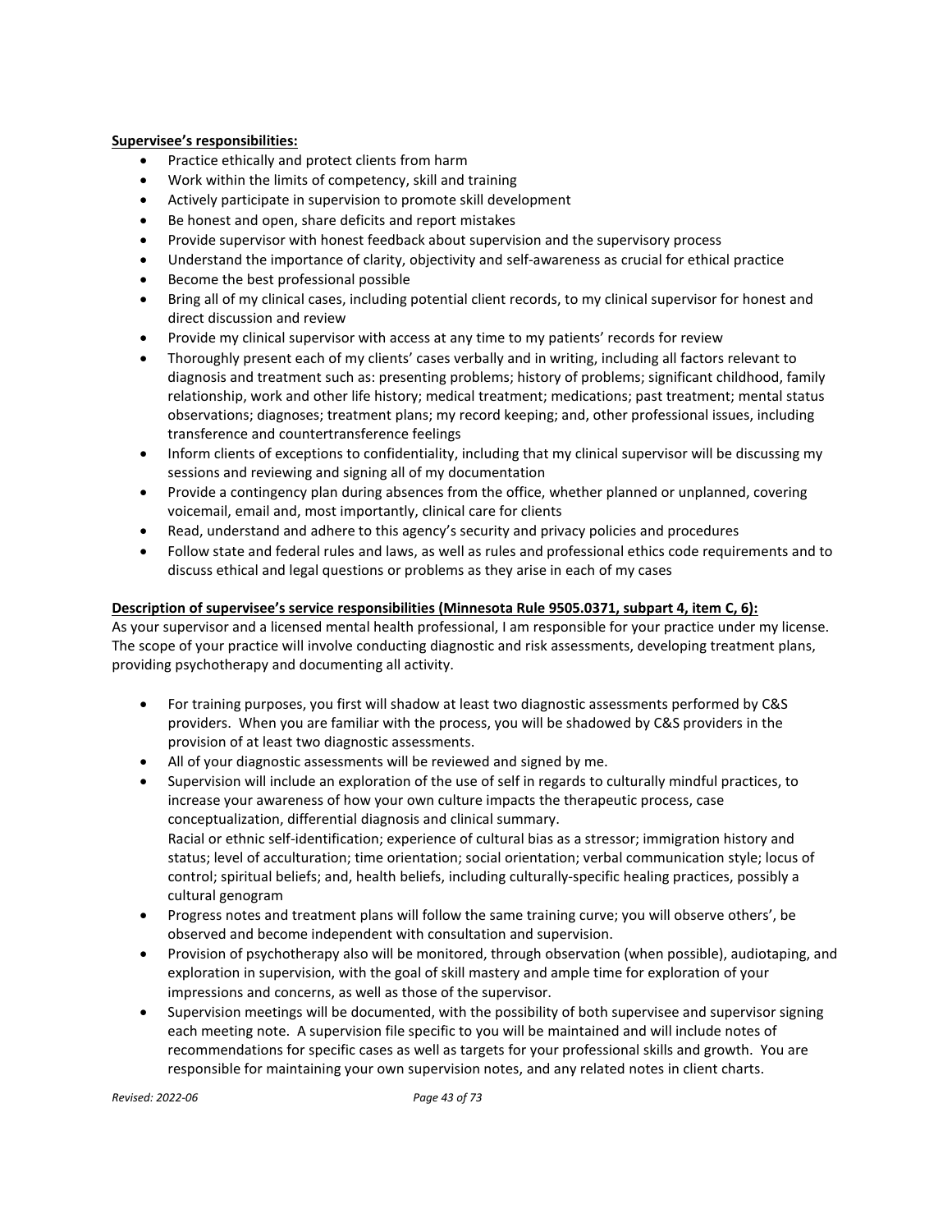**Supervisee's responsibilities:**

- Practice ethically and protect clients from harm
- Work within the limits of competency, skill and training
- Actively participate in supervision to promote skill development
- Be honest and open, share deficits and report mistakes
- Provide supervisor with honest feedback about supervision and the supervisory process
- Understand the importance of clarity, objectivity and self-awareness as crucial for ethical practice
- Become the best professional possible
- Bring all of my clinical cases, including potential client records, to my clinical supervisor for honest and direct discussion and review
- Provide my clinical supervisor with access at any time to my patients' records for review
- Thoroughly present each of my clients' cases verbally and in writing, including all factors relevant to diagnosis and treatment such as: presenting problems; history of problems; significant childhood, family relationship, work and other life history; medical treatment; medications; past treatment; mental status observations; diagnoses; treatment plans; my record keeping; and, other professional issues, including transference and countertransference feelings
- Inform clients of exceptions to confidentiality, including that my clinical supervisor will be discussing my sessions and reviewing and signing all of my documentation
- Provide a contingency plan during absences from the office, whether planned or unplanned, covering voicemail, email and, most importantly, clinical care for clients
- Read, understand and adhere to this agency's security and privacy policies and procedures
- Follow state and federal rules and laws, as well as rules and professional ethics code requirements and to discuss ethical and legal questions or problems as they arise in each of my cases

**Description of supervisee's service responsibilities (Minnesota Rule 9505.0371, subpart 4, item C, 6):**

As your supervisor and a licensed mental health professional, I am responsible for your practice under my license. The scope of your practice will involve conducting diagnostic and risk assessments, developing treatment plans, providing psychotherapy and documenting all activity.

- For training purposes, you first will shadow at least two diagnostic assessments performed by C&S providers. When you are familiar with the process, you will be shadowed by C&S providers in the provision of at least two diagnostic assessments.
- All of your diagnostic assessments will be reviewed and signed by me.
- Supervision will include an exploration of the use of self in regards to culturally mindful practices, to increase your awareness of how your own culture impacts the therapeutic process, case conceptualization, differential diagnosis and clinical summary.
  Racial or ethnic self-identification; experience of cultural bias as a stressor; immigration history and status; level of acculturation; time orientation; social orientation; verbal communication style; locus of control; spiritual beliefs; and, health beliefs, including culturally-specific healing practices, possibly a cultural genogram
- Progress notes and treatment plans will follow the same training curve; you will observe others', be observed and become independent with consultation and supervision.
- Provision of psychotherapy also will be monitored, through observation (when possible), audiotaping, and exploration in supervision, with the goal of skill mastery and ample time for exploration of your impressions and concerns, as well as those of the supervisor.
- Supervision meetings will be documented, with the possibility of both supervisee and supervisor signing each meeting note. A supervision file specific to you will be maintained and will include notes of recommendations for specific cases as well as targets for your professional skills and growth. You are responsible for maintaining your own supervision notes, and any related notes in client charts.

*Revised: 2022-06*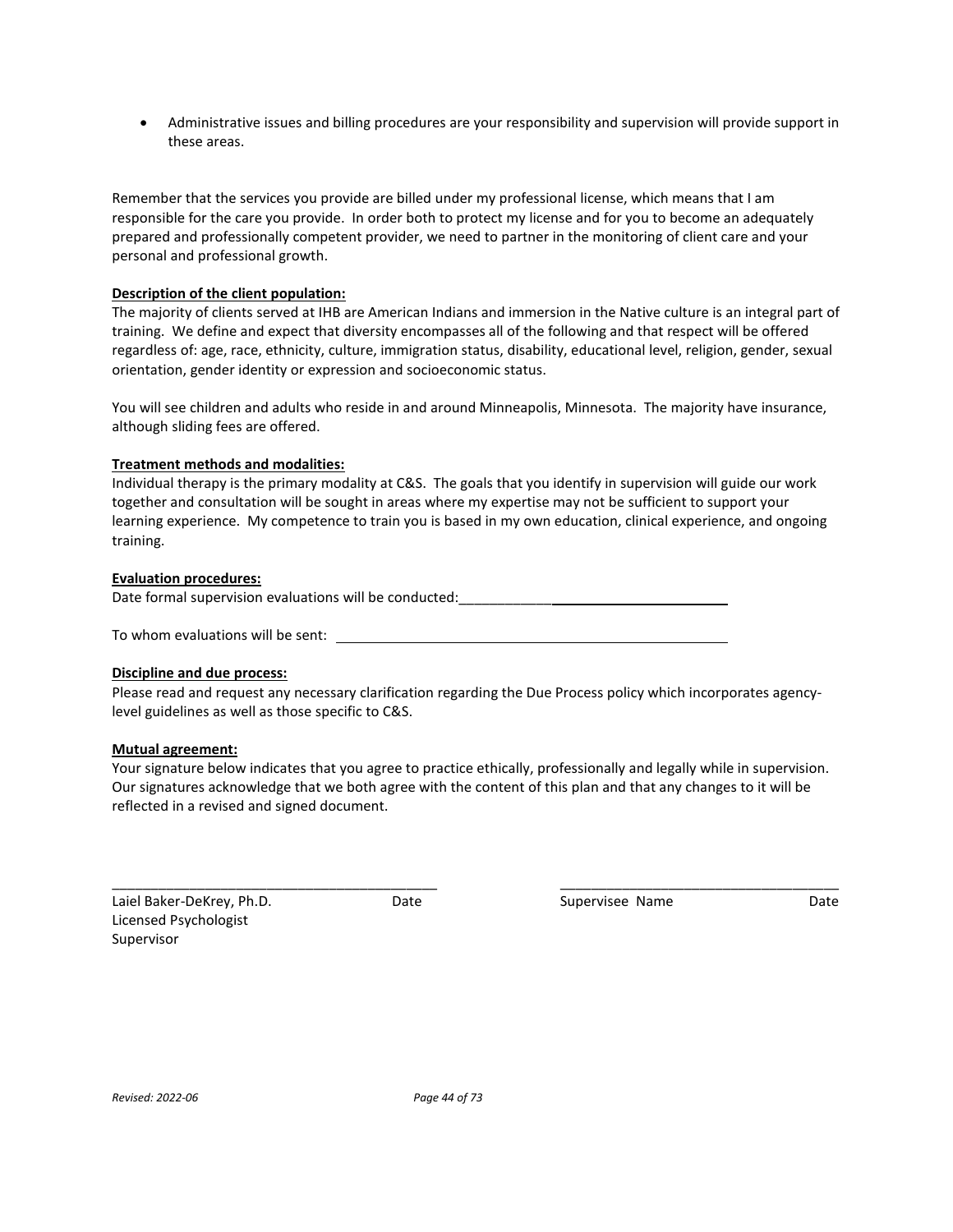- Administrative issues and billing procedures are your responsibility and supervision will provide support in these areas.

Remember that the services you provide are billed under my professional license, which means that I am responsible for the care you provide. In order both to protect my license and for you to become an adequately prepared and professionally competent provider, we need to partner in the monitoring of client care and your personal and professional growth.

**Description of the client population:**
The majority of clients served at IHB are American Indians and immersion in the Native culture is an integral part of training. We define and expect that diversity encompasses all of the following and that respect will be offered regardless of: age, race, ethnicity, culture, immigration status, disability, educational level, religion, gender, sexual orientation, gender identity or expression and socioeconomic status.

You will see children and adults who reside in and around Minneapolis, Minnesota. The majority have insurance, although sliding fees are offered.

**Treatment methods and modalities:**
Individual therapy is the primary modality at C&S. The goals that you identify in supervision will guide our work together and consultation will be sought in areas where my expertise may not be sufficient to support your learning experience. My competence to train you is based in my own education, clinical experience, and ongoing training.

**Evaluation procedures:**
Date formal supervision evaluations will be conducted:\_\_\_\_\_\_\_\_\_\_\_\_\_\_\_\_\_\_\_\_\_\_\_\_\_\_\_\_\_\_\_\_\_\_\_\_

To whom evaluations will be sent: \_\_\_\_\_\_\_\_\_\_\_\_\_\_\_\_\_\_\_\_\_\_\_\_\_\_\_\_\_\_\_\_\_\_\_\_\_\_\_\_\_\_\_\_\_\_\_\_

**Discipline and due process:**
Please read and request any necessary clarification regarding the Due Process policy which incorporates agency-level guidelines as well as those specific to C&S.

**Mutual agreement:**
Your signature below indicates that you agree to practice ethically, professionally and legally while in supervision. Our signatures acknowledge that we both agree with the content of this plan and that any changes to it will be reflected in a revised and signed document.

\_\_\_\_\_\_\_\_\_\_\_\_\_\_\_\_\_\_\_\_\_\_\_\_\_\_\_\_\_\_\_\_\_\_\_\_\_\_\_\_\_\_\_\_\_\_\_\_\_\_

Laiel Baker-DeKrey, Ph.D. Date
Licensed Psychologist
Supervisor

\_\_\_\_\_\_\_\_\_\_\_\_\_\_\_\_\_\_\_\_\_\_\_\_\_\_\_\_\_\_\_\_\_\_\_\_\_\_\_\_\_\_\_\_\_\_\_\_\_\_

Supervisee Name Date

*Revised: 2022-06*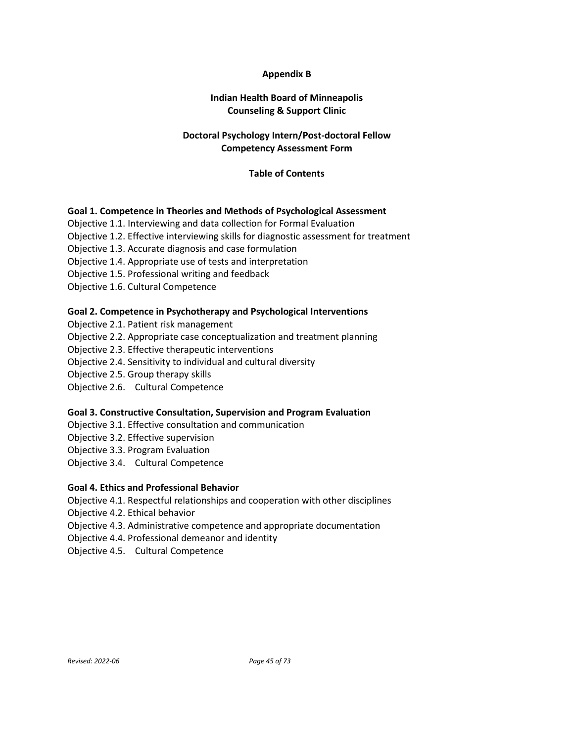**Appendix B**

**Indian Health Board of Minneapolis**
**Counseling & Support Clinic**

**Doctoral Psychology Intern/Post-doctoral Fellow**
**Competency Assessment Form**

**Table of Contents**

**Goal 1. Competence in Theories and Methods of Psychological Assessment**

Objective 1.1. Interviewing and data collection for Formal Evaluation
Objective 1.2. Effective interviewing skills for diagnostic assessment for treatment
Objective 1.3. Accurate diagnosis and case formulation
Objective 1.4. Appropriate use of tests and interpretation
Objective 1.5. Professional writing and feedback
Objective 1.6. Cultural Competence

**Goal 2. Competence in Psychotherapy and Psychological Interventions**

Objective 2.1. Patient risk management
Objective 2.2. Appropriate case conceptualization and treatment planning
Objective 2.3. Effective therapeutic interventions
Objective 2.4. Sensitivity to individual and cultural diversity
Objective 2.5. Group therapy skills
Objective 2.6. Cultural Competence

**Goal 3. Constructive Consultation, Supervision and Program Evaluation**

Objective 3.1. Effective consultation and communication
Objective 3.2. Effective supervision
Objective 3.3. Program Evaluation
Objective 3.4. Cultural Competence

**Goal 4. Ethics and Professional Behavior**

Objective 4.1. Respectful relationships and cooperation with other disciplines
Objective 4.2. Ethical behavior
Objective 4.3. Administrative competence and appropriate documentation
Objective 4.4. Professional demeanor and identity
Objective 4.5. Cultural Competence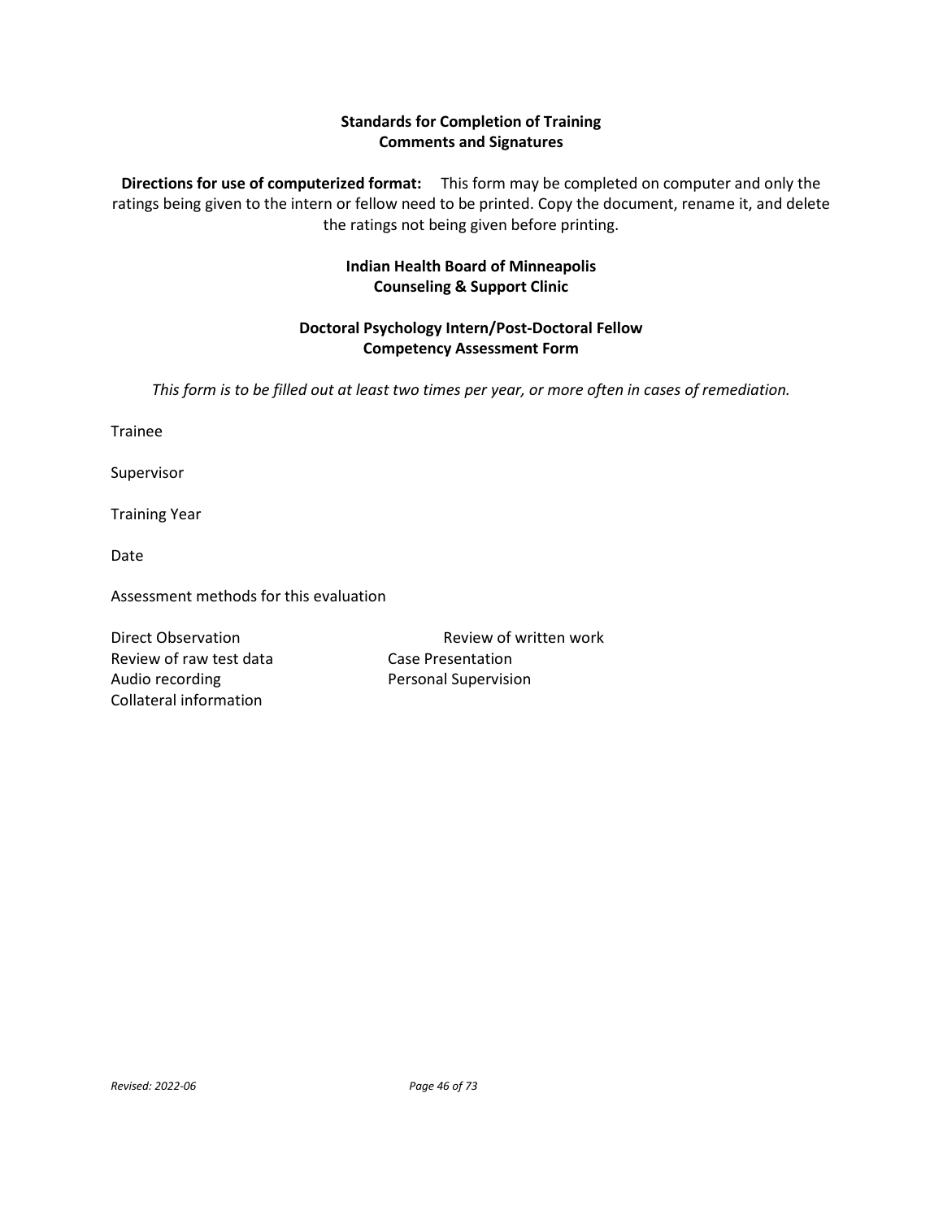**Standards for Completion of Training**
**Comments and Signatures**

**Directions for use of computerized format:** This form may be completed on computer and only the ratings being given to the intern or fellow need to be printed. Copy the document, rename it, and delete the ratings not being given before printing.

**Indian Health Board of Minneapolis**
**Counseling & Support Clinic**

**Doctoral Psychology Intern/Post-Doctoral Fellow**
**Competency Assessment Form**

*This form is to be filled out at least two times per year, or more often in cases of remediation.*

Trainee

Supervisor

Training Year

Date

Assessment methods for this evaluation

Direct Observation
Review of written work
Review of raw test data
Case Presentation
Audio recording
Personal Supervision
Collateral information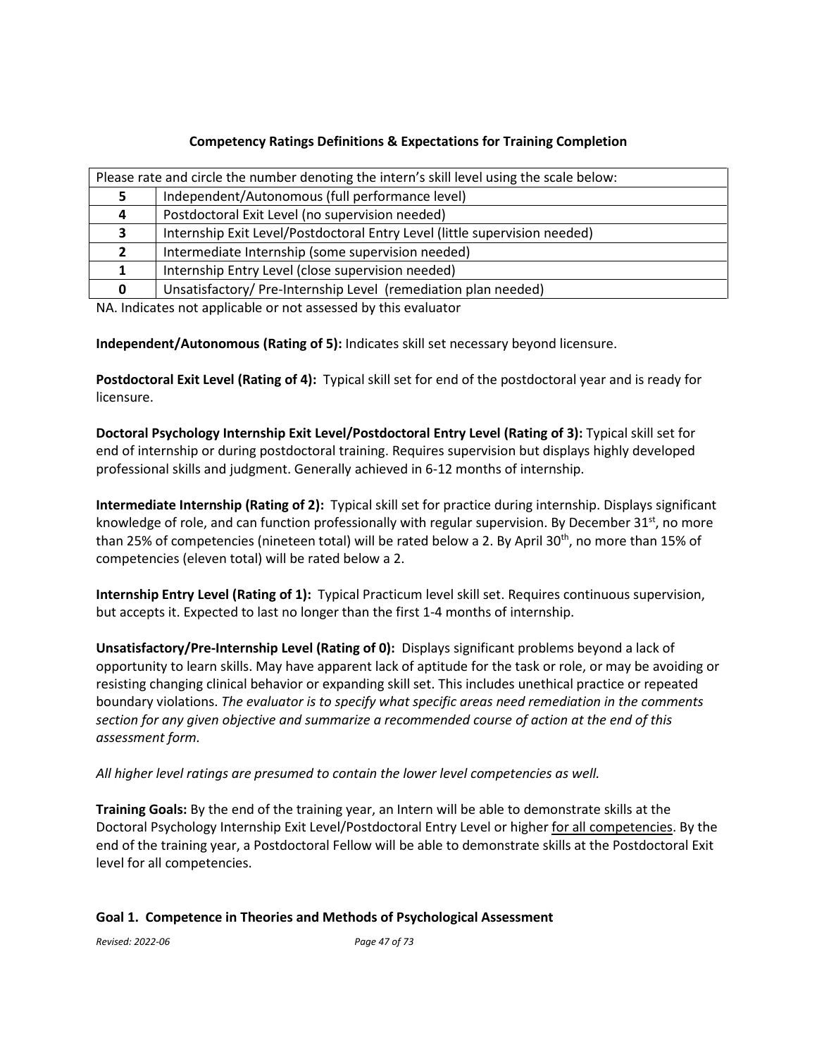### Competency Ratings Definitions & Expectations for Training Completion

| Please rate and circle the number denoting the intern's skill level using the scale below: | |
|---|---|
| **5** | Independent/Autonomous (full performance level) |
| **4** | Postdoctoral Exit Level (no supervision needed) |
| **3** | Internship Exit Level/Postdoctoral Entry Level (little supervision needed) |
| **2** | Intermediate Internship (some supervision needed) |
| **1** | Internship Entry Level (close supervision needed) |
| **0** | Unsatisfactory/ Pre-Internship Level (remediation plan needed) |

NA. Indicates not applicable or not assessed by this evaluator

**Independent/Autonomous (Rating of 5):** Indicates skill set necessary beyond licensure.

**Postdoctoral Exit Level (Rating of 4):** Typical skill set for end of the postdoctoral year and is ready for licensure.

**Doctoral Psychology Internship Exit Level/Postdoctoral Entry Level (Rating of 3):** Typical skill set for end of internship or during postdoctoral training. Requires supervision but displays highly developed professional skills and judgment. Generally achieved in 6-12 months of internship.

**Intermediate Internship (Rating of 2):** Typical skill set for practice during internship. Displays significant knowledge of role, and can function professionally with regular supervision. By December 31st, no more than 25% of competencies (nineteen total) will be rated below a 2. By April 30th, no more than 15% of competencies (eleven total) will be rated below a 2.

**Internship Entry Level (Rating of 1):** Typical Practicum level skill set. Requires continuous supervision, but accepts it. Expected to last no longer than the first 1-4 months of internship.

**Unsatisfactory/Pre-Internship Level (Rating of 0):** Displays significant problems beyond a lack of opportunity to learn skills. May have apparent lack of aptitude for the task or role, or may be avoiding or resisting changing clinical behavior or expanding skill set. This includes unethical practice or repeated boundary violations. *The evaluator is to specify what specific areas need remediation in the comments section for any given objective and summarize a recommended course of action at the end of this assessment form.*

*All higher level ratings are presumed to contain the lower level competencies as well.*

**Training Goals:** By the end of the training year, an Intern will be able to demonstrate skills at the Doctoral Psychology Internship Exit Level/Postdoctoral Entry Level or higher for all competencies. By the end of the training year, a Postdoctoral Fellow will be able to demonstrate skills at the Postdoctoral Exit level for all competencies.

### Goal 1. Competence in Theories and Methods of Psychological Assessment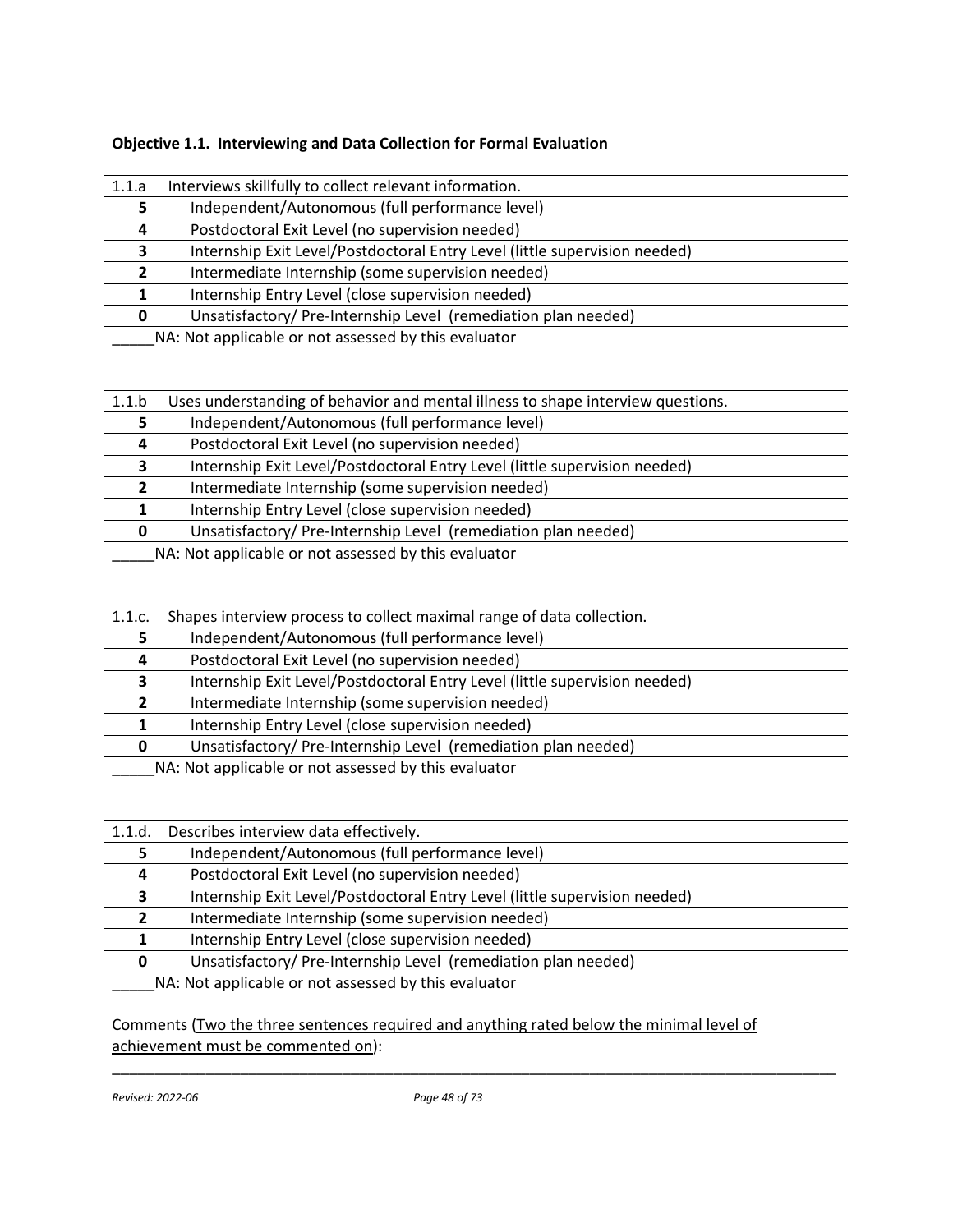**Objective 1.1. Interviewing and Data Collection for Formal Evaluation**

| 1.1.a | Interviews skillfully to collect relevant information. |
|---|---|
| **5** | Independent/Autonomous (full performance level) |
| **4** | Postdoctoral Exit Level (no supervision needed) |
| **3** | Internship Exit Level/Postdoctoral Entry Level (little supervision needed) |
| **2** | Intermediate Internship (some supervision needed) |
| **1** | Internship Entry Level (close supervision needed) |
| **0** | Unsatisfactory/ Pre-Internship Level (remediation plan needed) |

_____NA: Not applicable or not assessed by this evaluator

| 1.1.b | Uses understanding of behavior and mental illness to shape interview questions. |
|---|---|
| **5** | Independent/Autonomous (full performance level) |
| **4** | Postdoctoral Exit Level (no supervision needed) |
| **3** | Internship Exit Level/Postdoctoral Entry Level (little supervision needed) |
| **2** | Intermediate Internship (some supervision needed) |
| **1** | Internship Entry Level (close supervision needed) |
| **0** | Unsatisfactory/ Pre-Internship Level (remediation plan needed) |

_____NA: Not applicable or not assessed by this evaluator

| 1.1.c. | Shapes interview process to collect maximal range of data collection. |
|---|---|
| **5** | Independent/Autonomous (full performance level) |
| **4** | Postdoctoral Exit Level (no supervision needed) |
| **3** | Internship Exit Level/Postdoctoral Entry Level (little supervision needed) |
| **2** | Intermediate Internship (some supervision needed) |
| **1** | Internship Entry Level (close supervision needed) |
| **0** | Unsatisfactory/ Pre-Internship Level (remediation plan needed) |

_____NA: Not applicable or not assessed by this evaluator

| 1.1.d. | Describes interview data effectively. |
|---|---|
| **5** | Independent/Autonomous (full performance level) |
| **4** | Postdoctoral Exit Level (no supervision needed) |
| **3** | Internship Exit Level/Postdoctoral Entry Level (little supervision needed) |
| **2** | Intermediate Internship (some supervision needed) |
| **1** | Internship Entry Level (close supervision needed) |
| **0** | Unsatisfactory/ Pre-Internship Level (remediation plan needed) |

_____NA: Not applicable or not assessed by this evaluator

Comments (Two the three sentences required and anything rated below the minimal level of achievement must be commented on):

_____________________________________________________________________________________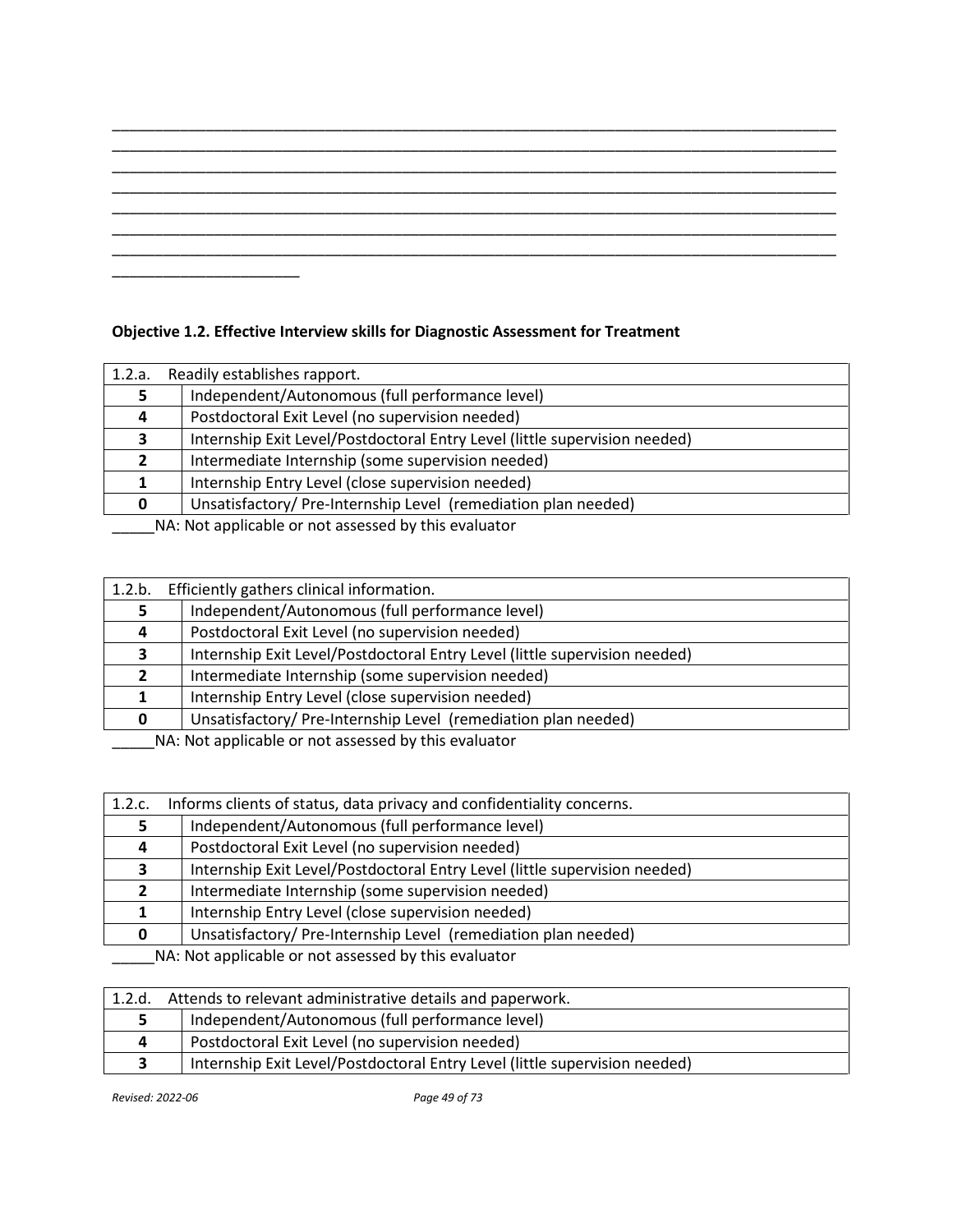_____________________________________________________________________________________
_____________________________________________________________________________________
_____________________________________________________________________________________
_____________________________________________________________________________________
_____________________________________________________________________________________
_____________________________________________________________________________________
_____________________________________________________________________________________
______________________

**Objective 1.2. Effective Interview skills for Diagnostic Assessment for Treatment**

| 1.2.a. Readily establishes rapport. | |
|---|---|
| **5** | Independent/Autonomous (full performance level) |
| **4** | Postdoctoral Exit Level (no supervision needed) |
| **3** | Internship Exit Level/Postdoctoral Entry Level (little supervision needed) |
| **2** | Intermediate Internship (some supervision needed) |
| **1** | Internship Entry Level (close supervision needed) |
| **0** | Unsatisfactory/ Pre-Internship Level (remediation plan needed) |

_____NA: Not applicable or not assessed by this evaluator

| 1.2.b. Efficiently gathers clinical information. | |
|---|---|
| **5** | Independent/Autonomous (full performance level) |
| **4** | Postdoctoral Exit Level (no supervision needed) |
| **3** | Internship Exit Level/Postdoctoral Entry Level (little supervision needed) |
| **2** | Intermediate Internship (some supervision needed) |
| **1** | Internship Entry Level (close supervision needed) |
| **0** | Unsatisfactory/ Pre-Internship Level (remediation plan needed) |

_____NA: Not applicable or not assessed by this evaluator

| 1.2.c. Informs clients of status, data privacy and confidentiality concerns. | |
|---|---|
| **5** | Independent/Autonomous (full performance level) |
| **4** | Postdoctoral Exit Level (no supervision needed) |
| **3** | Internship Exit Level/Postdoctoral Entry Level (little supervision needed) |
| **2** | Intermediate Internship (some supervision needed) |
| **1** | Internship Entry Level (close supervision needed) |
| **0** | Unsatisfactory/ Pre-Internship Level (remediation plan needed) |

_____NA: Not applicable or not assessed by this evaluator

| 1.2.d. Attends to relevant administrative details and paperwork. | |
|---|---|
| **5** | Independent/Autonomous (full performance level) |
| **4** | Postdoctoral Exit Level (no supervision needed) |
| **3** | Internship Exit Level/Postdoctoral Entry Level (little supervision needed) |

*Revised: 2022-06*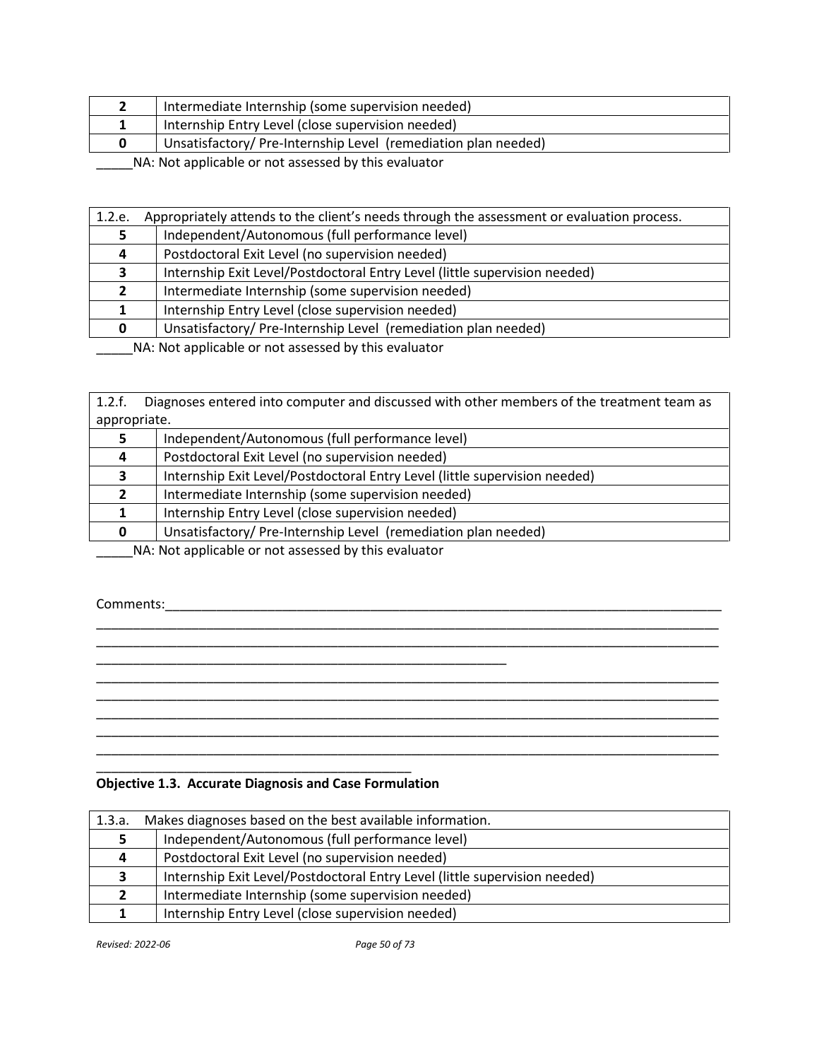| | |
|---|---|
| 2 | Intermediate Internship (some supervision needed) |
| 1 | Internship Entry Level (close supervision needed) |
| 0 | Unsatisfactory/ Pre-Internship Level (remediation plan needed) |

_____NA: Not applicable or not assessed by this evaluator

| 1.2.e. Appropriately attends to the client's needs through the assessment or evaluation process. | |
|---|---|
| 5 | Independent/Autonomous (full performance level) |
| 4 | Postdoctoral Exit Level (no supervision needed) |
| 3 | Internship Exit Level/Postdoctoral Entry Level (little supervision needed) |
| 2 | Intermediate Internship (some supervision needed) |
| 1 | Internship Entry Level (close supervision needed) |
| 0 | Unsatisfactory/ Pre-Internship Level (remediation plan needed) |

_____NA: Not applicable or not assessed by this evaluator

| 1.2.f. Diagnoses entered into computer and discussed with other members of the treatment team as appropriate. | |
|---|---|
| 5 | Independent/Autonomous (full performance level) |
| 4 | Postdoctoral Exit Level (no supervision needed) |
| 3 | Internship Exit Level/Postdoctoral Entry Level (little supervision needed) |
| 2 | Intermediate Internship (some supervision needed) |
| 1 | Internship Entry Level (close supervision needed) |
| 0 | Unsatisfactory/ Pre-Internship Level (remediation plan needed) |

_____NA: Not applicable or not assessed by this evaluator

Comments:_______________________________________________________________________________
_____________________________________________________________________________________________
_____________________________________________________________________________________________
____________________________________________________________
_____________________________________________________________________________________________
_____________________________________________________________________________________________
_____________________________________________________________________________________________
_____________________________________________________________________________________________
_____________________________________________________________________________________________
______________________________________________

**Objective 1.3. Accurate Diagnosis and Case Formulation**

| 1.3.a. Makes diagnoses based on the best available information. | |
|---|---|
| 5 | Independent/Autonomous (full performance level) |
| 4 | Postdoctoral Exit Level (no supervision needed) |
| 3 | Internship Exit Level/Postdoctoral Entry Level (little supervision needed) |
| 2 | Intermediate Internship (some supervision needed) |
| 1 | Internship Entry Level (close supervision needed) |

*Revised: 2022-06*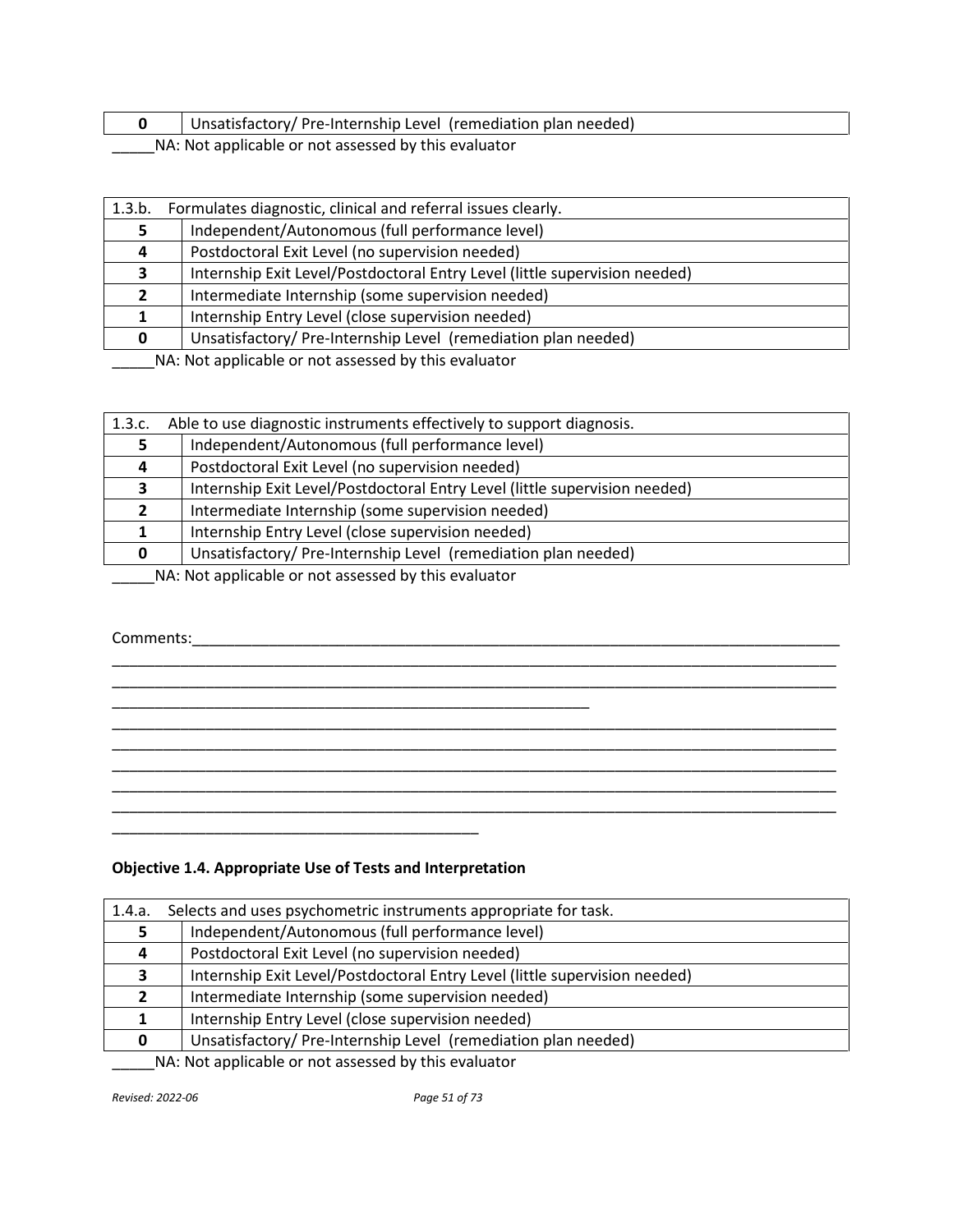| 0 | Unsatisfactory/ Pre-Internship Level (remediation plan needed) |
|---|---|

_____NA: Not applicable or not assessed by this evaluator

| 1.3.b. | Formulates diagnostic, clinical and referral issues clearly. |
|---|---|
| **5** | Independent/Autonomous (full performance level) |
| **4** | Postdoctoral Exit Level (no supervision needed) |
| **3** | Internship Exit Level/Postdoctoral Entry Level (little supervision needed) |
| **2** | Intermediate Internship (some supervision needed) |
| **1** | Internship Entry Level (close supervision needed) |
| **0** | Unsatisfactory/ Pre-Internship Level (remediation plan needed) |

_____NA: Not applicable or not assessed by this evaluator

| 1.3.c. | Able to use diagnostic instruments effectively to support diagnosis. |
|---|---|
| **5** | Independent/Autonomous (full performance level) |
| **4** | Postdoctoral Exit Level (no supervision needed) |
| **3** | Internship Exit Level/Postdoctoral Entry Level (little supervision needed) |
| **2** | Intermediate Internship (some supervision needed) |
| **1** | Internship Entry Level (close supervision needed) |
| **0** | Unsatisfactory/ Pre-Internship Level (remediation plan needed) |

_____NA: Not applicable or not assessed by this evaluator

Comments:____________________________________________________________________________
_____________________________________________________________________________________
_____________________________________________________________________________________
__________________________________________________________
_____________________________________________________________________________________
_____________________________________________________________________________________
_____________________________________________________________________________________
_____________________________________________________________________________________
_____________________________________________________________________________________
____________________________________________

**Objective 1.4. Appropriate Use of Tests and Interpretation**

| 1.4.a. | Selects and uses psychometric instruments appropriate for task. |
|---|---|
| **5** | Independent/Autonomous (full performance level) |
| **4** | Postdoctoral Exit Level (no supervision needed) |
| **3** | Internship Exit Level/Postdoctoral Entry Level (little supervision needed) |
| **2** | Intermediate Internship (some supervision needed) |
| **1** | Internship Entry Level (close supervision needed) |
| **0** | Unsatisfactory/ Pre-Internship Level (remediation plan needed) |

_____NA: Not applicable or not assessed by this evaluator

*Revised: 2022-06*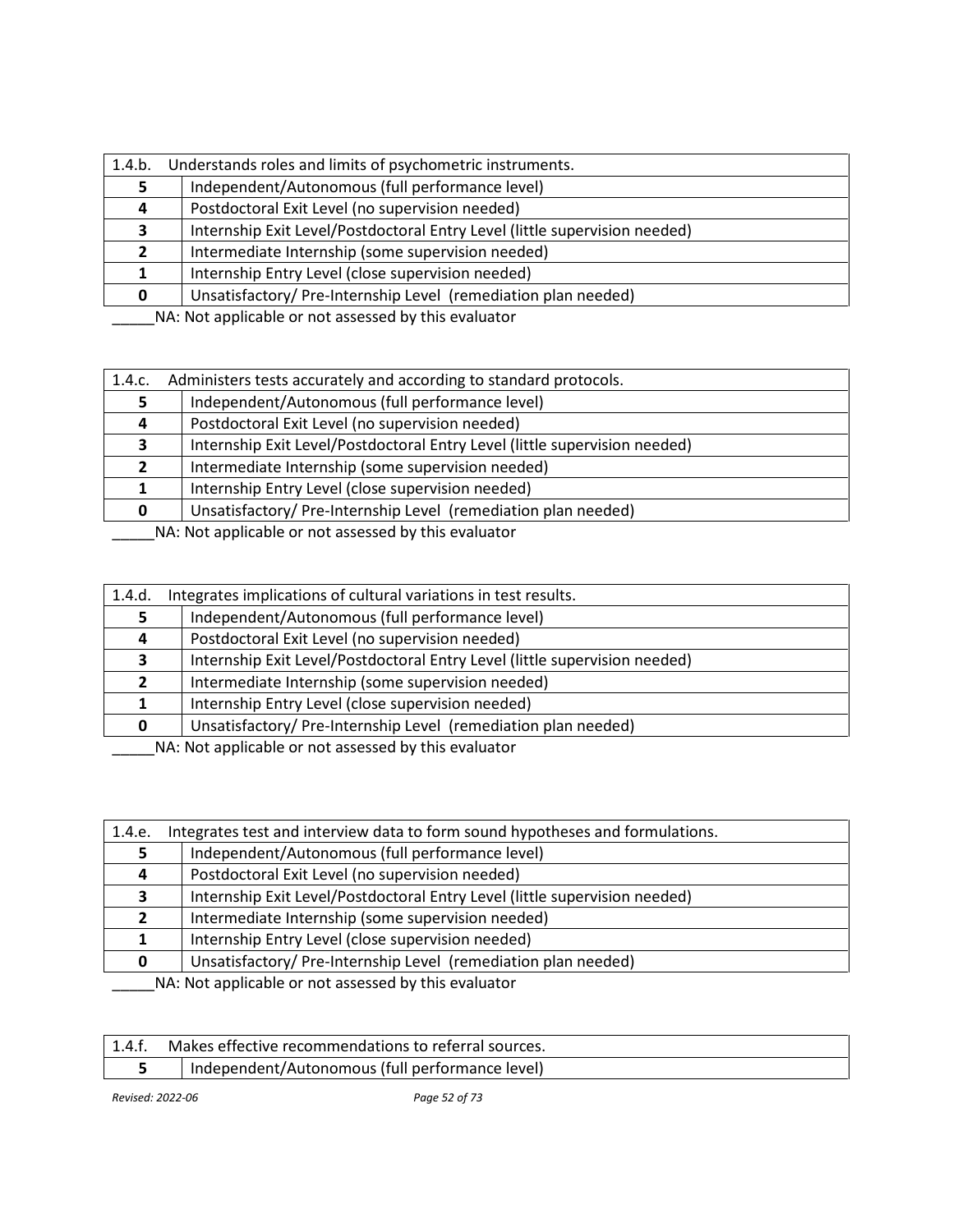| 1.4.b. Understands roles and limits of psychometric instruments. | |
|---|---|
| 5 | Independent/Autonomous (full performance level) |
| 4 | Postdoctoral Exit Level (no supervision needed) |
| 3 | Internship Exit Level/Postdoctoral Entry Level (little supervision needed) |
| 2 | Intermediate Internship (some supervision needed) |
| 1 | Internship Entry Level (close supervision needed) |
| 0 | Unsatisfactory/ Pre-Internship Level (remediation plan needed) |

_____NA: Not applicable or not assessed by this evaluator

| 1.4.c. Administers tests accurately and according to standard protocols. | |
|---|---|
| 5 | Independent/Autonomous (full performance level) |
| 4 | Postdoctoral Exit Level (no supervision needed) |
| 3 | Internship Exit Level/Postdoctoral Entry Level (little supervision needed) |
| 2 | Intermediate Internship (some supervision needed) |
| 1 | Internship Entry Level (close supervision needed) |
| 0 | Unsatisfactory/ Pre-Internship Level (remediation plan needed) |

_____NA: Not applicable or not assessed by this evaluator

| 1.4.d. Integrates implications of cultural variations in test results. | |
|---|---|
| 5 | Independent/Autonomous (full performance level) |
| 4 | Postdoctoral Exit Level (no supervision needed) |
| 3 | Internship Exit Level/Postdoctoral Entry Level (little supervision needed) |
| 2 | Intermediate Internship (some supervision needed) |
| 1 | Internship Entry Level (close supervision needed) |
| 0 | Unsatisfactory/ Pre-Internship Level (remediation plan needed) |

_____NA: Not applicable or not assessed by this evaluator

| 1.4.e. Integrates test and interview data to form sound hypotheses and formulations. | |
|---|---|
| 5 | Independent/Autonomous (full performance level) |
| 4 | Postdoctoral Exit Level (no supervision needed) |
| 3 | Internship Exit Level/Postdoctoral Entry Level (little supervision needed) |
| 2 | Intermediate Internship (some supervision needed) |
| 1 | Internship Entry Level (close supervision needed) |
| 0 | Unsatisfactory/ Pre-Internship Level (remediation plan needed) |

_____NA: Not applicable or not assessed by this evaluator

| 1.4.f. Makes effective recommendations to referral sources. | |
|---|---|
| 5 | Independent/Autonomous (full performance level) |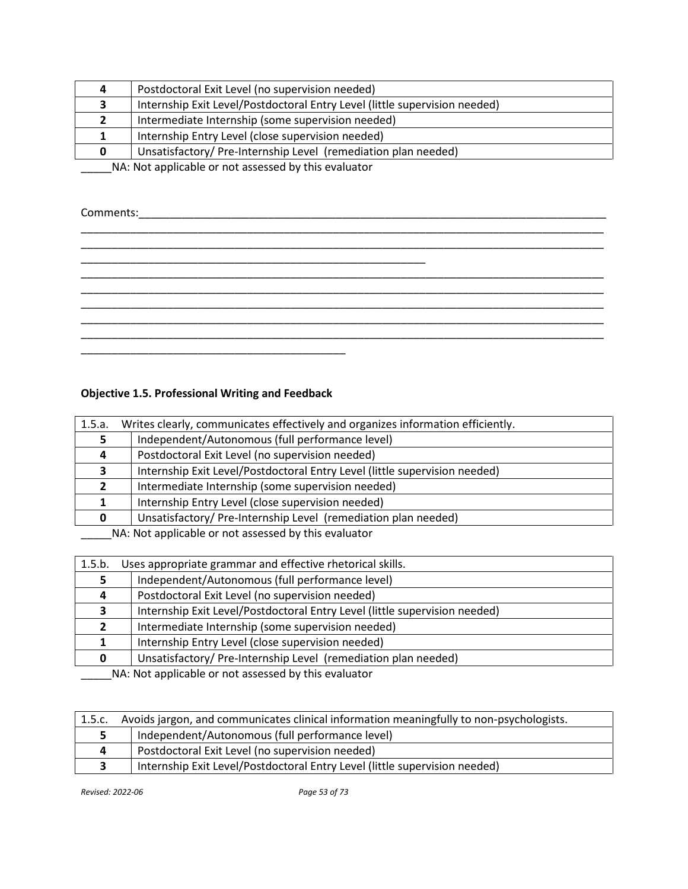| 4 | Postdoctoral Exit Level (no supervision needed) |
|---|---|
| 3 | Internship Exit Level/Postdoctoral Entry Level (little supervision needed) |
| 2 | Intermediate Internship (some supervision needed) |
| 1 | Internship Entry Level (close supervision needed) |
| 0 | Unsatisfactory/ Pre-Internship Level (remediation plan needed) |

_____NA: Not applicable or not assessed by this evaluator

Comments:_________________________________________________________________________________
_________________________________________________________________________________________
_________________________________________________________________________________________
_______________________________________________________
_________________________________________________________________________________________
_________________________________________________________________________________________
_________________________________________________________________________________________
_________________________________________________________________________________________
_________________________________________________________________________________________
__________________________________________

**Objective 1.5. Professional Writing and Feedback**

| 1.5.a. | Writes clearly, communicates effectively and organizes information efficiently. |
|---|---|
| 5 | Independent/Autonomous (full performance level) |
| 4 | Postdoctoral Exit Level (no supervision needed) |
| 3 | Internship Exit Level/Postdoctoral Entry Level (little supervision needed) |
| 2 | Intermediate Internship (some supervision needed) |
| 1 | Internship Entry Level (close supervision needed) |
| 0 | Unsatisfactory/ Pre-Internship Level (remediation plan needed) |

_____NA: Not applicable or not assessed by this evaluator

| 1.5.b. | Uses appropriate grammar and effective rhetorical skills. |
|---|---|
| 5 | Independent/Autonomous (full performance level) |
| 4 | Postdoctoral Exit Level (no supervision needed) |
| 3 | Internship Exit Level/Postdoctoral Entry Level (little supervision needed) |
| 2 | Intermediate Internship (some supervision needed) |
| 1 | Internship Entry Level (close supervision needed) |
| 0 | Unsatisfactory/ Pre-Internship Level (remediation plan needed) |

_____NA: Not applicable or not assessed by this evaluator

| 1.5.c. | Avoids jargon, and communicates clinical information meaningfully to non-psychologists. |
|---|---|
| 5 | Independent/Autonomous (full performance level) |
| 4 | Postdoctoral Exit Level (no supervision needed) |
| 3 | Internship Exit Level/Postdoctoral Entry Level (little supervision needed) |

*Revised: 2022-06*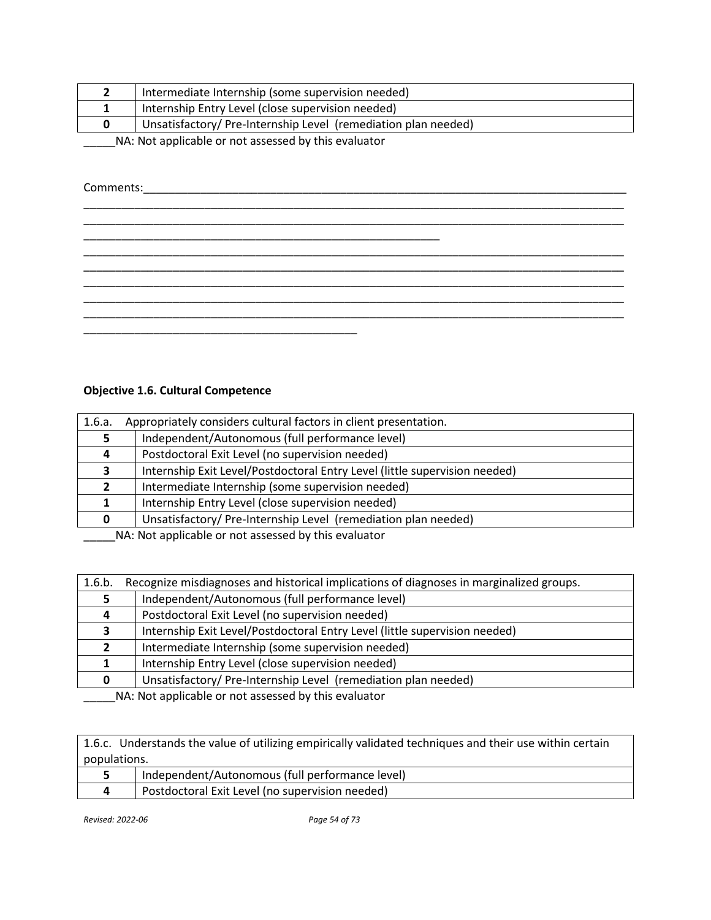| | |
|---|---|
| **2** | Intermediate Internship (some supervision needed) |
| **1** | Internship Entry Level (close supervision needed) |
| **0** | Unsatisfactory/ Pre-Internship Level (remediation plan needed) |

_____NA: Not applicable or not assessed by this evaluator

Comments:___________________________________________________________________________
_____________________________________________________________________________________
_____________________________________________________________________________________
_______________________________________________________
_____________________________________________________________________________________
_____________________________________________________________________________________
_____________________________________________________________________________________
_____________________________________________________________________________________
_____________________________________________________________________________________
__________________________________________

**Objective 1.6. Cultural Competence**

| 1.6.a. Appropriately considers cultural factors in client presentation. | |
|---|---|
| **5** | Independent/Autonomous (full performance level) |
| **4** | Postdoctoral Exit Level (no supervision needed) |
| **3** | Internship Exit Level/Postdoctoral Entry Level (little supervision needed) |
| **2** | Intermediate Internship (some supervision needed) |
| **1** | Internship Entry Level (close supervision needed) |
| **0** | Unsatisfactory/ Pre-Internship Level (remediation plan needed) |

_____NA: Not applicable or not assessed by this evaluator

| 1.6.b. Recognize misdiagnoses and historical implications of diagnoses in marginalized groups. | |
|---|---|
| **5** | Independent/Autonomous (full performance level) |
| **4** | Postdoctoral Exit Level (no supervision needed) |
| **3** | Internship Exit Level/Postdoctoral Entry Level (little supervision needed) |
| **2** | Intermediate Internship (some supervision needed) |
| **1** | Internship Entry Level (close supervision needed) |
| **0** | Unsatisfactory/ Pre-Internship Level (remediation plan needed) |

_____NA: Not applicable or not assessed by this evaluator

| 1.6.c. Understands the value of utilizing empirically validated techniques and their use within certain populations. | |
|---|---|
| **5** | Independent/Autonomous (full performance level) |
| **4** | Postdoctoral Exit Level (no supervision needed) |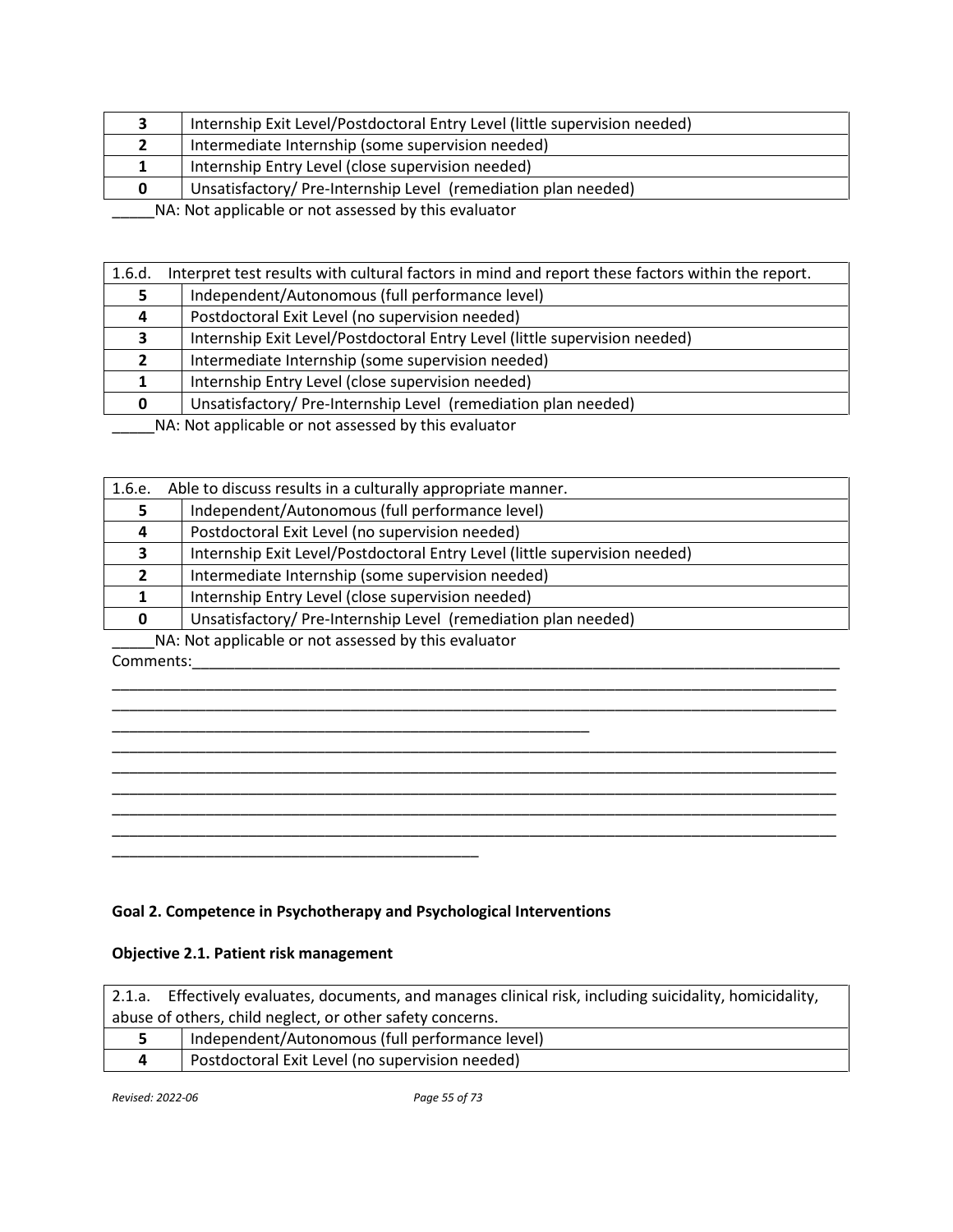| | |
|---|---|
| 3 | Internship Exit Level/Postdoctoral Entry Level (little supervision needed) |
| 2 | Intermediate Internship (some supervision needed) |
| 1 | Internship Entry Level (close supervision needed) |
| 0 | Unsatisfactory/ Pre-Internship Level (remediation plan needed) |

_____NA: Not applicable or not assessed by this evaluator

| 1.6.d. Interpret test results with cultural factors in mind and report these factors within the report. | |
|---|---|
| 5 | Independent/Autonomous (full performance level) |
| 4 | Postdoctoral Exit Level (no supervision needed) |
| 3 | Internship Exit Level/Postdoctoral Entry Level (little supervision needed) |
| 2 | Intermediate Internship (some supervision needed) |
| 1 | Internship Entry Level (close supervision needed) |
| 0 | Unsatisfactory/ Pre-Internship Level (remediation plan needed) |

_____NA: Not applicable or not assessed by this evaluator

| 1.6.e. Able to discuss results in a culturally appropriate manner. | |
|---|---|
| 5 | Independent/Autonomous (full performance level) |
| 4 | Postdoctoral Exit Level (no supervision needed) |
| 3 | Internship Exit Level/Postdoctoral Entry Level (little supervision needed) |
| 2 | Intermediate Internship (some supervision needed) |
| 1 | Internship Entry Level (close supervision needed) |
| 0 | Unsatisfactory/ Pre-Internship Level (remediation plan needed) |

_____NA: Not applicable or not assessed by this evaluator

Comments:_______________________________________________________________________________
_________________________________________________________________________________________
_________________________________________________________________________________________
____________________________________________________________
_________________________________________________________________________________________
_________________________________________________________________________________________
_________________________________________________________________________________________
_________________________________________________________________________________________
_________________________________________________________________________________________
______________________________________________

**Goal 2. Competence in Psychotherapy and Psychological Interventions**

**Objective 2.1. Patient risk management**

| 2.1.a. Effectively evaluates, documents, and manages clinical risk, including suicidality, homicidality, abuse of others, child neglect, or other safety concerns. | |
|---|---|
| 5 | Independent/Autonomous (full performance level) |
| 4 | Postdoctoral Exit Level (no supervision needed) |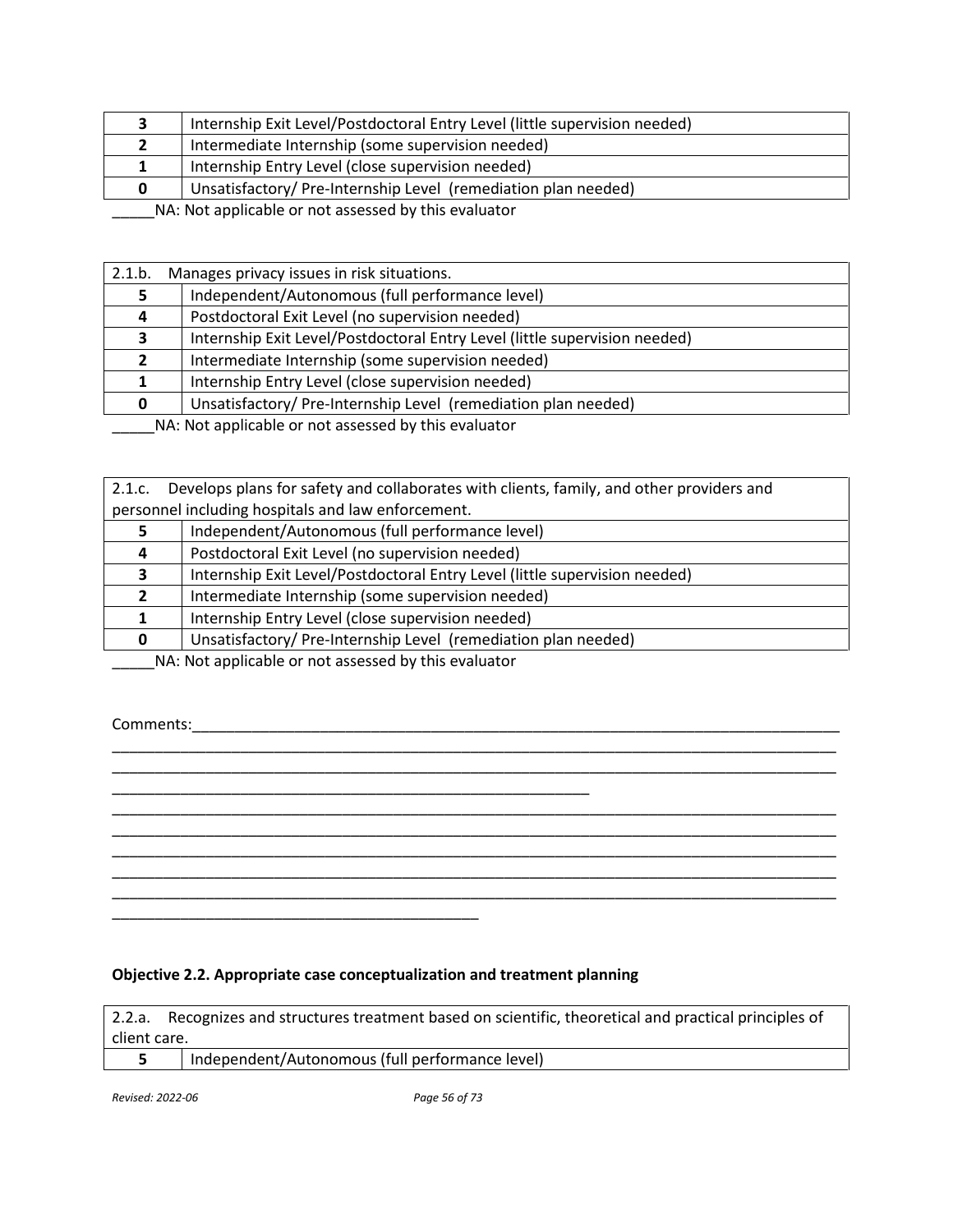| | |
|---|---|
| 3 | Internship Exit Level/Postdoctoral Entry Level (little supervision needed) |
| 2 | Intermediate Internship (some supervision needed) |
| 1 | Internship Entry Level (close supervision needed) |
| 0 | Unsatisfactory/ Pre-Internship Level (remediation plan needed) |

_____NA: Not applicable or not assessed by this evaluator

| 2.1.b. Manages privacy issues in risk situations. | |
|---|---|
| 5 | Independent/Autonomous (full performance level) |
| 4 | Postdoctoral Exit Level (no supervision needed) |
| 3 | Internship Exit Level/Postdoctoral Entry Level (little supervision needed) |
| 2 | Intermediate Internship (some supervision needed) |
| 1 | Internship Entry Level (close supervision needed) |
| 0 | Unsatisfactory/ Pre-Internship Level (remediation plan needed) |

_____NA: Not applicable or not assessed by this evaluator

| 2.1.c. Develops plans for safety and collaborates with clients, family, and other providers and personnel including hospitals and law enforcement. | |
|---|---|
| 5 | Independent/Autonomous (full performance level) |
| 4 | Postdoctoral Exit Level (no supervision needed) |
| 3 | Internship Exit Level/Postdoctoral Entry Level (little supervision needed) |
| 2 | Intermediate Internship (some supervision needed) |
| 1 | Internship Entry Level (close supervision needed) |
| 0 | Unsatisfactory/ Pre-Internship Level (remediation plan needed) |

_____NA: Not applicable or not assessed by this evaluator

Comments:_______________________________________________________________________________
___________________________________________________________________________________________
___________________________________________________________________________________________
____________________________________________________________
___________________________________________________________________________________________
___________________________________________________________________________________________
___________________________________________________________________________________________
___________________________________________________________________________________________
___________________________________________________________________________________________
______________________________________________

**Objective 2.2. Appropriate case conceptualization and treatment planning**

| 2.2.a. Recognizes and structures treatment based on scientific, theoretical and practical principles of client care. | |
|---|---|
| 5 | Independent/Autonomous (full performance level) |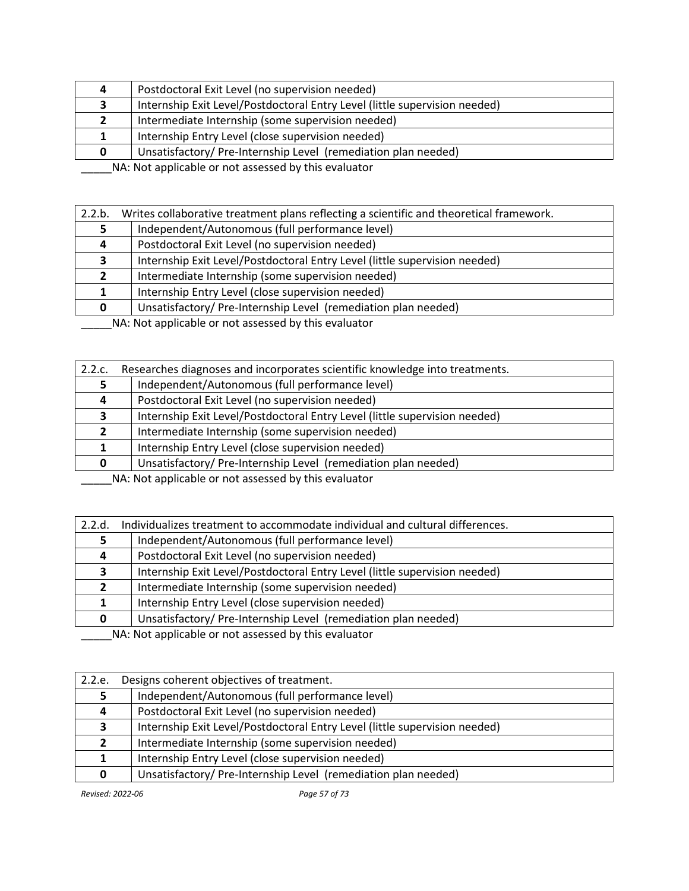| | |
|---|---|
| **4** | Postdoctoral Exit Level (no supervision needed) |
| **3** | Internship Exit Level/Postdoctoral Entry Level (little supervision needed) |
| **2** | Intermediate Internship (some supervision needed) |
| **1** | Internship Entry Level (close supervision needed) |
| **0** | Unsatisfactory/ Pre-Internship Level (remediation plan needed) |

_____NA: Not applicable or not assessed by this evaluator

| 2.2.b. | Writes collaborative treatment plans reflecting a scientific and theoretical framework. |
|---|---|
| **5** | Independent/Autonomous (full performance level) |
| **4** | Postdoctoral Exit Level (no supervision needed) |
| **3** | Internship Exit Level/Postdoctoral Entry Level (little supervision needed) |
| **2** | Intermediate Internship (some supervision needed) |
| **1** | Internship Entry Level (close supervision needed) |
| **0** | Unsatisfactory/ Pre-Internship Level (remediation plan needed) |

_____NA: Not applicable or not assessed by this evaluator

| 2.2.c. | Researches diagnoses and incorporates scientific knowledge into treatments. |
|---|---|
| **5** | Independent/Autonomous (full performance level) |
| **4** | Postdoctoral Exit Level (no supervision needed) |
| **3** | Internship Exit Level/Postdoctoral Entry Level (little supervision needed) |
| **2** | Intermediate Internship (some supervision needed) |
| **1** | Internship Entry Level (close supervision needed) |
| **0** | Unsatisfactory/ Pre-Internship Level (remediation plan needed) |

_____NA: Not applicable or not assessed by this evaluator

| 2.2.d. | Individualizes treatment to accommodate individual and cultural differences. |
|---|---|
| **5** | Independent/Autonomous (full performance level) |
| **4** | Postdoctoral Exit Level (no supervision needed) |
| **3** | Internship Exit Level/Postdoctoral Entry Level (little supervision needed) |
| **2** | Intermediate Internship (some supervision needed) |
| **1** | Internship Entry Level (close supervision needed) |
| **0** | Unsatisfactory/ Pre-Internship Level (remediation plan needed) |

_____NA: Not applicable or not assessed by this evaluator

| 2.2.e. | Designs coherent objectives of treatment. |
|---|---|
| **5** | Independent/Autonomous (full performance level) |
| **4** | Postdoctoral Exit Level (no supervision needed) |
| **3** | Internship Exit Level/Postdoctoral Entry Level (little supervision needed) |
| **2** | Intermediate Internship (some supervision needed) |
| **1** | Internship Entry Level (close supervision needed) |
| **0** | Unsatisfactory/ Pre-Internship Level (remediation plan needed) |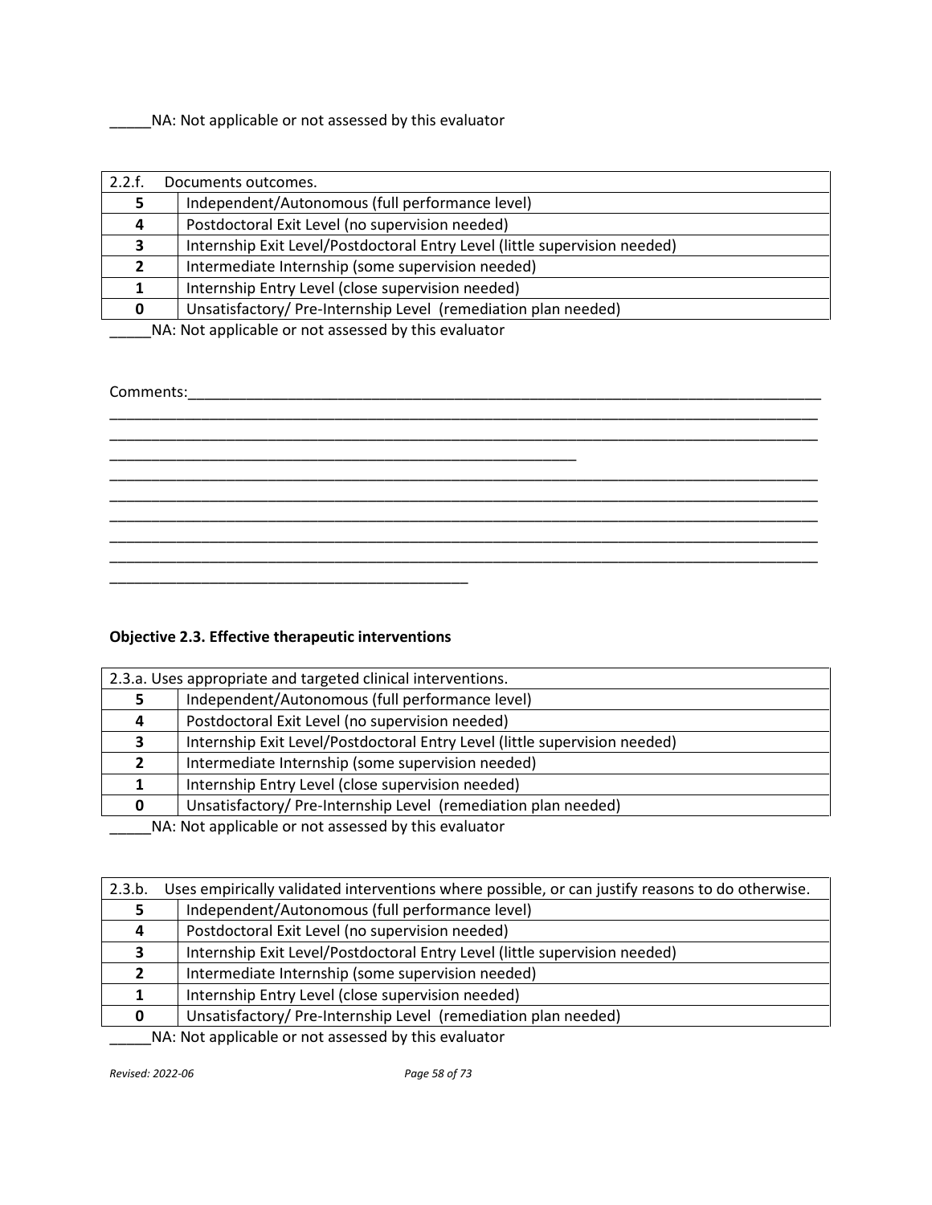_____NA: Not applicable or not assessed by this evaluator

| 2.2.f. | Documents outcomes. |
|---|---|
| **5** | Independent/Autonomous (full performance level) |
| **4** | Postdoctoral Exit Level (no supervision needed) |
| **3** | Internship Exit Level/Postdoctoral Entry Level (little supervision needed) |
| **2** | Intermediate Internship (some supervision needed) |
| **1** | Internship Entry Level (close supervision needed) |
| **0** | Unsatisfactory/ Pre-Internship Level (remediation plan needed) |

_____NA: Not applicable or not assessed by this evaluator

Comments:_______________________________________________________________________________
________________________________________________________________________________________
________________________________________________________________________________________
________________________________________________________
________________________________________________________________________________________
________________________________________________________________________________________
________________________________________________________________________________________
________________________________________________________________________________________
________________________________________________________________________________________
___________________________________________

**Objective 2.3. Effective therapeutic interventions**

| 2.3.a. | Uses appropriate and targeted clinical interventions. |
|---|---|
| **5** | Independent/Autonomous (full performance level) |
| **4** | Postdoctoral Exit Level (no supervision needed) |
| **3** | Internship Exit Level/Postdoctoral Entry Level (little supervision needed) |
| **2** | Intermediate Internship (some supervision needed) |
| **1** | Internship Entry Level (close supervision needed) |
| **0** | Unsatisfactory/ Pre-Internship Level (remediation plan needed) |

_____NA: Not applicable or not assessed by this evaluator

| 2.3.b. | Uses empirically validated interventions where possible, or can justify reasons to do otherwise. |
|---|---|
| **5** | Independent/Autonomous (full performance level) |
| **4** | Postdoctoral Exit Level (no supervision needed) |
| **3** | Internship Exit Level/Postdoctoral Entry Level (little supervision needed) |
| **2** | Intermediate Internship (some supervision needed) |
| **1** | Internship Entry Level (close supervision needed) |
| **0** | Unsatisfactory/ Pre-Internship Level (remediation plan needed) |

_____NA: Not applicable or not assessed by this evaluator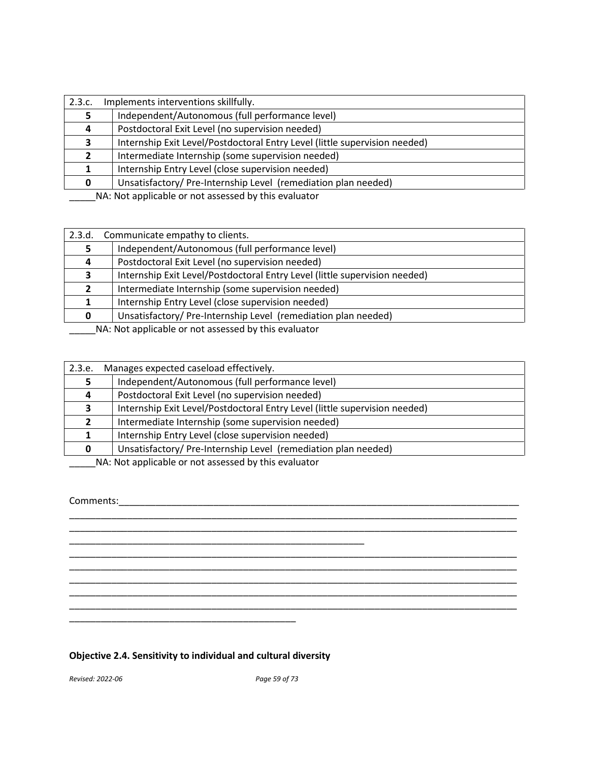| 2.3.c. Implements interventions skillfully. | |
|---|---|
| **5** | Independent/Autonomous (full performance level) |
| **4** | Postdoctoral Exit Level (no supervision needed) |
| **3** | Internship Exit Level/Postdoctoral Entry Level (little supervision needed) |
| **2** | Intermediate Internship (some supervision needed) |
| **1** | Internship Entry Level (close supervision needed) |
| **0** | Unsatisfactory/ Pre-Internship Level (remediation plan needed) |

_____NA: Not applicable or not assessed by this evaluator

| 2.3.d. Communicate empathy to clients. | |
|---|---|
| **5** | Independent/Autonomous (full performance level) |
| **4** | Postdoctoral Exit Level (no supervision needed) |
| **3** | Internship Exit Level/Postdoctoral Entry Level (little supervision needed) |
| **2** | Intermediate Internship (some supervision needed) |
| **1** | Internship Entry Level (close supervision needed) |
| **0** | Unsatisfactory/ Pre-Internship Level (remediation plan needed) |

_____NA: Not applicable or not assessed by this evaluator

| 2.3.e. Manages expected caseload effectively. | |
|---|---|
| **5** | Independent/Autonomous (full performance level) |
| **4** | Postdoctoral Exit Level (no supervision needed) |
| **3** | Internship Exit Level/Postdoctoral Entry Level (little supervision needed) |
| **2** | Intermediate Internship (some supervision needed) |
| **1** | Internship Entry Level (close supervision needed) |
| **0** | Unsatisfactory/ Pre-Internship Level (remediation plan needed) |

_____NA: Not applicable or not assessed by this evaluator

Comments:_______________________________________________________________________________
_____________________________________________________________________________________________
_____________________________________________________________________________________________
____________________________________________________________
_____________________________________________________________________________________________
_____________________________________________________________________________________________
_____________________________________________________________________________________________
_____________________________________________________________________________________________
_____________________________________________________________________________________________
______________________________________________

**Objective 2.4. Sensitivity to individual and cultural diversity**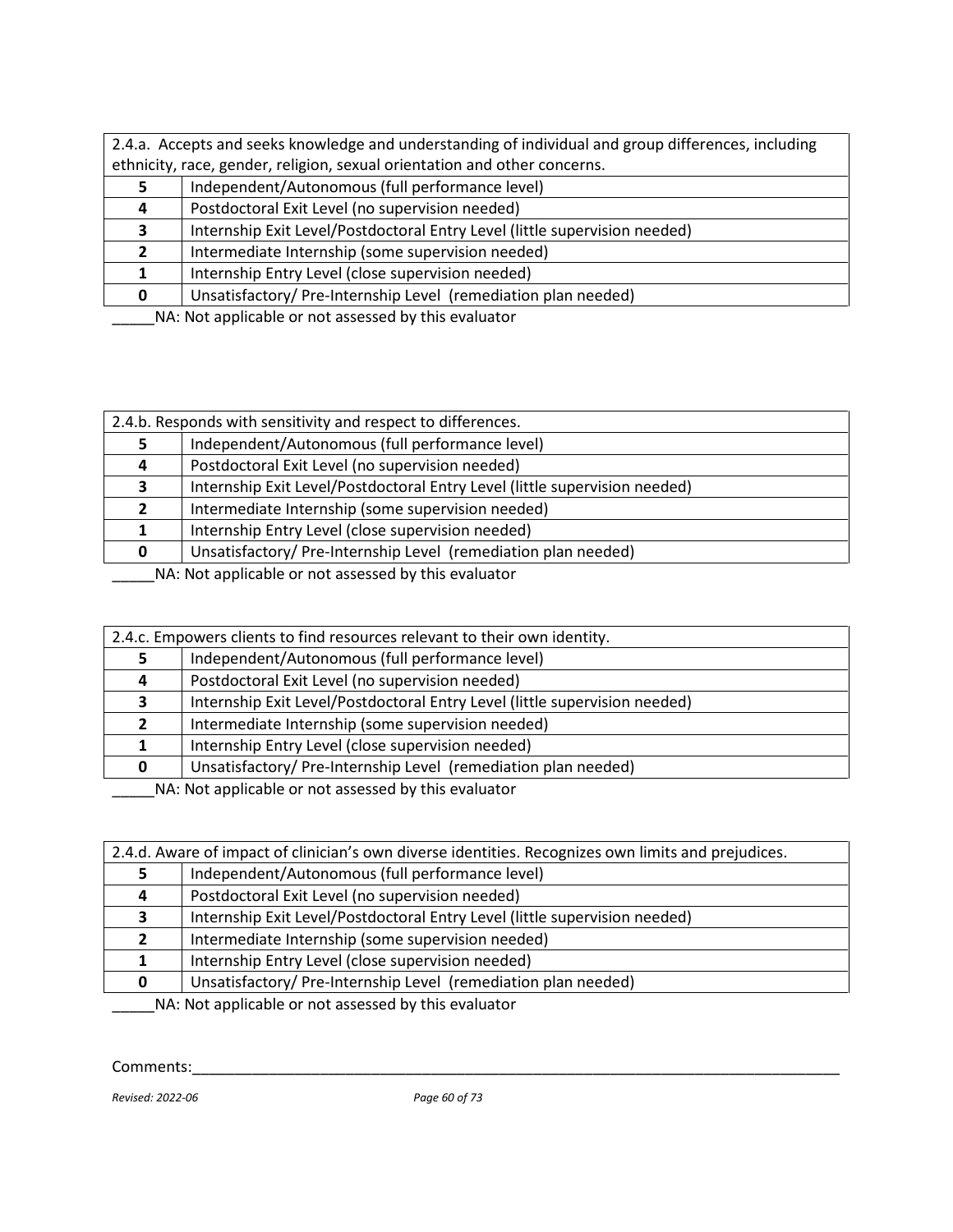| 2.4.a. Accepts and seeks knowledge and understanding of individual and group differences, including ethnicity, race, gender, religion, sexual orientation and other concerns. | |
|---|---|
| **5** | Independent/Autonomous (full performance level) |
| **4** | Postdoctoral Exit Level (no supervision needed) |
| **3** | Internship Exit Level/Postdoctoral Entry Level (little supervision needed) |
| **2** | Intermediate Internship (some supervision needed) |
| **1** | Internship Entry Level (close supervision needed) |
| **0** | Unsatisfactory/ Pre-Internship Level (remediation plan needed) |

_____NA: Not applicable or not assessed by this evaluator

| 2.4.b. Responds with sensitivity and respect to differences. | |
|---|---|
| **5** | Independent/Autonomous (full performance level) |
| **4** | Postdoctoral Exit Level (no supervision needed) |
| **3** | Internship Exit Level/Postdoctoral Entry Level (little supervision needed) |
| **2** | Intermediate Internship (some supervision needed) |
| **1** | Internship Entry Level (close supervision needed) |
| **0** | Unsatisfactory/ Pre-Internship Level (remediation plan needed) |

_____NA: Not applicable or not assessed by this evaluator

| 2.4.c. Empowers clients to find resources relevant to their own identity. | |
|---|---|
| **5** | Independent/Autonomous (full performance level) |
| **4** | Postdoctoral Exit Level (no supervision needed) |
| **3** | Internship Exit Level/Postdoctoral Entry Level (little supervision needed) |
| **2** | Intermediate Internship (some supervision needed) |
| **1** | Internship Entry Level (close supervision needed) |
| **0** | Unsatisfactory/ Pre-Internship Level (remediation plan needed) |

_____NA: Not applicable or not assessed by this evaluator

| 2.4.d. Aware of impact of clinician's own diverse identities. Recognizes own limits and prejudices. | |
|---|---|
| **5** | Independent/Autonomous (full performance level) |
| **4** | Postdoctoral Exit Level (no supervision needed) |
| **3** | Internship Exit Level/Postdoctoral Entry Level (little supervision needed) |
| **2** | Intermediate Internship (some supervision needed) |
| **1** | Internship Entry Level (close supervision needed) |
| **0** | Unsatisfactory/ Pre-Internship Level (remediation plan needed) |

_____NA: Not applicable or not assessed by this evaluator

Comments:_______________________________________________________________________________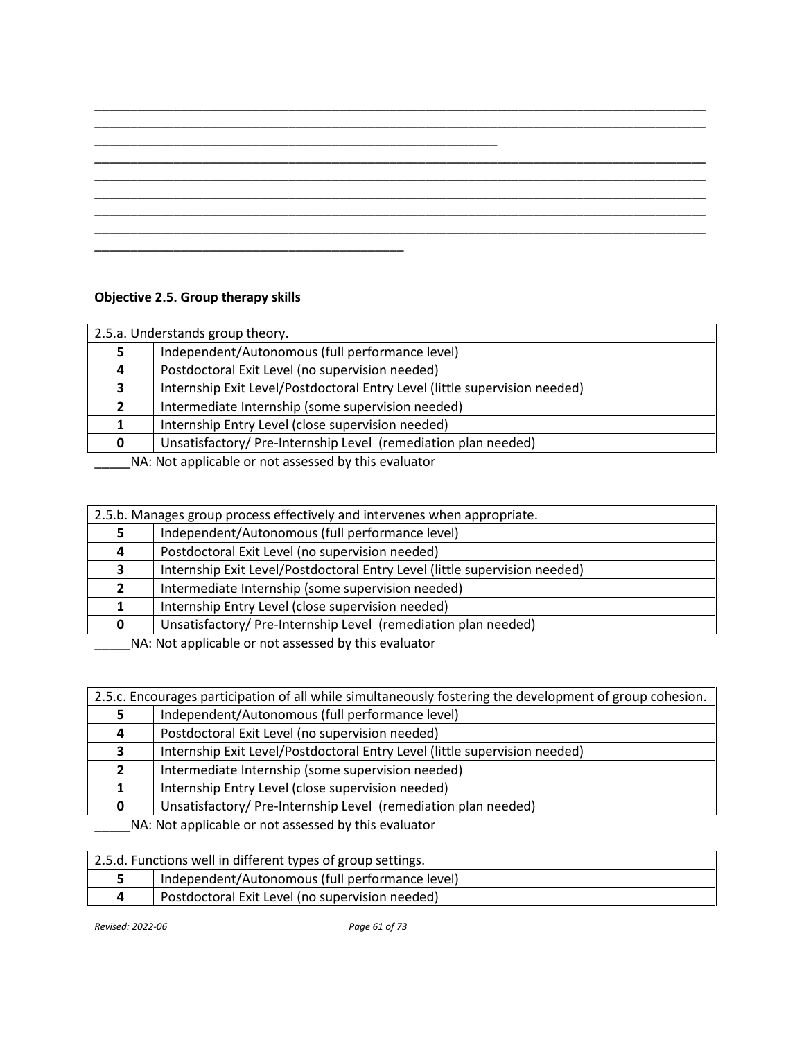________________________________________________________________________________________
________________________________________________________________________________________
__________________________________________________________
________________________________________________________________________________________
________________________________________________________________________________________
________________________________________________________________________________________
________________________________________________________________________________________
________________________________________________________________________________________
_____________________________________________

**Objective 2.5. Group therapy skills**

| 2.5.a. Understands group theory. | |
|---|---|
| **5** | Independent/Autonomous (full performance level) |
| **4** | Postdoctoral Exit Level (no supervision needed) |
| **3** | Internship Exit Level/Postdoctoral Entry Level (little supervision needed) |
| **2** | Intermediate Internship (some supervision needed) |
| **1** | Internship Entry Level (close supervision needed) |
| **0** | Unsatisfactory/ Pre-Internship Level (remediation plan needed) |

_____NA: Not applicable or not assessed by this evaluator

| 2.5.b. Manages group process effectively and intervenes when appropriate. | |
|---|---|
| **5** | Independent/Autonomous (full performance level) |
| **4** | Postdoctoral Exit Level (no supervision needed) |
| **3** | Internship Exit Level/Postdoctoral Entry Level (little supervision needed) |
| **2** | Intermediate Internship (some supervision needed) |
| **1** | Internship Entry Level (close supervision needed) |
| **0** | Unsatisfactory/ Pre-Internship Level (remediation plan needed) |

_____NA: Not applicable or not assessed by this evaluator

| 2.5.c. Encourages participation of all while simultaneously fostering the development of group cohesion. | |
|---|---|
| **5** | Independent/Autonomous (full performance level) |
| **4** | Postdoctoral Exit Level (no supervision needed) |
| **3** | Internship Exit Level/Postdoctoral Entry Level (little supervision needed) |
| **2** | Intermediate Internship (some supervision needed) |
| **1** | Internship Entry Level (close supervision needed) |
| **0** | Unsatisfactory/ Pre-Internship Level (remediation plan needed) |

_____NA: Not applicable or not assessed by this evaluator

| 2.5.d. Functions well in different types of group settings. | |
|---|---|
| **5** | Independent/Autonomous (full performance level) |
| **4** | Postdoctoral Exit Level (no supervision needed) |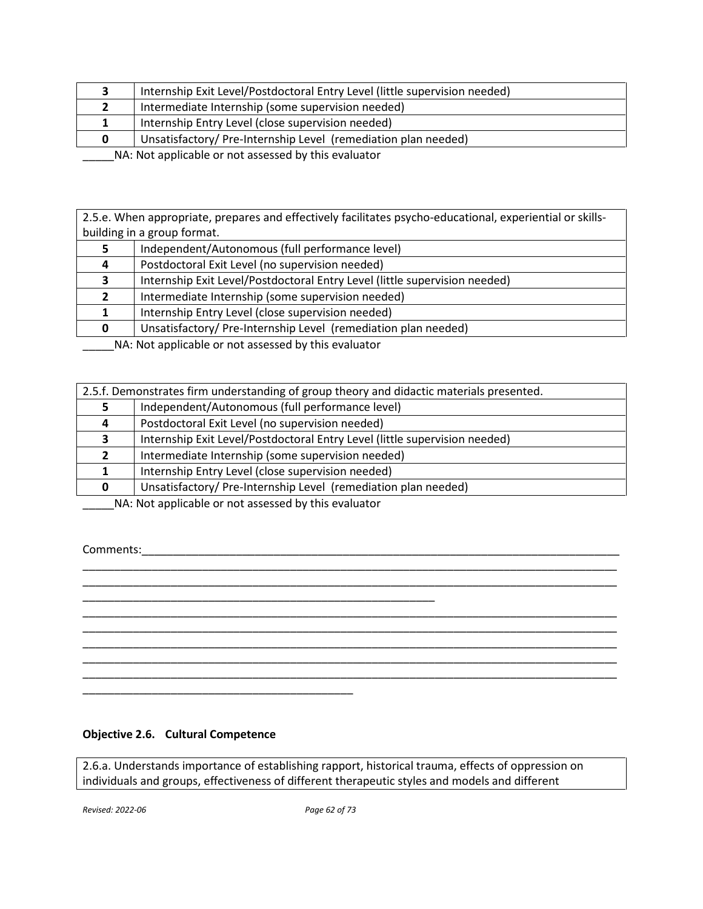| 3 | Internship Exit Level/Postdoctoral Entry Level (little supervision needed) |
|---|---|
| 2 | Intermediate Internship (some supervision needed) |
| 1 | Internship Entry Level (close supervision needed) |
| 0 | Unsatisfactory/ Pre-Internship Level (remediation plan needed) |

_____NA: Not applicable or not assessed by this evaluator

| 2.5.e. When appropriate, prepares and effectively facilitates psycho-educational, experiential or skills-building in a group format. | |
|---|---|
| 5 | Independent/Autonomous (full performance level) |
| 4 | Postdoctoral Exit Level (no supervision needed) |
| 3 | Internship Exit Level/Postdoctoral Entry Level (little supervision needed) |
| 2 | Intermediate Internship (some supervision needed) |
| 1 | Internship Entry Level (close supervision needed) |
| 0 | Unsatisfactory/ Pre-Internship Level (remediation plan needed) |

_____NA: Not applicable or not assessed by this evaluator

| 2.5.f. Demonstrates firm understanding of group theory and didactic materials presented. | |
|---|---|
| 5 | Independent/Autonomous (full performance level) |
| 4 | Postdoctoral Exit Level (no supervision needed) |
| 3 | Internship Exit Level/Postdoctoral Entry Level (little supervision needed) |
| 2 | Intermediate Internship (some supervision needed) |
| 1 | Internship Entry Level (close supervision needed) |
| 0 | Unsatisfactory/ Pre-Internship Level (remediation plan needed) |

_____NA: Not applicable or not assessed by this evaluator

Comments:_______________________________________________________________________________
__________________________________________________________________________________________
__________________________________________________________________________________________
____________________________________________________________
__________________________________________________________________________________________
__________________________________________________________________________________________
__________________________________________________________________________________________
__________________________________________________________________________________________
__________________________________________________________________________________________
_______________________________________________

**Objective 2.6. Cultural Competence**

| 2.6.a. Understands importance of establishing rapport, historical trauma, effects of oppression on individuals and groups, effectiveness of different therapeutic styles and models and different |
|---|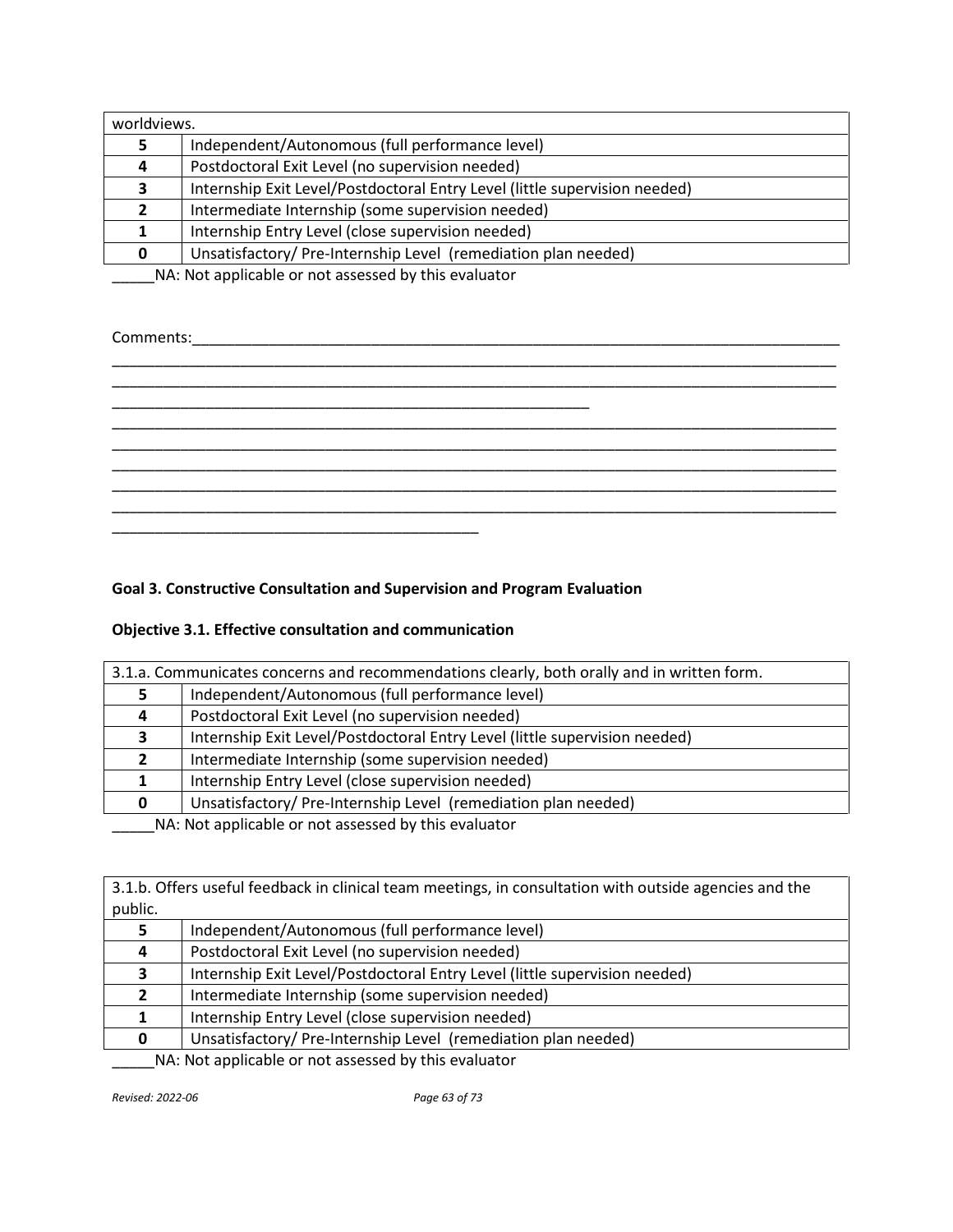| worldviews. | |
|---|---|
| **5** | Independent/Autonomous (full performance level) |
| **4** | Postdoctoral Exit Level (no supervision needed) |
| **3** | Internship Exit Level/Postdoctoral Entry Level (little supervision needed) |
| **2** | Intermediate Internship (some supervision needed) |
| **1** | Internship Entry Level (close supervision needed) |
| **0** | Unsatisfactory/ Pre-Internship Level (remediation plan needed) |

_____NA: Not applicable or not assessed by this evaluator

Comments:_______________________________________________________________________________
__________________________________________________________________________________________
__________________________________________________________________________________________
____________________________________________________________
__________________________________________________________________________________________
__________________________________________________________________________________________
__________________________________________________________________________________________
__________________________________________________________________________________________
__________________________________________________________________________________________
_______________________________________________

**Goal 3. Constructive Consultation and Supervision and Program Evaluation**

**Objective 3.1. Effective consultation and communication**

| 3.1.a. Communicates concerns and recommendations clearly, both orally and in written form. | |
|---|---|
| **5** | Independent/Autonomous (full performance level) |
| **4** | Postdoctoral Exit Level (no supervision needed) |
| **3** | Internship Exit Level/Postdoctoral Entry Level (little supervision needed) |
| **2** | Intermediate Internship (some supervision needed) |
| **1** | Internship Entry Level (close supervision needed) |
| **0** | Unsatisfactory/ Pre-Internship Level (remediation plan needed) |

_____NA: Not applicable or not assessed by this evaluator

| 3.1.b. Offers useful feedback in clinical team meetings, in consultation with outside agencies and the public. | |
|---|---|
| **5** | Independent/Autonomous (full performance level) |
| **4** | Postdoctoral Exit Level (no supervision needed) |
| **3** | Internship Exit Level/Postdoctoral Entry Level (little supervision needed) |
| **2** | Intermediate Internship (some supervision needed) |
| **1** | Internship Entry Level (close supervision needed) |
| **0** | Unsatisfactory/ Pre-Internship Level (remediation plan needed) |

_____NA: Not applicable or not assessed by this evaluator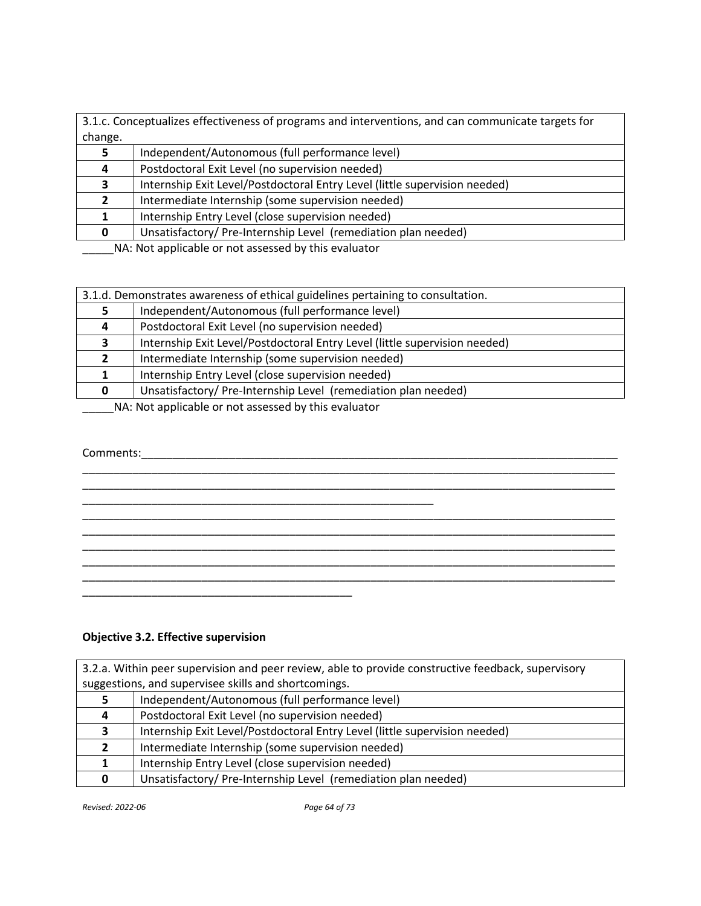| 3.1.c. Conceptualizes effectiveness of programs and interventions, and can communicate targets for change. | |
|---|---|
| **5** | Independent/Autonomous (full performance level) |
| **4** | Postdoctoral Exit Level (no supervision needed) |
| **3** | Internship Exit Level/Postdoctoral Entry Level (little supervision needed) |
| **2** | Intermediate Internship (some supervision needed) |
| **1** | Internship Entry Level (close supervision needed) |
| **0** | Unsatisfactory/ Pre-Internship Level (remediation plan needed) |

_____NA: Not applicable or not assessed by this evaluator

| 3.1.d. Demonstrates awareness of ethical guidelines pertaining to consultation. | |
|---|---|
| **5** | Independent/Autonomous (full performance level) |
| **4** | Postdoctoral Exit Level (no supervision needed) |
| **3** | Internship Exit Level/Postdoctoral Entry Level (little supervision needed) |
| **2** | Intermediate Internship (some supervision needed) |
| **1** | Internship Entry Level (close supervision needed) |
| **0** | Unsatisfactory/ Pre-Internship Level (remediation plan needed) |

_____NA: Not applicable or not assessed by this evaluator

Comments:_____________________________________________________________________________
_____________________________________________________________________________________
_____________________________________________________________________________________
_______________________________________________________
_____________________________________________________________________________________
_____________________________________________________________________________________
_____________________________________________________________________________________
_____________________________________________________________________________________
_____________________________________________________________________________________
__________________________________________

**Objective 3.2. Effective supervision**

| 3.2.a. Within peer supervision and peer review, able to provide constructive feedback, supervisory suggestions, and supervisee skills and shortcomings. | |
|---|---|
| **5** | Independent/Autonomous (full performance level) |
| **4** | Postdoctoral Exit Level (no supervision needed) |
| **3** | Internship Exit Level/Postdoctoral Entry Level (little supervision needed) |
| **2** | Intermediate Internship (some supervision needed) |
| **1** | Internship Entry Level (close supervision needed) |
| **0** | Unsatisfactory/ Pre-Internship Level (remediation plan needed) |

*Revised: 2022-06*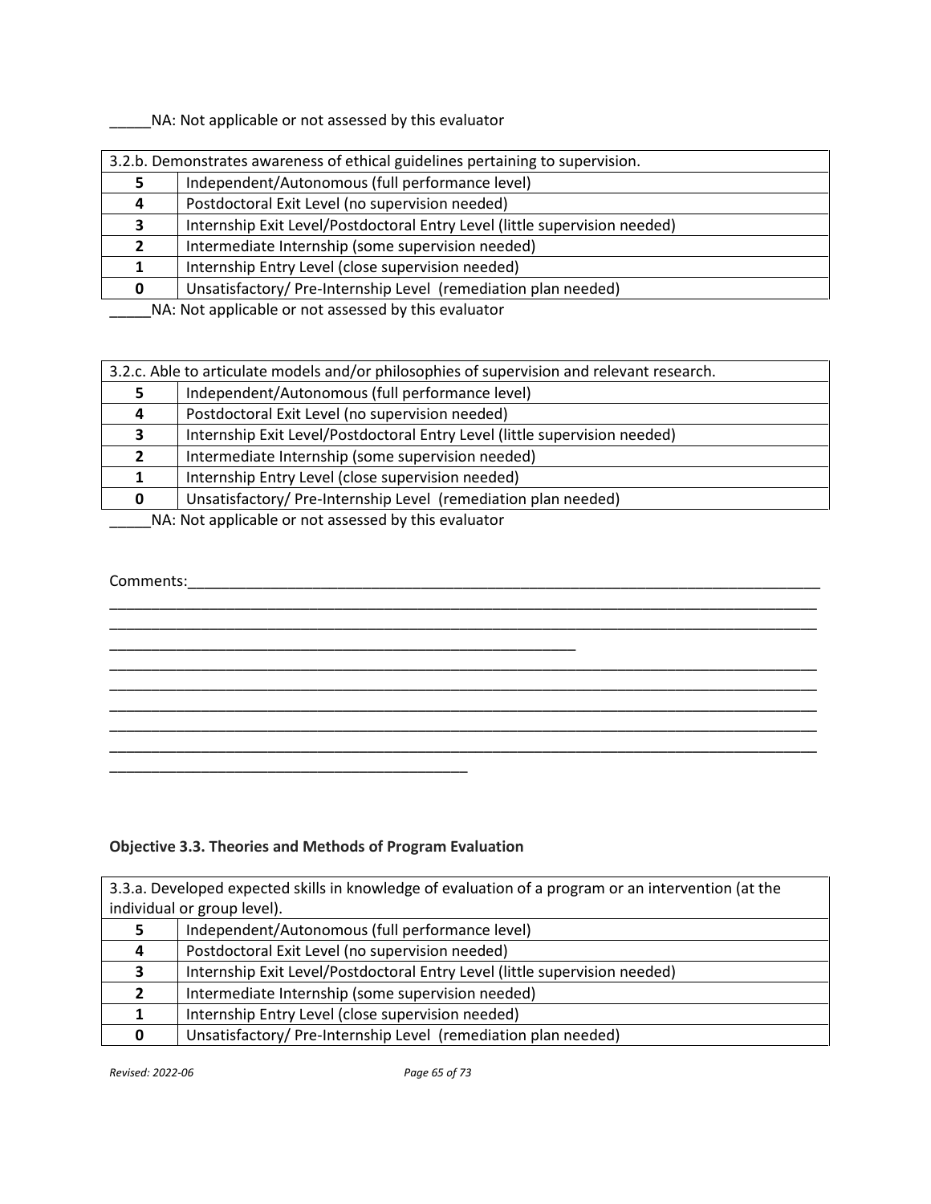_____NA: Not applicable or not assessed by this evaluator

| 3.2.b. Demonstrates awareness of ethical guidelines pertaining to supervision. | |
|---|---|
| 5 | Independent/Autonomous (full performance level) |
| 4 | Postdoctoral Exit Level (no supervision needed) |
| 3 | Internship Exit Level/Postdoctoral Entry Level (little supervision needed) |
| 2 | Intermediate Internship (some supervision needed) |
| 1 | Internship Entry Level (close supervision needed) |
| 0 | Unsatisfactory/ Pre-Internship Level (remediation plan needed) |

_____NA: Not applicable or not assessed by this evaluator

| 3.2.c. Able to articulate models and/or philosophies of supervision and relevant research. | |
|---|---|
| 5 | Independent/Autonomous (full performance level) |
| 4 | Postdoctoral Exit Level (no supervision needed) |
| 3 | Internship Exit Level/Postdoctoral Entry Level (little supervision needed) |
| 2 | Intermediate Internship (some supervision needed) |
| 1 | Internship Entry Level (close supervision needed) |
| 0 | Unsatisfactory/ Pre-Internship Level (remediation plan needed) |

_____NA: Not applicable or not assessed by this evaluator

Comments:_______________________________________________________________________________
___________________________________________________________________________________________
___________________________________________________________________________________________
____________________________________________________________
___________________________________________________________________________________________
___________________________________________________________________________________________
___________________________________________________________________________________________
___________________________________________________________________________________________
___________________________________________________________________________________________
______________________________________________

**Objective 3.3. Theories and Methods of Program Evaluation**

| 3.3.a. Developed expected skills in knowledge of evaluation of a program or an intervention (at the individual or group level). | |
|---|---|
| 5 | Independent/Autonomous (full performance level) |
| 4 | Postdoctoral Exit Level (no supervision needed) |
| 3 | Internship Exit Level/Postdoctoral Entry Level (little supervision needed) |
| 2 | Intermediate Internship (some supervision needed) |
| 1 | Internship Entry Level (close supervision needed) |
| 0 | Unsatisfactory/ Pre-Internship Level (remediation plan needed) |

*Revised: 2022-06*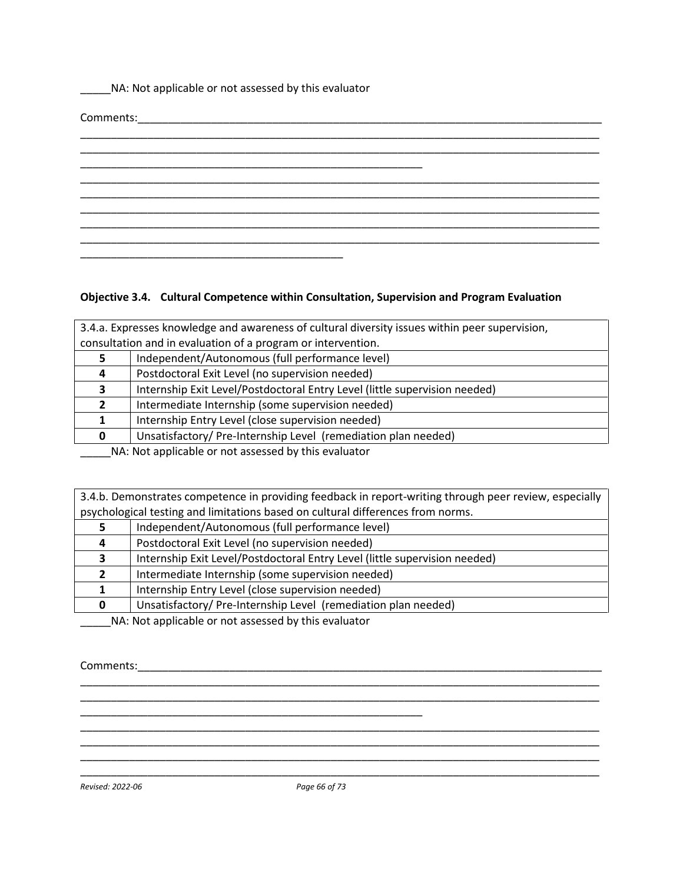_____NA: Not applicable or not assessed by this evaluator

Comments:___________________________________________________________________________
____________________________________________________________________________________
____________________________________________________________________________________
____________________________________________________________
____________________________________________________________________________________
____________________________________________________________________________________
____________________________________________________________________________________
____________________________________________________________________________________
____________________________________________________________________________________
______________________________________________

### Objective 3.4. Cultural Competence within Consultation, Supervision and Program Evaluation

| 3.4.a. Expresses knowledge and awareness of cultural diversity issues within peer supervision, consultation and in evaluation of a program or intervention. | |
|---|---|
| **5** | Independent/Autonomous (full performance level) |
| **4** | Postdoctoral Exit Level (no supervision needed) |
| **3** | Internship Exit Level/Postdoctoral Entry Level (little supervision needed) |
| **2** | Intermediate Internship (some supervision needed) |
| **1** | Internship Entry Level (close supervision needed) |
| **0** | Unsatisfactory/ Pre-Internship Level (remediation plan needed) |

_____NA: Not applicable or not assessed by this evaluator

| 3.4.b. Demonstrates competence in providing feedback in report-writing through peer review, especially psychological testing and limitations based on cultural differences from norms. | |
|---|---|
| **5** | Independent/Autonomous (full performance level) |
| **4** | Postdoctoral Exit Level (no supervision needed) |
| **3** | Internship Exit Level/Postdoctoral Entry Level (little supervision needed) |
| **2** | Intermediate Internship (some supervision needed) |
| **1** | Internship Entry Level (close supervision needed) |
| **0** | Unsatisfactory/ Pre-Internship Level (remediation plan needed) |

_____NA: Not applicable or not assessed by this evaluator

Comments:___________________________________________________________________________
____________________________________________________________________________________
____________________________________________________________________________________
____________________________________________________________
____________________________________________________________________________________
____________________________________________________________________________________
____________________________________________________________________________________
____________________________________________________________________________________

*Revised: 2022-06*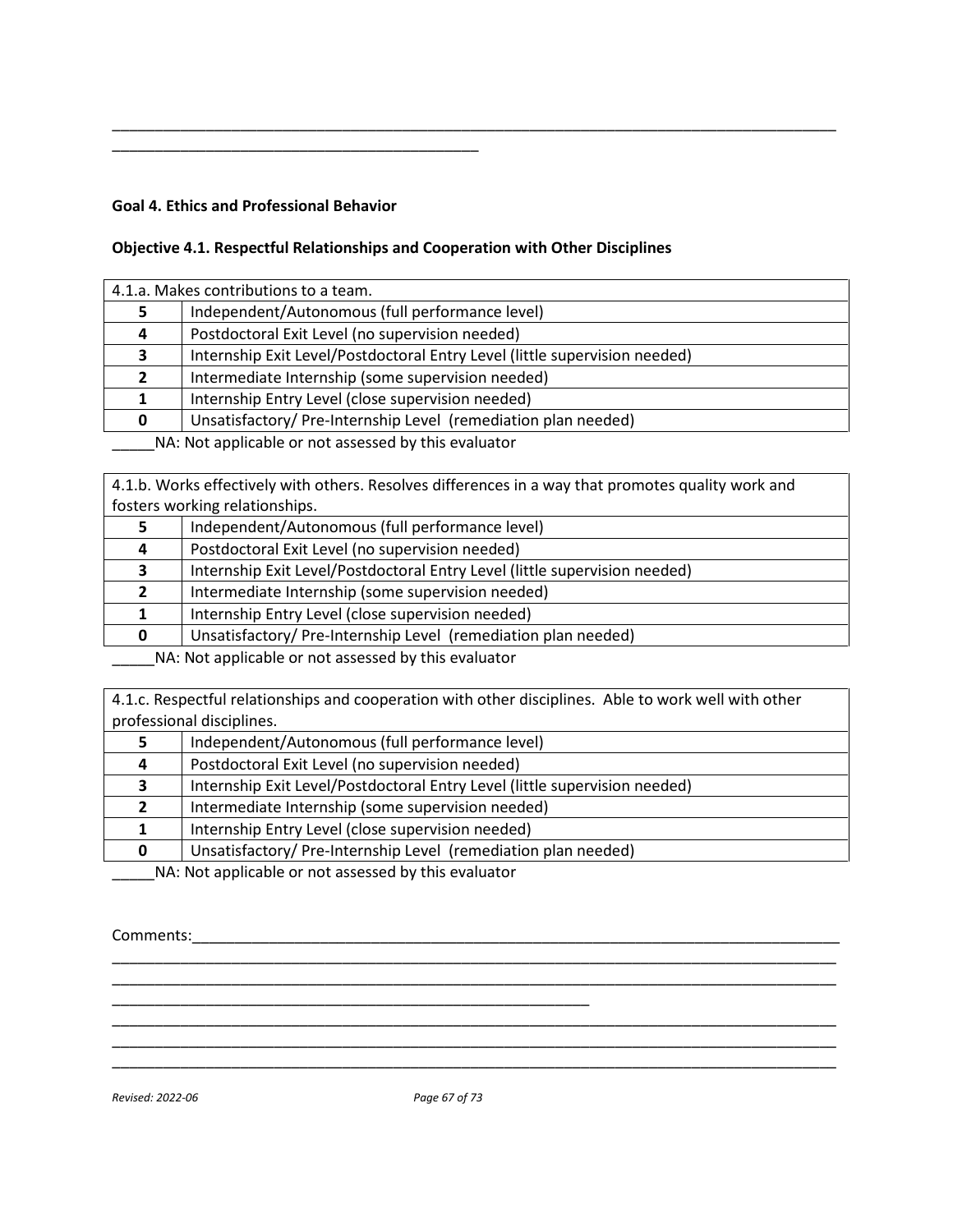_____________________________________________________________________________________________
______________________________________________

**Goal 4. Ethics and Professional Behavior**

**Objective 4.1. Respectful Relationships and Cooperation with Other Disciplines**

| 4.1.a. Makes contributions to a team. | |
|---|---|
| **5** | Independent/Autonomous (full performance level) |
| **4** | Postdoctoral Exit Level (no supervision needed) |
| **3** | Internship Exit Level/Postdoctoral Entry Level (little supervision needed) |
| **2** | Intermediate Internship (some supervision needed) |
| **1** | Internship Entry Level (close supervision needed) |
| **0** | Unsatisfactory/ Pre-Internship Level (remediation plan needed) |

_____NA: Not applicable or not assessed by this evaluator

| 4.1.b. Works effectively with others. Resolves differences in a way that promotes quality work and fosters working relationships. | |
|---|---|
| **5** | Independent/Autonomous (full performance level) |
| **4** | Postdoctoral Exit Level (no supervision needed) |
| **3** | Internship Exit Level/Postdoctoral Entry Level (little supervision needed) |
| **2** | Intermediate Internship (some supervision needed) |
| **1** | Internship Entry Level (close supervision needed) |
| **0** | Unsatisfactory/ Pre-Internship Level (remediation plan needed) |

_____NA: Not applicable or not assessed by this evaluator

| 4.1.c. Respectful relationships and cooperation with other disciplines. Able to work well with other professional disciplines. | |
|---|---|
| **5** | Independent/Autonomous (full performance level) |
| **4** | Postdoctoral Exit Level (no supervision needed) |
| **3** | Internship Exit Level/Postdoctoral Entry Level (little supervision needed) |
| **2** | Intermediate Internship (some supervision needed) |
| **1** | Internship Entry Level (close supervision needed) |
| **0** | Unsatisfactory/ Pre-Internship Level (remediation plan needed) |

_____NA: Not applicable or not assessed by this evaluator

Comments:_________________________________________________________________________________
_____________________________________________________________________________________________
_____________________________________________________________________________________________
____________________________________________________________
_____________________________________________________________________________________________
_____________________________________________________________________________________________
_____________________________________________________________________________________________

*Revised: 2022-06*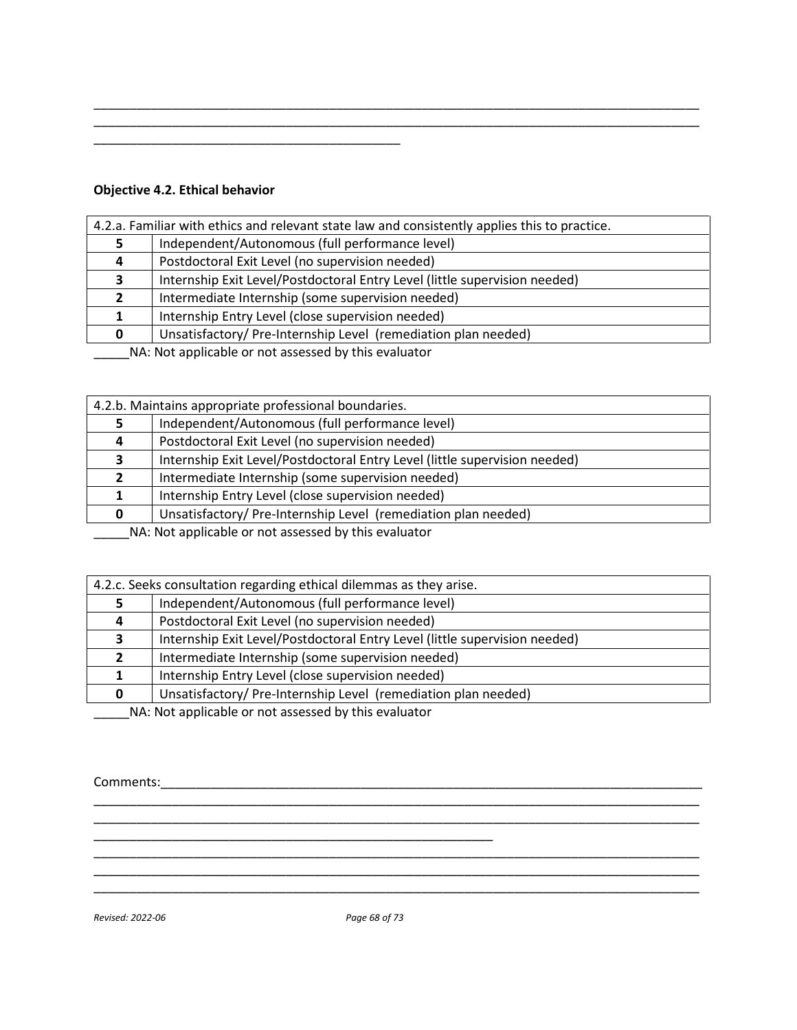\_\_\_\_\_\_\_\_\_\_\_\_\_\_\_\_\_\_\_\_\_\_\_\_\_\_\_\_\_\_\_\_\_\_\_\_\_\_\_\_\_\_\_\_\_\_\_\_\_\_\_\_\_\_\_\_\_\_\_\_\_\_\_\_\_\_\_\_\_\_\_\_\_\_\_\_\_\_\_\_\_\_\_\_\_\_\_\_
\_\_\_\_\_\_\_\_\_\_\_\_\_\_\_\_\_\_\_\_\_\_\_\_\_\_\_\_\_\_\_\_\_\_\_\_\_\_\_\_\_\_\_\_\_\_\_\_\_\_\_\_\_\_\_\_\_\_\_\_\_\_\_\_\_\_\_\_\_\_\_\_\_\_\_\_\_\_\_\_\_\_\_\_\_\_\_\_
\_\_\_\_\_\_\_\_\_\_\_\_\_\_\_\_\_\_\_\_\_\_\_\_\_\_\_\_\_\_\_\_\_\_\_\_\_\_\_\_\_\_\_\_

**Objective 4.2. Ethical behavior**

| 4.2.a. Familiar with ethics and relevant state law and consistently applies this to practice. | |
|---|---|
| **5** | Independent/Autonomous (full performance level) |
| **4** | Postdoctoral Exit Level (no supervision needed) |
| **3** | Internship Exit Level/Postdoctoral Entry Level (little supervision needed) |
| **2** | Intermediate Internship (some supervision needed) |
| **1** | Internship Entry Level (close supervision needed) |
| **0** | Unsatisfactory/ Pre-Internship Level (remediation plan needed) |

\_\_\_\_\_NA: Not applicable or not assessed by this evaluator

| 4.2.b. Maintains appropriate professional boundaries. | |
|---|---|
| **5** | Independent/Autonomous (full performance level) |
| **4** | Postdoctoral Exit Level (no supervision needed) |
| **3** | Internship Exit Level/Postdoctoral Entry Level (little supervision needed) |
| **2** | Intermediate Internship (some supervision needed) |
| **1** | Internship Entry Level (close supervision needed) |
| **0** | Unsatisfactory/ Pre-Internship Level (remediation plan needed) |

\_\_\_\_\_NA: Not applicable or not assessed by this evaluator

| 4.2.c. Seeks consultation regarding ethical dilemmas as they arise. | |
|---|---|
| **5** | Independent/Autonomous (full performance level) |
| **4** | Postdoctoral Exit Level (no supervision needed) |
| **3** | Internship Exit Level/Postdoctoral Entry Level (little supervision needed) |
| **2** | Intermediate Internship (some supervision needed) |
| **1** | Internship Entry Level (close supervision needed) |
| **0** | Unsatisfactory/ Pre-Internship Level (remediation plan needed) |

\_\_\_\_\_NA: Not applicable or not assessed by this evaluator

Comments:\_\_\_\_\_\_\_\_\_\_\_\_\_\_\_\_\_\_\_\_\_\_\_\_\_\_\_\_\_\_\_\_\_\_\_\_\_\_\_\_\_\_\_\_\_\_\_\_\_\_\_\_\_\_\_\_\_\_\_\_\_\_\_\_\_\_\_\_\_\_\_\_\_\_\_\_
\_\_\_\_\_\_\_\_\_\_\_\_\_\_\_\_\_\_\_\_\_\_\_\_\_\_\_\_\_\_\_\_\_\_\_\_\_\_\_\_\_\_\_\_\_\_\_\_\_\_\_\_\_\_\_\_\_\_\_\_\_\_\_\_\_\_\_\_\_\_\_\_\_\_\_\_\_\_\_\_\_\_\_\_\_\_\_\_
\_\_\_\_\_\_\_\_\_\_\_\_\_\_\_\_\_\_\_\_\_\_\_\_\_\_\_\_\_\_\_\_\_\_\_\_\_\_\_\_\_\_\_\_\_\_\_\_\_\_\_\_\_\_\_\_\_\_\_\_\_\_\_\_\_\_\_\_\_\_\_\_\_\_\_\_\_\_\_\_\_\_\_\_\_\_\_\_
\_\_\_\_\_\_\_\_\_\_\_\_\_\_\_\_\_\_\_\_\_\_\_\_\_\_\_\_\_\_\_\_\_\_\_\_\_\_\_\_\_\_\_\_\_\_\_\_\_\_\_\_\_\_\_\_
\_\_\_\_\_\_\_\_\_\_\_\_\_\_\_\_\_\_\_\_\_\_\_\_\_\_\_\_\_\_\_\_\_\_\_\_\_\_\_\_\_\_\_\_\_\_\_\_\_\_\_\_\_\_\_\_\_\_\_\_\_\_\_\_\_\_\_\_\_\_\_\_\_\_\_\_\_\_\_\_\_\_\_\_\_\_\_\_
\_\_\_\_\_\_\_\_\_\_\_\_\_\_\_\_\_\_\_\_\_\_\_\_\_\_\_\_\_\_\_\_\_\_\_\_\_\_\_\_\_\_\_\_\_\_\_\_\_\_\_\_\_\_\_\_\_\_\_\_\_\_\_\_\_\_\_\_\_\_\_\_\_\_\_\_\_\_\_\_\_\_\_\_\_\_\_\_
\_\_\_\_\_\_\_\_\_\_\_\_\_\_\_\_\_\_\_\_\_\_\_\_\_\_\_\_\_\_\_\_\_\_\_\_\_\_\_\_\_\_\_\_\_\_\_\_\_\_\_\_\_\_\_\_\_\_\_\_\_\_\_\_\_\_\_\_\_\_\_\_\_\_\_\_\_\_\_\_\_\_\_\_\_\_\_\_

*Revised: 2022-06*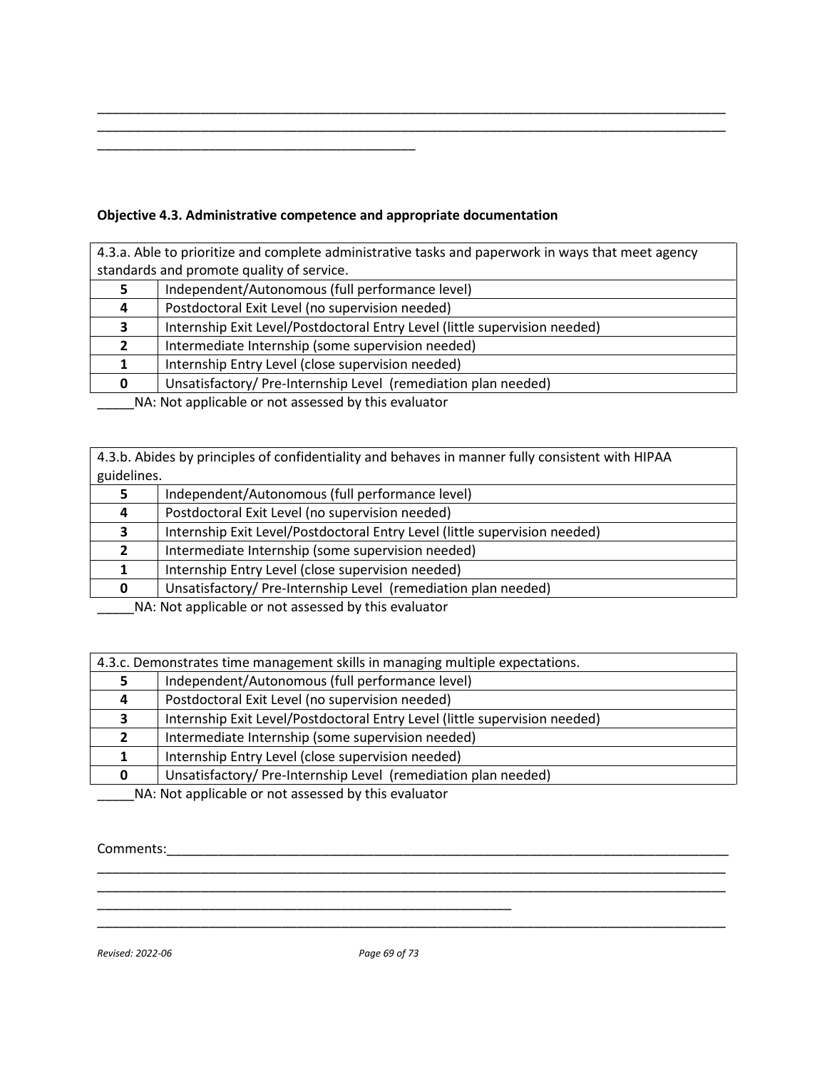\_\_\_\_\_\_\_\_\_\_\_\_\_\_\_\_\_\_\_\_\_\_\_\_\_\_\_\_\_\_\_\_\_\_\_\_\_\_\_\_\_\_\_\_\_\_\_\_\_\_\_\_\_\_\_\_\_\_\_\_\_\_\_\_\_\_\_\_\_\_\_\_\_\_\_\_\_\_\_\_\_\_\_\_\_\_\_\_\_\_
\_\_\_\_\_\_\_\_\_\_\_\_\_\_\_\_\_\_\_\_\_\_\_\_\_\_\_\_\_\_\_\_\_\_\_\_\_\_\_\_\_\_\_\_\_\_\_\_\_\_\_\_\_\_\_\_\_\_\_\_\_\_\_\_\_\_\_\_\_\_\_\_\_\_\_\_\_\_\_\_\_\_\_\_\_\_\_\_\_\_
\_\_\_\_\_\_\_\_\_\_\_\_\_\_\_\_\_\_\_\_\_\_\_\_\_\_\_\_\_\_\_\_\_\_\_\_\_\_\_\_\_\_\_\_\_

**Objective 4.3. Administrative competence and appropriate documentation**

| 4.3.a. Able to prioritize and complete administrative tasks and paperwork in ways that meet agency standards and promote quality of service. | |
|---|---|
| **5** | Independent/Autonomous (full performance level) |
| **4** | Postdoctoral Exit Level (no supervision needed) |
| **3** | Internship Exit Level/Postdoctoral Entry Level (little supervision needed) |
| **2** | Intermediate Internship (some supervision needed) |
| **1** | Internship Entry Level (close supervision needed) |
| **0** | Unsatisfactory/ Pre-Internship Level (remediation plan needed) |

_____NA: Not applicable or not assessed by this evaluator

| 4.3.b. Abides by principles of confidentiality and behaves in manner fully consistent with HIPAA guidelines. | |
|---|---|
| **5** | Independent/Autonomous (full performance level) |
| **4** | Postdoctoral Exit Level (no supervision needed) |
| **3** | Internship Exit Level/Postdoctoral Entry Level (little supervision needed) |
| **2** | Intermediate Internship (some supervision needed) |
| **1** | Internship Entry Level (close supervision needed) |
| **0** | Unsatisfactory/ Pre-Internship Level (remediation plan needed) |

_____NA: Not applicable or not assessed by this evaluator

| 4.3.c. Demonstrates time management skills in managing multiple expectations. | |
|---|---|
| **5** | Independent/Autonomous (full performance level) |
| **4** | Postdoctoral Exit Level (no supervision needed) |
| **3** | Internship Exit Level/Postdoctoral Entry Level (little supervision needed) |
| **2** | Intermediate Internship (some supervision needed) |
| **1** | Internship Entry Level (close supervision needed) |
| **0** | Unsatisfactory/ Pre-Internship Level (remediation plan needed) |

_____NA: Not applicable or not assessed by this evaluator

Comments:\_\_\_\_\_\_\_\_\_\_\_\_\_\_\_\_\_\_\_\_\_\_\_\_\_\_\_\_\_\_\_\_\_\_\_\_\_\_\_\_\_\_\_\_\_\_\_\_\_\_\_\_\_\_\_\_\_\_\_\_\_\_\_\_\_\_\_\_\_\_\_\_\_\_\_\_\_\_
\_\_\_\_\_\_\_\_\_\_\_\_\_\_\_\_\_\_\_\_\_\_\_\_\_\_\_\_\_\_\_\_\_\_\_\_\_\_\_\_\_\_\_\_\_\_\_\_\_\_\_\_\_\_\_\_\_\_\_\_\_\_\_\_\_\_\_\_\_\_\_\_\_\_\_\_\_\_\_\_\_\_\_\_\_\_\_\_\_\_
\_\_\_\_\_\_\_\_\_\_\_\_\_\_\_\_\_\_\_\_\_\_\_\_\_\_\_\_\_\_\_\_\_\_\_\_\_\_\_\_\_\_\_\_\_\_\_\_\_\_\_\_\_\_\_\_\_\_\_\_\_\_\_\_\_\_\_\_\_\_\_\_\_\_\_\_\_\_\_\_\_\_\_\_\_\_\_\_\_\_
\_\_\_\_\_\_\_\_\_\_\_\_\_\_\_\_\_\_\_\_\_\_\_\_\_\_\_\_\_\_\_\_\_\_\_\_\_\_\_\_\_\_\_\_\_\_\_\_\_\_\_\_\_\_\_\_\_\_\_\_
\_\_\_\_\_\_\_\_\_\_\_\_\_\_\_\_\_\_\_\_\_\_\_\_\_\_\_\_\_\_\_\_\_\_\_\_\_\_\_\_\_\_\_\_\_\_\_\_\_\_\_\_\_\_\_\_\_\_\_\_\_\_\_\_\_\_\_\_\_\_\_\_\_\_\_\_\_\_\_\_\_\_\_\_\_\_\_\_\_\_

*Revised: 2022-06*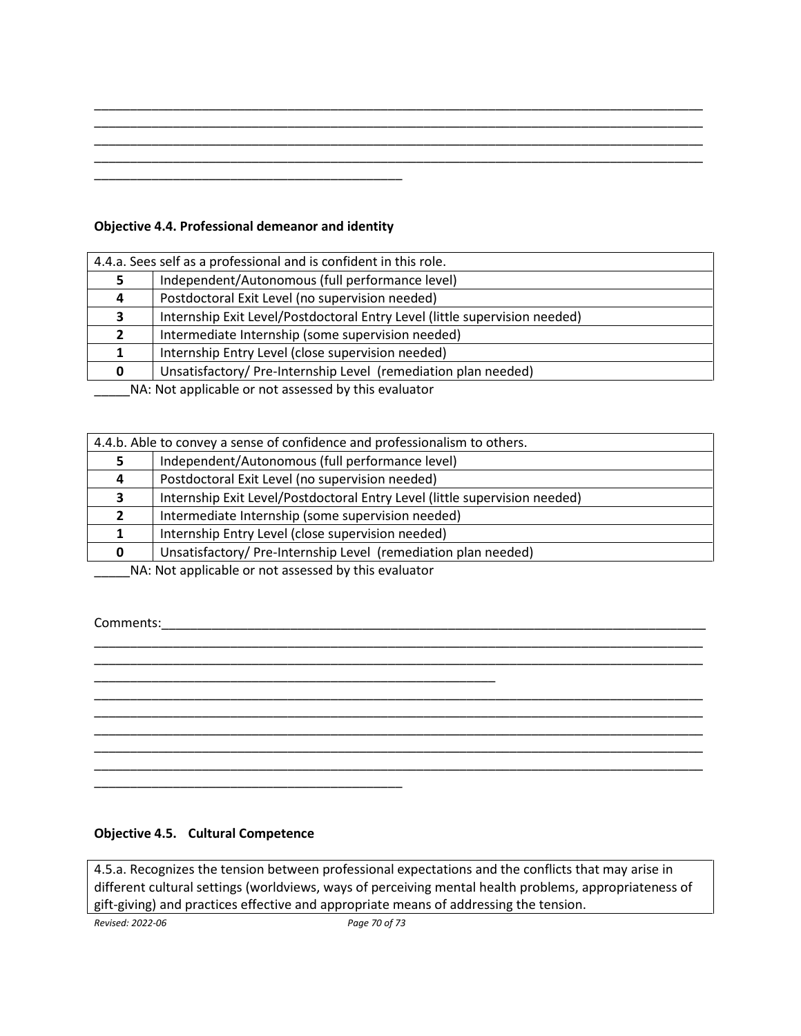_________________________________________________________________________________________
_________________________________________________________________________________________
_________________________________________________________________________________________
_________________________________________________________________________________________
_____________________________________________

**Objective 4.4. Professional demeanor and identity**

| 4.4.a. Sees self as a professional and is confident in this role. | |
|---|---|
| **5** | Independent/Autonomous (full performance level) |
| **4** | Postdoctoral Exit Level (no supervision needed) |
| **3** | Internship Exit Level/Postdoctoral Entry Level (little supervision needed) |
| **2** | Intermediate Internship (some supervision needed) |
| **1** | Internship Entry Level (close supervision needed) |
| **0** | Unsatisfactory/ Pre-Internship Level (remediation plan needed) |

_____NA: Not applicable or not assessed by this evaluator

| 4.4.b. Able to convey a sense of confidence and professionalism to others. | |
|---|---|
| **5** | Independent/Autonomous (full performance level) |
| **4** | Postdoctoral Exit Level (no supervision needed) |
| **3** | Internship Exit Level/Postdoctoral Entry Level (little supervision needed) |
| **2** | Intermediate Internship (some supervision needed) |
| **1** | Internship Entry Level (close supervision needed) |
| **0** | Unsatisfactory/ Pre-Internship Level (remediation plan needed) |

_____NA: Not applicable or not assessed by this evaluator

Comments:________________________________________________________________________________
_________________________________________________________________________________________
_________________________________________________________________________________________
___________________________________________________________
_________________________________________________________________________________________
_________________________________________________________________________________________
_________________________________________________________________________________________
_________________________________________________________________________________________
_________________________________________________________________________________________
_____________________________________________

**Objective 4.5. Cultural Competence**

| 4.5.a. Recognizes the tension between professional expectations and the conflicts that may arise in different cultural settings (worldviews, ways of perceiving mental health problems, appropriateness of gift-giving) and practices effective and appropriate means of addressing the tension. |
|---|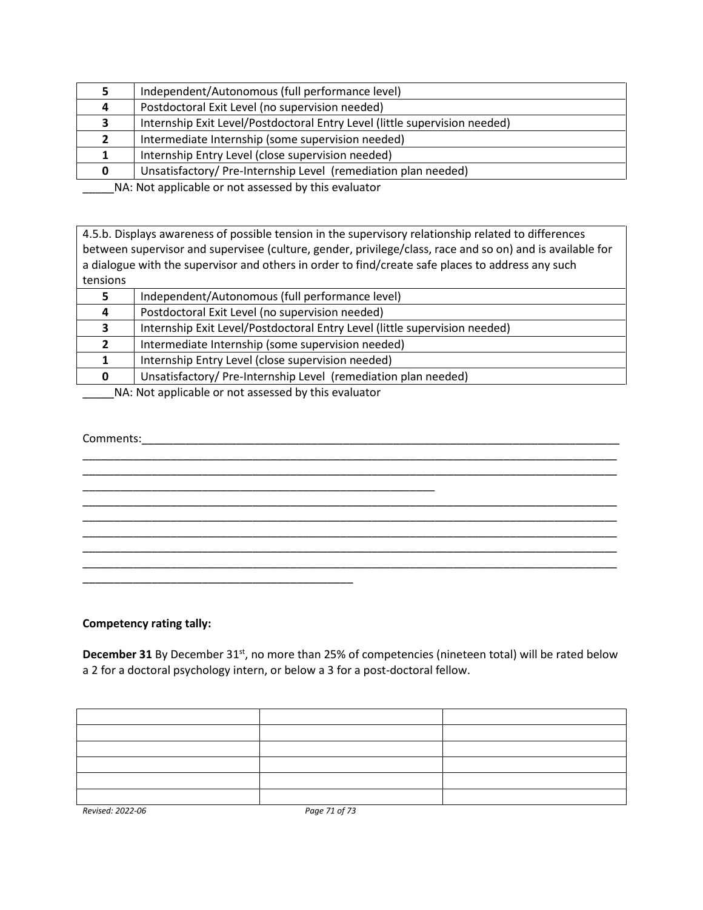| 5 | Independent/Autonomous (full performance level) |
|---|---|
| 4 | Postdoctoral Exit Level (no supervision needed) |
| 3 | Internship Exit Level/Postdoctoral Entry Level (little supervision needed) |
| 2 | Intermediate Internship (some supervision needed) |
| 1 | Internship Entry Level (close supervision needed) |
| 0 | Unsatisfactory/ Pre-Internship Level (remediation plan needed) |

_____NA: Not applicable or not assessed by this evaluator

| 4.5.b. Displays awareness of possible tension in the supervisory relationship related to differences between supervisor and supervisee (culture, gender, privilege/class, race and so on) and is available for a dialogue with the supervisor and others in order to find/create safe places to address any such tensions | |
|---|---|
| 5 | Independent/Autonomous (full performance level) |
| 4 | Postdoctoral Exit Level (no supervision needed) |
| 3 | Internship Exit Level/Postdoctoral Entry Level (little supervision needed) |
| 2 | Intermediate Internship (some supervision needed) |
| 1 | Internship Entry Level (close supervision needed) |
| 0 | Unsatisfactory/ Pre-Internship Level (remediation plan needed) |

_____NA: Not applicable or not assessed by this evaluator

Comments:_______________________________________________________________________________
_____________________________________________________________________________________________
_____________________________________________________________________________________________
____________________________________________________________
_____________________________________________________________________________________________
_____________________________________________________________________________________________
_____________________________________________________________________________________________
_____________________________________________________________________________________________
_____________________________________________________________________________________________
_______________________________________________

**Competency rating tally:**

**December 31** By December 31st, no more than 25% of competencies (nineteen total) will be rated below a 2 for a doctoral psychology intern, or below a 3 for a post-doctoral fellow.

| | | |
|---|---|---|
| | | |
| | | |
| | | |
| | | |
| | | |

*Revised: 2022-06*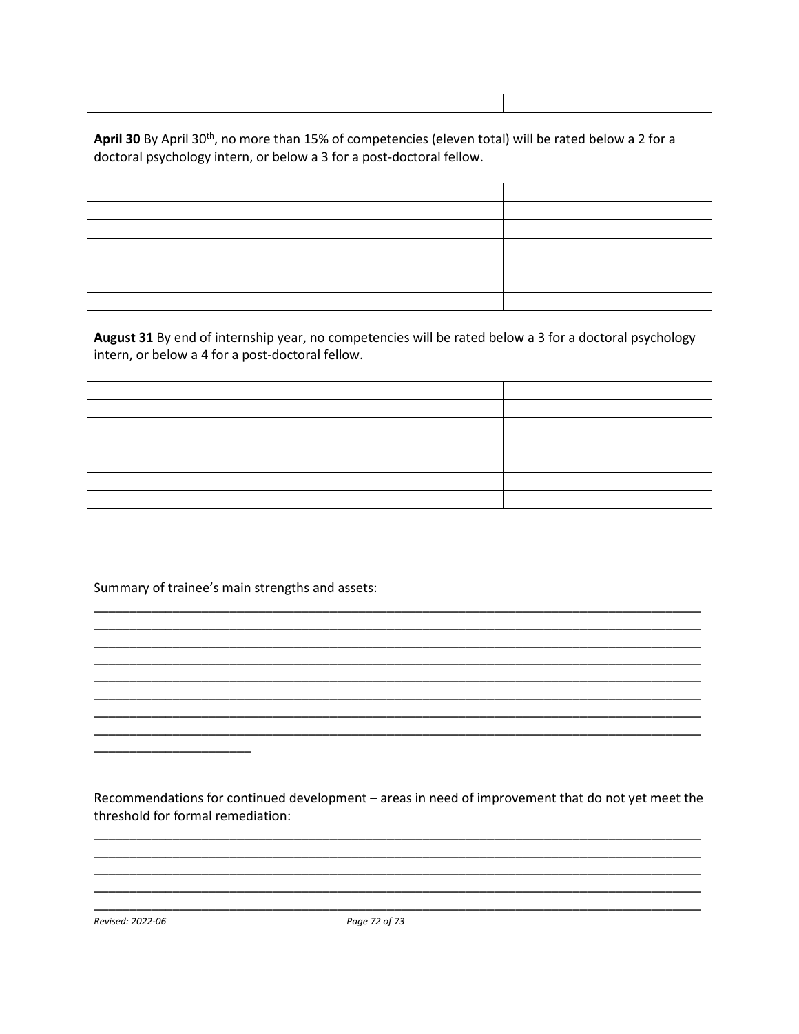| | | |
|---|---|---|
| | | |

**April 30** By April 30th, no more than 15% of competencies (eleven total) will be rated below a 2 for a doctoral psychology intern, or below a 3 for a post-doctoral fellow.

| | | |
|---|---|---|
| | | |
| | | |
| | | |
| | | |
| | | |
| | | |

**August 31** By end of internship year, no competencies will be rated below a 3 for a doctoral psychology intern, or below a 4 for a post-doctoral fellow.

| | | |
|---|---|---|
| | | |
| | | |
| | | |
| | | |
| | | |
| | | |

Summary of trainee's main strengths and assets:

_____________________________________________________________________________________
_____________________________________________________________________________________
_____________________________________________________________________________________
_____________________________________________________________________________________
_____________________________________________________________________________________
_____________________________________________________________________________________
_____________________________________________________________________________________
_____________________________________________________________________________________
______________________

Recommendations for continued development – areas in need of improvement that do not yet meet the threshold for formal remediation:

_____________________________________________________________________________________
_____________________________________________________________________________________
_____________________________________________________________________________________
_____________________________________________________________________________________
_____________________________________________________________________________________

*Revised: 2022-06*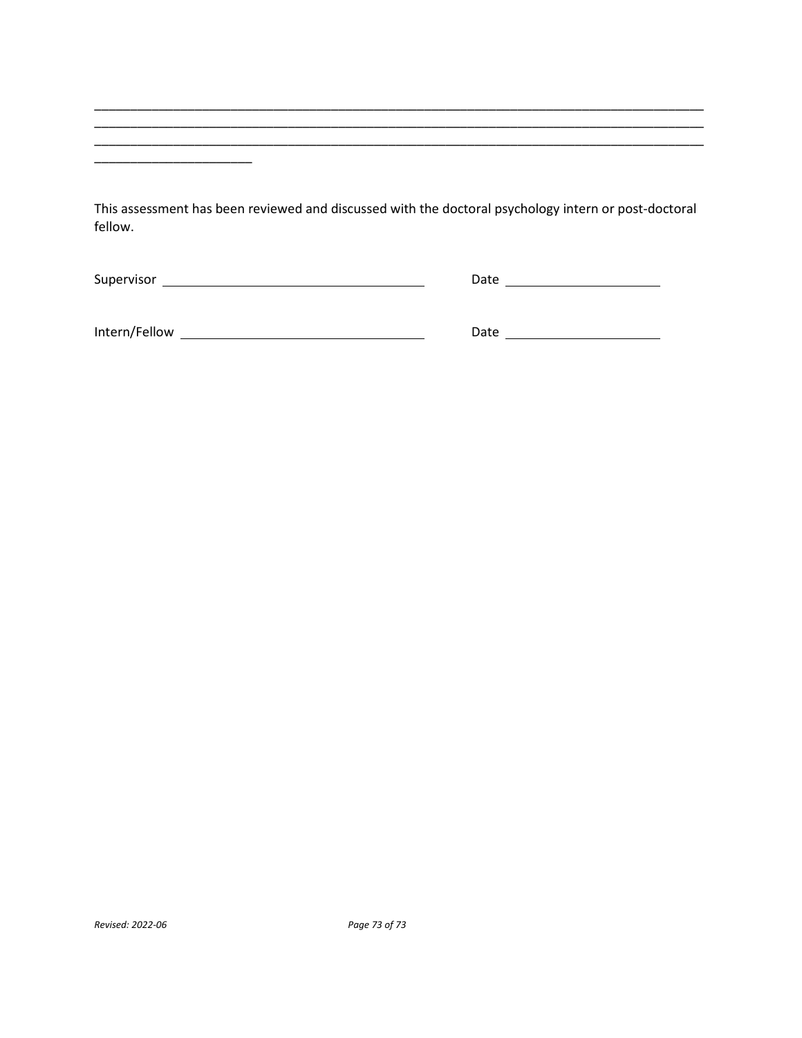_____________________________________________________________________________________
_____________________________________________________________________________________
_____________________________________________________________________________________
______________________

This assessment has been reviewed and discussed with the doctoral psychology intern or post-doctoral fellow.

Supervisor ___________________________________ Date _____________________

Intern/Fellow ________________________________ Date _____________________

*Revised: 2022-06*